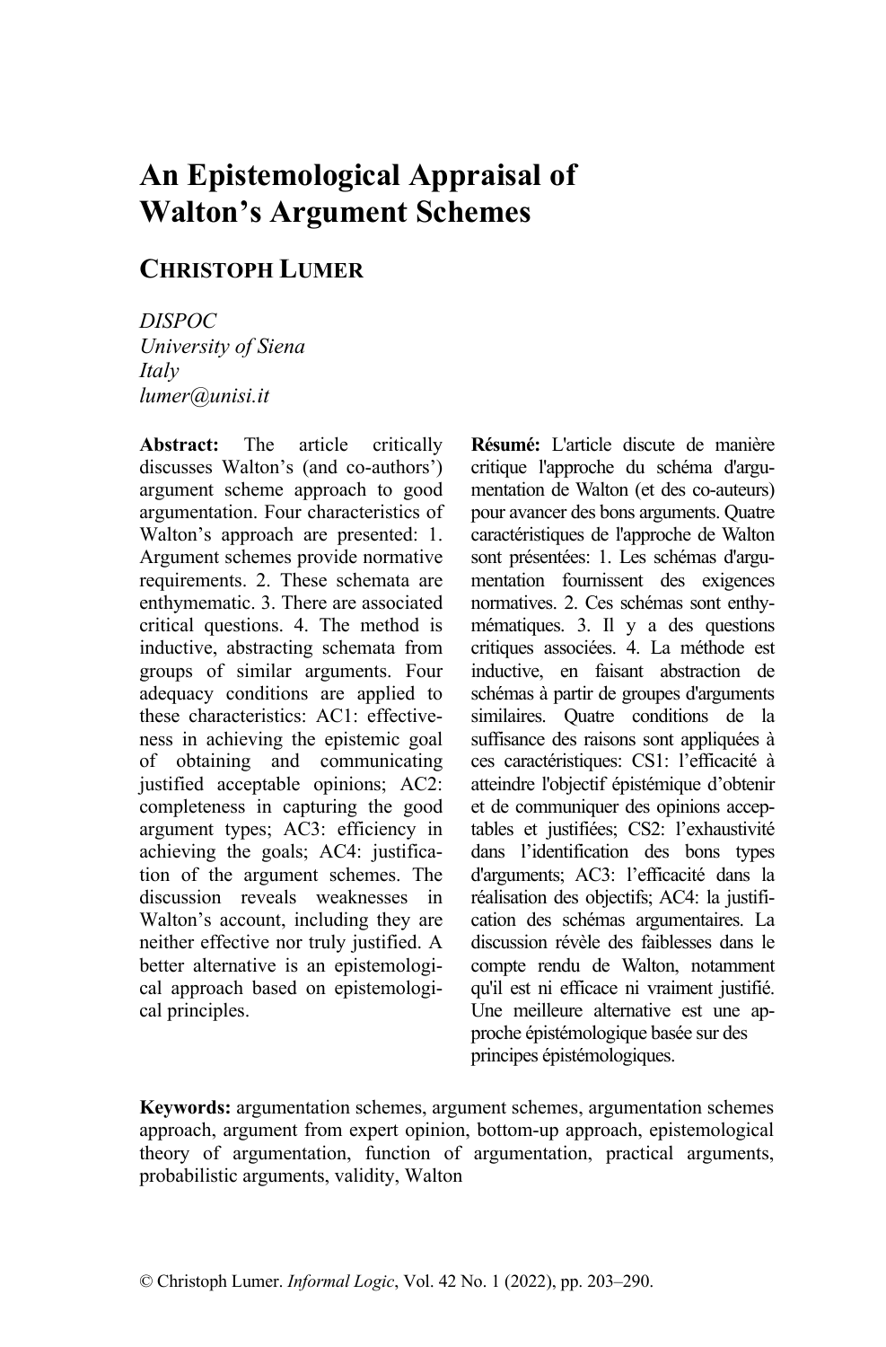# An Epistemological Appraisal of Walton's Argument Schemes

## Christoph Lumer

*DISPOC*
*University of Siena*
*Italy*
*lumer@unisi.it*

**Abstract:** The article critically discusses Walton's (and co-authors') argument scheme approach to good argumentation. Four characteristics of Walton's approach are presented: 1. Argument schemes provide normative requirements. 2. These schemata are enthymematic. 3. There are associated critical questions. 4. The method is inductive, abstracting schemata from groups of similar arguments. Four adequacy conditions are applied to these characteristics: AC1: effectiveness in achieving the epistemic goal of obtaining and communicating justified acceptable opinions; AC2: completeness in capturing the good argument types; AC3: efficiency in achieving the goals; AC4: justification of the argument schemes. The discussion reveals weaknesses in Walton's account, including they are neither effective nor truly justified. A better alternative is an epistemological approach based on epistemological principles.

**Résumé:** L'article discute de manière critique l'approche du schéma d'argumentation de Walton (et des co-auteurs) pour avancer des bons arguments. Quatre caractéristiques de l'approche de Walton sont présentées: 1. Les schémas d'argumentation fournissent des exigences normatives. 2. Ces schémas sont enthymématiques. 3. Il y a des questions critiques associées. 4. La méthode est inductive, en faisant abstraction de schémas à partir de groupes d'arguments similaires. Quatre conditions de la suffisance des raisons sont appliquées à ces caractéristiques: CS1: l'efficacité à atteindre l'objectif épistémique d'obtenir et de communiquer des opinions acceptables et justifiées; CS2: l'exhaustivité dans l'identification des bons types d'arguments; AC3: l'efficacité dans la réalisation des objectifs; AC4: la justification des schémas argumentaires. La discussion révèle des faiblesses dans le compte rendu de Walton, notamment qu'il est ni efficace ni vraiment justifié. Une meilleure alternative est une approche épistémologique basée sur des principes épistémologiques.

**Keywords:** argumentation schemes, argument schemes, argumentation schemes approach, argument from expert opinion, bottom-up approach, epistemological theory of argumentation, function of argumentation, practical arguments, probabilistic arguments, validity, Walton

© Christoph Lumer. *Informal Logic*, Vol. 42 No. 1 (2022), pp. 203–290.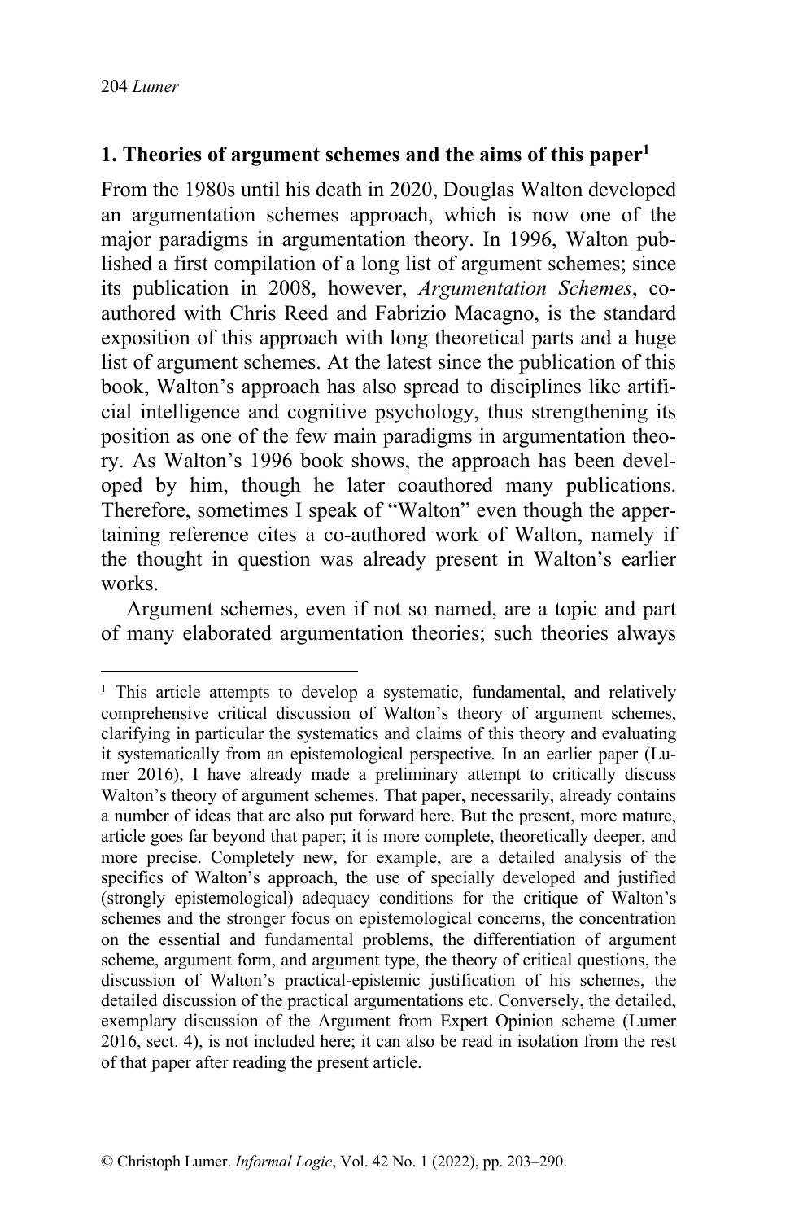## 1. Theories of argument schemes and the aims of this paper[1]

From the 1980s until his death in 2020, Douglas Walton developed an argumentation schemes approach, which is now one of the major paradigms in argumentation theory. In 1996, Walton published a first compilation of a long list of argument schemes; since its publication in 2008, however, *Argumentation Schemes*, co-authored with Chris Reed and Fabrizio Macagno, is the standard exposition of this approach with long theoretical parts and a huge list of argument schemes. At the latest since the publication of this book, Walton's approach has also spread to disciplines like artificial intelligence and cognitive psychology, thus strengthening its position as one of the few main paradigms in argumentation theory. As Walton's 1996 book shows, the approach has been developed by him, though he later coauthored many publications. Therefore, sometimes I speak of "Walton" even though the appertaining reference cites a co-authored work of Walton, namely if the thought in question was already present in Walton's earlier works.

Argument schemes, even if not so named, are a topic and part of many elaborated argumentation theories; such theories always

---

[1] This article attempts to develop a systematic, fundamental, and relatively comprehensive critical discussion of Walton's theory of argument schemes, clarifying in particular the systematics and claims of this theory and evaluating it systematically from an epistemological perspective. In an earlier paper (Lumer 2016), I have already made a preliminary attempt to critically discuss Walton's theory of argument schemes. That paper, necessarily, already contains a number of ideas that are also put forward here. But the present, more mature, article goes far beyond that paper; it is more complete, theoretically deeper, and more precise. Completely new, for example, are a detailed analysis of the specifics of Walton's approach, the use of specially developed and justified (strongly epistemological) adequacy conditions for the critique of Walton's schemes and the stronger focus on epistemological concerns, the concentration on the essential and fundamental problems, the differentiation of argument scheme, argument form, and argument type, the theory of critical questions, the discussion of Walton's practical-epistemic justification of his schemes, the detailed discussion of the practical argumentations etc. Conversely, the detailed, exemplary discussion of the Argument from Expert Opinion scheme (Lumer 2016, sect. 4), is not included here; it can also be read in isolation from the rest of that paper after reading the present article.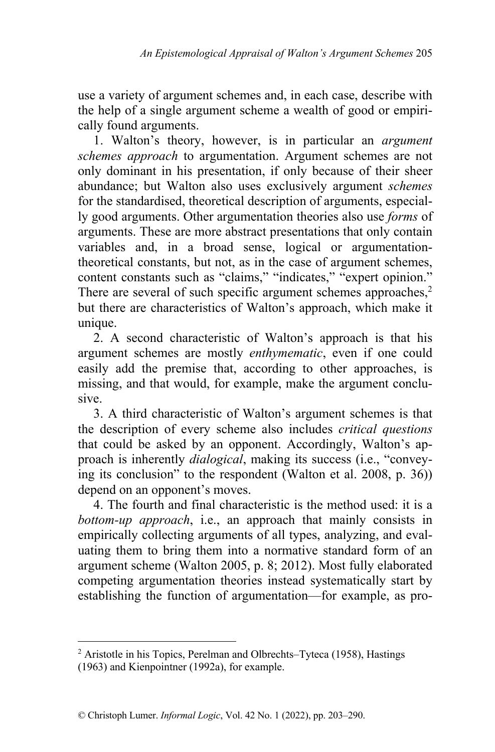use a variety of argument schemes and, in each case, describe with the help of a single argument scheme a wealth of good or empirically found arguments.

1. Walton's theory, however, is in particular an *argument schemes approach* to argumentation. Argument schemes are not only dominant in his presentation, if only because of their sheer abundance; but Walton also uses exclusively argument *schemes* for the standardised, theoretical description of arguments, especially good arguments. Other argumentation theories also use *forms* of arguments. These are more abstract presentations that only contain variables and, in a broad sense, logical or argumentation-theoretical constants, but not, as in the case of argument schemes, content constants such as "claims," "indicates," "expert opinion." There are several of such specific argument schemes approaches,[2] but there are characteristics of Walton's approach, which make it unique.

2. A second characteristic of Walton's approach is that his argument schemes are mostly *enthymematic*, even if one could easily add the premise that, according to other approaches, is missing, and that would, for example, make the argument conclusive.

3. A third characteristic of Walton's argument schemes is that the description of every scheme also includes *critical questions* that could be asked by an opponent. Accordingly, Walton's approach is inherently *dialogical*, making its success (i.e., "conveying its conclusion" to the respondent (Walton et al. 2008, p. 36)) depend on an opponent's moves.

4. The fourth and final characteristic is the method used: it is a *bottom-up approach*, i.e., an approach that mainly consists in empirically collecting arguments of all types, analyzing, and evaluating them to bring them into a normative standard form of an argument scheme (Walton 2005, p. 8; 2012). Most fully elaborated competing argumentation theories instead systematically start by establishing the function of argumentation—for example, as pro-

[2] Aristotle in his Topics, Perelman and Olbrechts–Tyteca (1958), Hastings (1963) and Kienpointner (1992a), for example.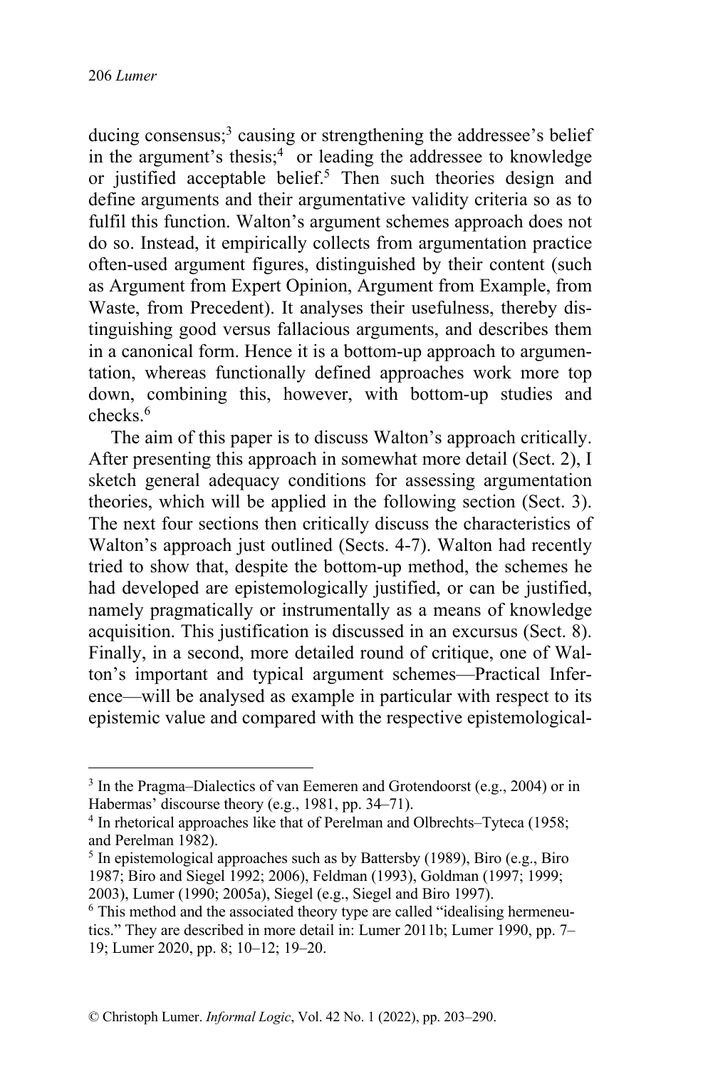ducing consensus;[3] causing or strengthening the addressee's belief in the argument's thesis;[4] or leading the addressee to knowledge or justified acceptable belief.[5] Then such theories design and define arguments and their argumentative validity criteria so as to fulfil this function. Walton's argument schemes approach does not do so. Instead, it empirically collects from argumentation practice often-used argument figures, distinguished by their content (such as Argument from Expert Opinion, Argument from Example, from Waste, from Precedent). It analyses their usefulness, thereby distinguishing good versus fallacious arguments, and describes them in a canonical form. Hence it is a bottom-up approach to argumentation, whereas functionally defined approaches work more top down, combining this, however, with bottom-up studies and checks.[6]

The aim of this paper is to discuss Walton's approach critically. After presenting this approach in somewhat more detail (Sect. 2), I sketch general adequacy conditions for assessing argumentation theories, which will be applied in the following section (Sect. 3). The next four sections then critically discuss the characteristics of Walton's approach just outlined (Sects. 4-7). Walton had recently tried to show that, despite the bottom-up method, the schemes he had developed are epistemologically justified, or can be justified, namely pragmatically or instrumentally as a means of knowledge acquisition. This justification is discussed in an excursus (Sect. 8). Finally, in a second, more detailed round of critique, one of Walton's important and typical argument schemes—Practical Inference—will be analysed as example in particular with respect to its epistemic value and compared with the respective epistemological-

---

[3] In the Pragma–Dialectics of van Eemeren and Grotendoorst (e.g., 2004) or in Habermas' discourse theory (e.g., 1981, pp. 34–71).

[4] In rhetorical approaches like that of Perelman and Olbrechts–Tyteca (1958; and Perelman 1982).

[5] In epistemological approaches such as by Battersby (1989), Biro (e.g., Biro 1987; Biro and Siegel 1992; 2006), Feldman (1993), Goldman (1997; 1999; 2003), Lumer (1990; 2005a), Siegel (e.g., Siegel and Biro 1997).

[6] This method and the associated theory type are called "idealising hermeneutics." They are described in more detail in: Lumer 2011b; Lumer 1990, pp. 7–19; Lumer 2020, pp. 8; 10–12; 19–20.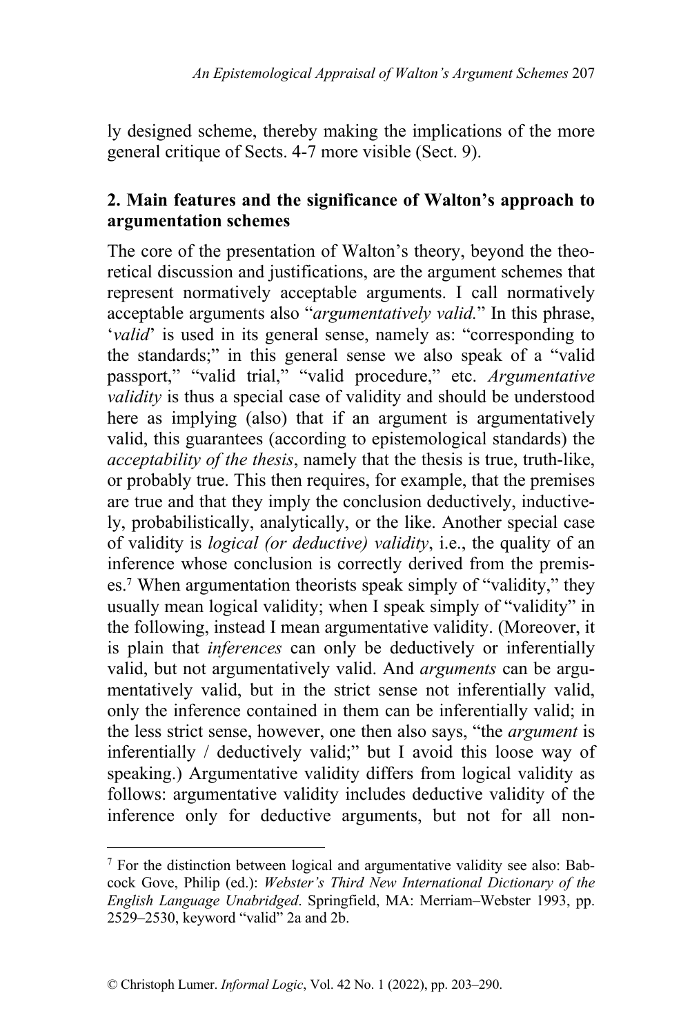ly designed scheme, thereby making the implications of the more general critique of Sects. 4-7 more visible (Sect. 9).

## 2. Main features and the significance of Walton's approach to argumentation schemes

The core of the presentation of Walton's theory, beyond the theoretical discussion and justifications, are the argument schemes that represent normatively acceptable arguments. I call normatively acceptable arguments also "*argumentatively valid*." In this phrase, '*valid*' is used in its general sense, namely as: "corresponding to the standards;" in this general sense we also speak of a "valid passport," "valid trial," "valid procedure," etc. *Argumentative validity* is thus a special case of validity and should be understood here as implying (also) that if an argument is argumentatively valid, this guarantees (according to epistemological standards) the *acceptability of the thesis*, namely that the thesis is true, truth-like, or probably true. This then requires, for example, that the premises are true and that they imply the conclusion deductively, inductively, probabilistically, analytically, or the like. Another special case of validity is *logical (or deductive) validity*, i.e., the quality of an inference whose conclusion is correctly derived from the premises.[7] When argumentation theorists speak simply of "validity," they usually mean logical validity; when I speak simply of "validity" in the following, instead I mean argumentative validity. (Moreover, it is plain that *inferences* can only be deductively or inferentially valid, but not argumentatively valid. And *arguments* can be argumentatively valid, but in the strict sense not inferentially valid, only the inference contained in them can be inferentially valid; in the less strict sense, however, one then also says, "the *argument* is inferentially / deductively valid;" but I avoid this loose way of speaking.) Argumentative validity differs from logical validity as follows: argumentative validity includes deductive validity of the inference only for deductive arguments, but not for all non-

---

[7] For the distinction between logical and argumentative validity see also: Babcock Gove, Philip (ed.): *Webster's Third New International Dictionary of the English Language Unabridged*. Springfield, MA: Merriam–Webster 1993, pp. 2529–2530, keyword "valid" 2a and 2b.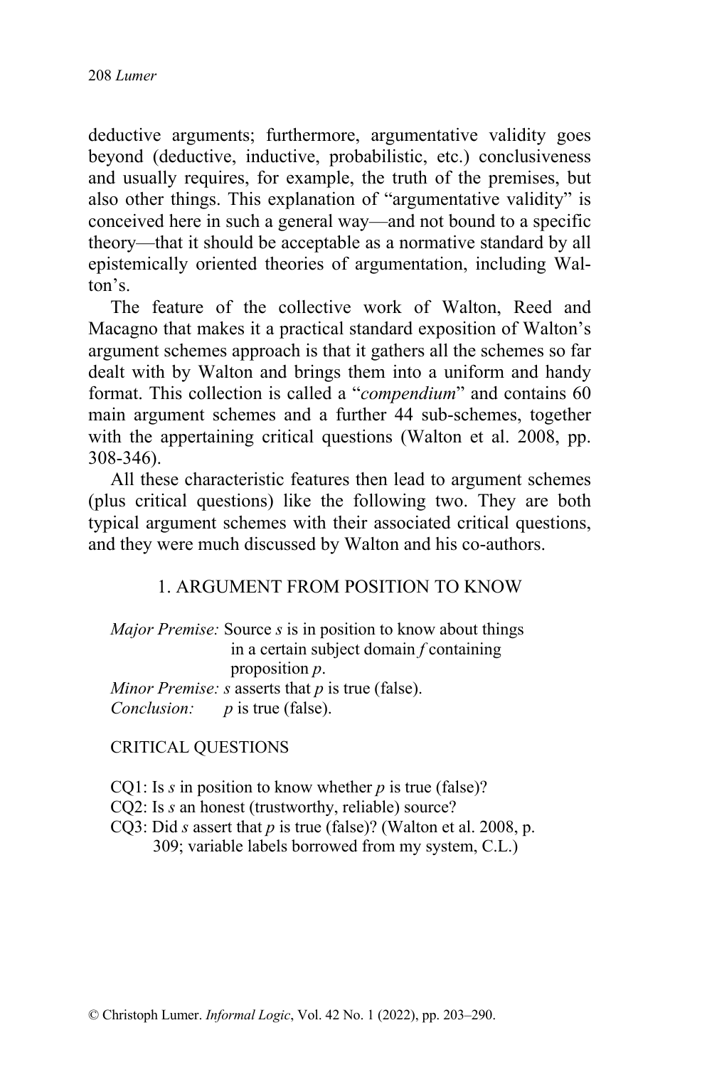deductive arguments; furthermore, argumentative validity goes beyond (deductive, inductive, probabilistic, etc.) conclusiveness and usually requires, for example, the truth of the premises, but also other things. This explanation of "argumentative validity" is conceived here in such a general way—and not bound to a specific theory—that it should be acceptable as a normative standard by all epistemically oriented theories of argumentation, including Walton's.

The feature of the collective work of Walton, Reed and Macagno that makes it a practical standard exposition of Walton's argument schemes approach is that it gathers all the schemes so far dealt with by Walton and brings them into a uniform and handy format. This collection is called a "*compendium*" and contains 60 main argument schemes and a further 44 sub-schemes, together with the appertaining critical questions (Walton et al. 2008, pp. 308-346).

All these characteristic features then lead to argument schemes (plus critical questions) like the following two. They are both typical argument schemes with their associated critical questions, and they were much discussed by Walton and his co-authors.

1. ARGUMENT FROM POSITION TO KNOW

*Major Premise:* Source *s* is in position to know about things in a certain subject domain *f* containing proposition *p*.
*Minor Premise:* *s* asserts that *p* is true (false).
*Conclusion:* *p* is true (false).

CRITICAL QUESTIONS

CQ1: Is *s* in position to know whether *p* is true (false)?
CQ2: Is *s* an honest (trustworthy, reliable) source?
CQ3: Did *s* assert that *p* is true (false)? (Walton et al. 2008, p. 309; variable labels borrowed from my system, C.L.)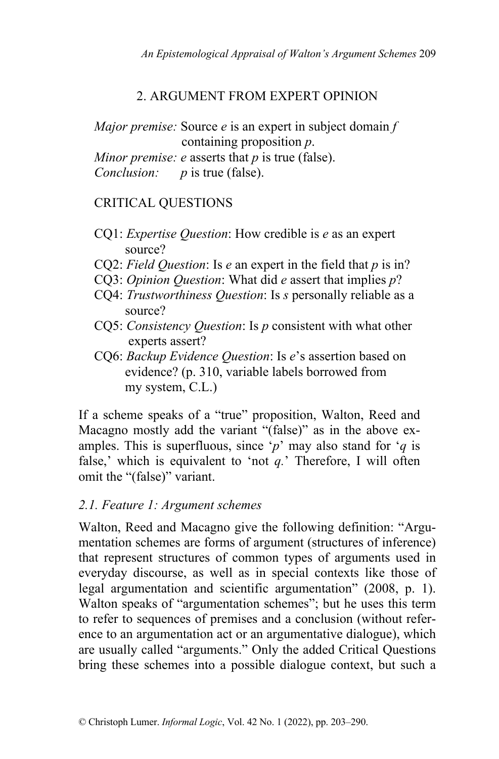## 2. ARGUMENT FROM EXPERT OPINION

*Major premise:* Source *e* is an expert in subject domain *f* containing proposition *p*.
*Minor premise:* *e* asserts that *p* is true (false).
*Conclusion:* *p* is true (false).

CRITICAL QUESTIONS

CQ1: *Expertise Question*: How credible is *e* as an expert source?
CQ2: *Field Question*: Is *e* an expert in the field that *p* is in?
CQ3: *Opinion Question*: What did *e* assert that implies *p*?
CQ4: *Trustworthiness Question*: Is *s* personally reliable as a source?
CQ5: *Consistency Question*: Is *p* consistent with what other experts assert?
CQ6: *Backup Evidence Question*: Is *e*'s assertion based on evidence? (p. 310, variable labels borrowed from my system, C.L.)

If a scheme speaks of a "true" proposition, Walton, Reed and Macagno mostly add the variant "(false)" as in the above examples. This is superfluous, since '*p*' may also stand for '*q* is false,' which is equivalent to 'not *q*.' Therefore, I will often omit the "(false)" variant.

### *2.1. Feature 1: Argument schemes*

Walton, Reed and Macagno give the following definition: "Argumentation schemes are forms of argument (structures of inference) that represent structures of common types of arguments used in everyday discourse, as well as in special contexts like those of legal argumentation and scientific argumentation" (2008, p. 1). Walton speaks of "argumentation schemes"; but he uses this term to refer to sequences of premises and a conclusion (without reference to an argumentation act or an argumentative dialogue), which are usually called "arguments." Only the added Critical Questions bring these schemes into a possible dialogue context, but such a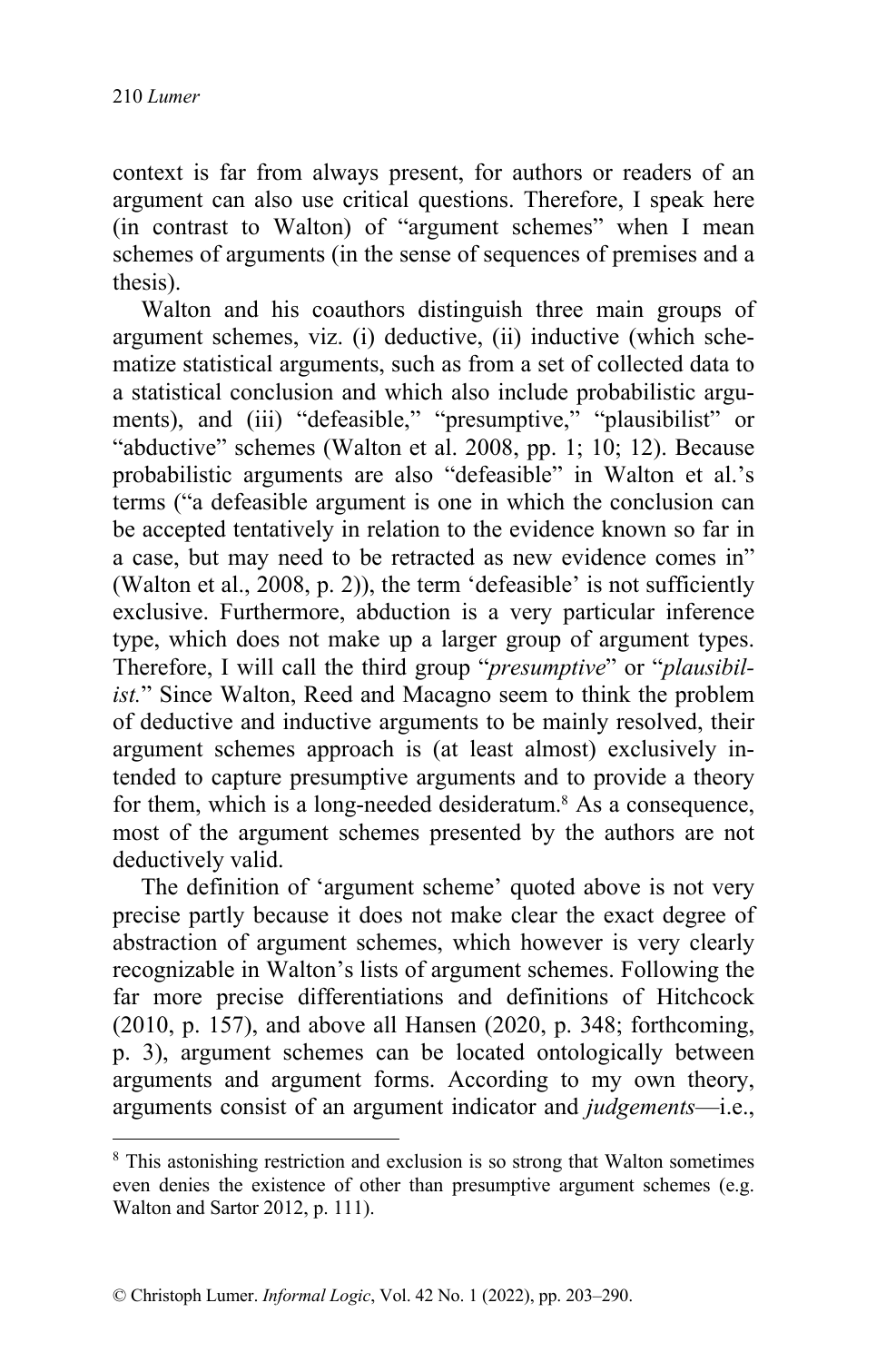context is far from always present, for authors or readers of an argument can also use critical questions. Therefore, I speak here (in contrast to Walton) of "argument schemes" when I mean schemes of arguments (in the sense of sequences of premises and a thesis).

Walton and his coauthors distinguish three main groups of argument schemes, viz. (i) deductive, (ii) inductive (which schematize statistical arguments, such as from a set of collected data to a statistical conclusion and which also include probabilistic arguments), and (iii) "defeasible," "presumptive," "plausibilist" or "abductive" schemes (Walton et al. 2008, pp. 1; 10; 12). Because probabilistic arguments are also "defeasible" in Walton et al.'s terms ("a defeasible argument is one in which the conclusion can be accepted tentatively in relation to the evidence known so far in a case, but may need to be retracted as new evidence comes in" (Walton et al., 2008, p. 2)), the term 'defeasible' is not sufficiently exclusive. Furthermore, abduction is a very particular inference type, which does not make up a larger group of argument types. Therefore, I will call the third group "*presumptive*" or "*plausibilist.*" Since Walton, Reed and Macagno seem to think the problem of deductive and inductive arguments to be mainly resolved, their argument schemes approach is (at least almost) exclusively intended to capture presumptive arguments and to provide a theory for them, which is a long-needed desideratum.[8] As a consequence, most of the argument schemes presented by the authors are not deductively valid.

The definition of 'argument scheme' quoted above is not very precise partly because it does not make clear the exact degree of abstraction of argument schemes, which however is very clearly recognizable in Walton's lists of argument schemes. Following the far more precise differentiations and definitions of Hitchcock (2010, p. 157), and above all Hansen (2020, p. 348; forthcoming, p. 3), argument schemes can be located ontologically between arguments and argument forms. According to my own theory, arguments consist of an argument indicator and *judgements*—i.e.,

[8] This astonishing restriction and exclusion is so strong that Walton sometimes even denies the existence of other than presumptive argument schemes (e.g. Walton and Sartor 2012, p. 111).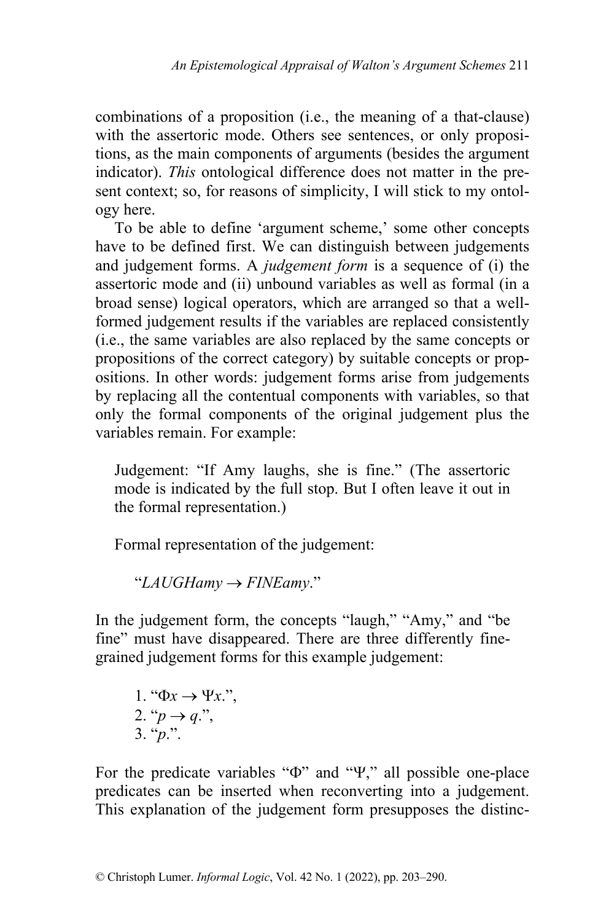combinations of a proposition (i.e., the meaning of a that-clause) with the assertoric mode. Others see sentences, or only propositions, as the main components of arguments (besides the argument indicator). *This* ontological difference does not matter in the present context; so, for reasons of simplicity, I will stick to my ontology here.

To be able to define 'argument scheme,' some other concepts have to be defined first. We can distinguish between judgements and judgement forms. A *judgement form* is a sequence of (i) the assertoric mode and (ii) unbound variables as well as formal (in a broad sense) logical operators, which are arranged so that a well-formed judgement results if the variables are replaced consistently (i.e., the same variables are also replaced by the same concepts or propositions of the correct category) by suitable concepts or propositions. In other words: judgement forms arise from judgements by replacing all the contentual components with variables, so that only the formal components of the original judgement plus the variables remain. For example:

> Judgement: "If Amy laughs, she is fine." (The assertoric mode is indicated by the full stop. But I often leave it out in the formal representation.)
>
> Formal representation of the judgement:
>
> "$LAUGHamy \rightarrow FINEamy$."

In the judgement form, the concepts "laugh," "Amy," and "be fine" must have disappeared. There are three differently fine-grained judgement forms for this example judgement:

1. "$\Phi x \rightarrow \Psi x$.",
2. "$p \rightarrow q$.",
3. "$p$.".

For the predicate variables "$\Phi$" and "$\Psi$," all possible one-place predicates can be inserted when reconverting into a judgement. This explanation of the judgement form presupposes the distinc-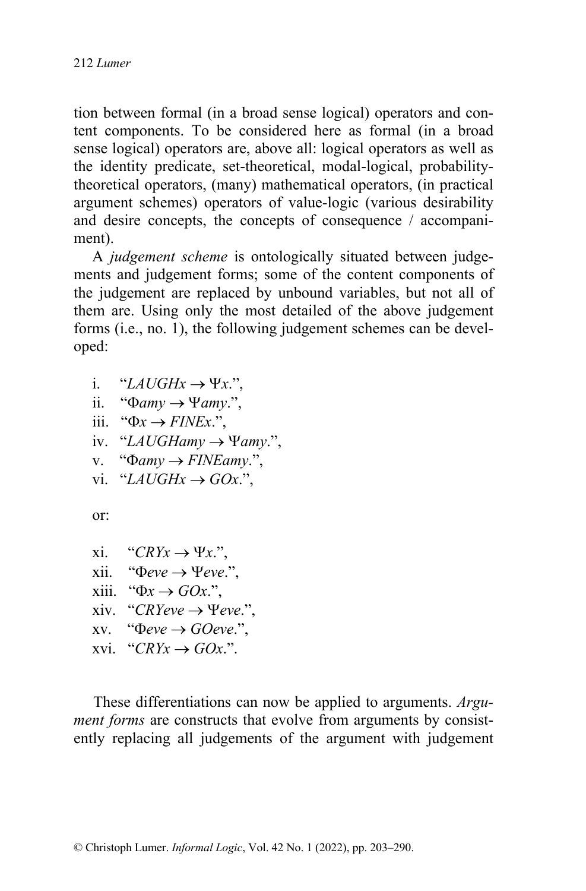tion between formal (in a broad sense logical) operators and content components. To be considered here as formal (in a broad sense logical) operators are, above all: logical operators as well as the identity predicate, set-theoretical, modal-logical, probability-theoretical operators, (many) mathematical operators, (in practical argument schemes) operators of value-logic (various desirability and desire concepts, the concepts of consequence / accompaniment).

A *judgement scheme* is ontologically situated between judgements and judgement forms; some of the content components of the judgement are replaced by unbound variables, but not all of them are. Using only the most detailed of the above judgement forms (i.e., no. 1), the following judgement schemes can be developed:

i. "$LAUGHx \rightarrow \Psi x$.",
ii. "$\Phi amy \rightarrow \Psi amy$.",
iii. "$\Phi x \rightarrow FINEx$.",
iv. "$LAUGHamy \rightarrow \Psi amy$.",
v. "$\Phi amy \rightarrow FINEamy$.",
vi. "$LAUGHx \rightarrow GOx$.",

or:

xi. "$CRYx \rightarrow \Psi x$.",
xii. "$\Phi eve \rightarrow \Psi eve$.",
xiii. "$\Phi x \rightarrow GOx$.",
xiv. "$CRYeve \rightarrow \Psi eve$.",
xv. "$\Phi eve \rightarrow GOeve$.",
xvi. "$CRYx \rightarrow GOx$.".

These differentiations can now be applied to arguments. *Argument forms* are constructs that evolve from arguments by consistently replacing all judgements of the argument with judgement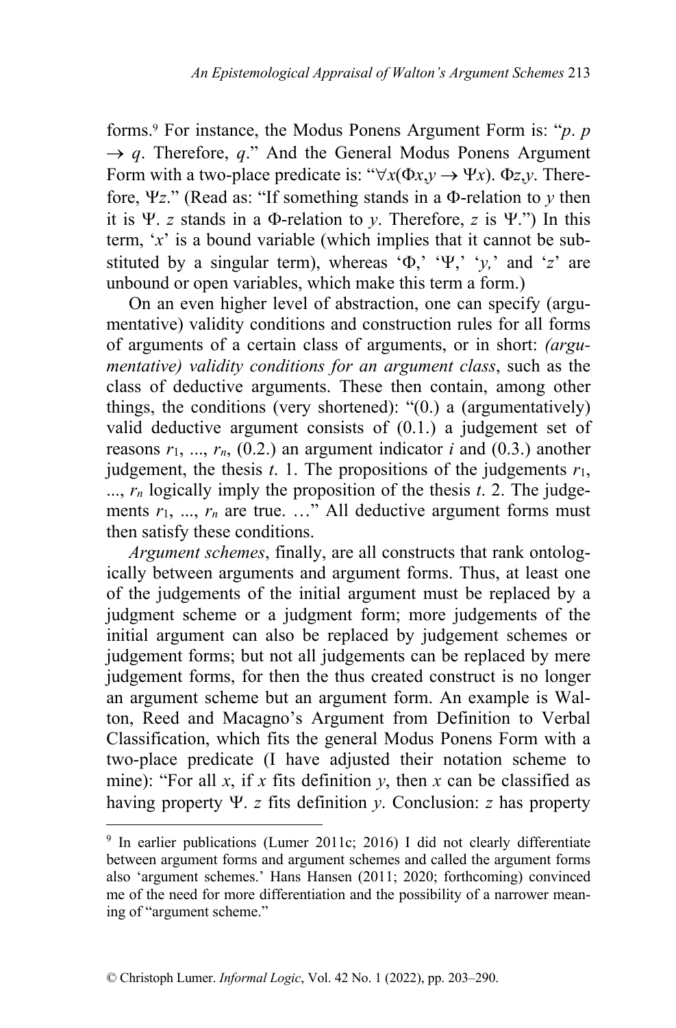forms.[9] For instance, the Modus Ponens Argument Form is: "*p*. $p \rightarrow q$. Therefore, *q*." And the General Modus Ponens Argument Form with a two-place predicate is: "$\forall x(\Phi x{,}y \rightarrow \Psi x)$. $\Phi z{,}y$. Therefore, $\Psi z$." (Read as: "If something stands in a Φ-relation to *y* then it is Ψ. *z* stands in a Φ-relation to *y*. Therefore, *z* is Ψ.") In this term, '*x*' is a bound variable (which implies that it cannot be substituted by a singular term), whereas 'Φ,' 'Ψ,' '*y*,' and '*z*' are unbound or open variables, which make this term a form.)

On an even higher level of abstraction, one can specify (argumentative) validity conditions and construction rules for all forms of arguments of a certain class of arguments, or in short: *(argumentative) validity conditions for an argument class*, such as the class of deductive arguments. These then contain, among other things, the conditions (very shortened): "(0.) a (argumentatively) valid deductive argument consists of (0.1.) a judgement set of reasons $r_1$, ..., $r_n$, (0.2.) an argument indicator *i* and (0.3.) another judgement, the thesis *t*. 1. The propositions of the judgements $r_1$, ..., $r_n$ logically imply the proposition of the thesis *t*. 2. The judgements $r_1$, ..., $r_n$ are true. …" All deductive argument forms must then satisfy these conditions.

*Argument schemes*, finally, are all constructs that rank ontologically between arguments and argument forms. Thus, at least one of the judgements of the initial argument must be replaced by a judgment scheme or a judgment form; more judgements of the initial argument can also be replaced by judgement schemes or judgement forms; but not all judgements can be replaced by mere judgement forms, for then the thus created construct is no longer an argument scheme but an argument form. An example is Walton, Reed and Macagno's Argument from Definition to Verbal Classification, which fits the general Modus Ponens Form with a two-place predicate (I have adjusted their notation scheme to mine): "For all *x*, if *x* fits definition *y*, then *x* can be classified as having property Ψ. *z* fits definition *y*. Conclusion: *z* has property

[9] In earlier publications (Lumer 2011c; 2016) I did not clearly differentiate between argument forms and argument schemes and called the argument forms also 'argument schemes.' Hans Hansen (2011; 2020; forthcoming) convinced me of the need for more differentiation and the possibility of a narrower meaning of "argument scheme."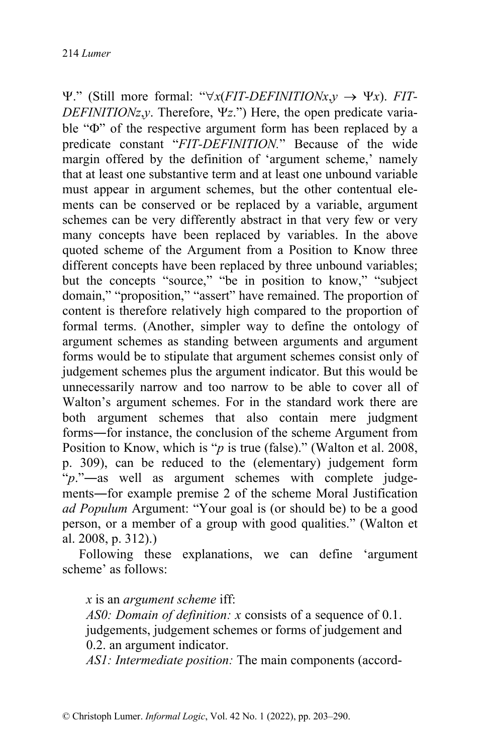Ψ." (Still more formal: "$\forall x$(*FIT-DEFINITIONx*,*y* $\rightarrow$ Ψ*x*). *FIT-DEFINITIONz*,*y*. Therefore, Ψ*z*.") Here, the open predicate variable "Φ" of the respective argument form has been replaced by a predicate constant "*FIT-DEFINITION.*" Because of the wide margin offered by the definition of 'argument scheme,' namely that at least one substantive term and at least one unbound variable must appear in argument schemes, but the other contentual elements can be conserved or be replaced by a variable, argument schemes can be very differently abstract in that very few or very many concepts have been replaced by variables. In the above quoted scheme of the Argument from a Position to Know three different concepts have been replaced by three unbound variables; but the concepts "source," "be in position to know," "subject domain," "proposition," "assert" have remained. The proportion of content is therefore relatively high compared to the proportion of formal terms. (Another, simpler way to define the ontology of argument schemes as standing between arguments and argument forms would be to stipulate that argument schemes consist only of judgement schemes plus the argument indicator. But this would be unnecessarily narrow and too narrow to be able to cover all of Walton's argument schemes. For in the standard work there are both argument schemes that also contain mere judgment forms―for instance, the conclusion of the scheme Argument from Position to Know, which is "*p* is true (false)." (Walton et al. 2008, p. 309), can be reduced to the (elementary) judgement form "*p*."―as well as argument schemes with complete judgements―for example premise 2 of the scheme Moral Justification *ad Populum* Argument: "Your goal is (or should be) to be a good person, or a member of a group with good qualities." (Walton et al. 2008, p. 312).)

Following these explanations, we can define 'argument scheme' as follows:

> *x* is an *argument scheme* iff:
>
> *AS0: Domain of definition: x* consists of a sequence of 0.1. judgements, judgement schemes or forms of judgement and 0.2. an argument indicator.
>
> *AS1: Intermediate position:* The main components (accord-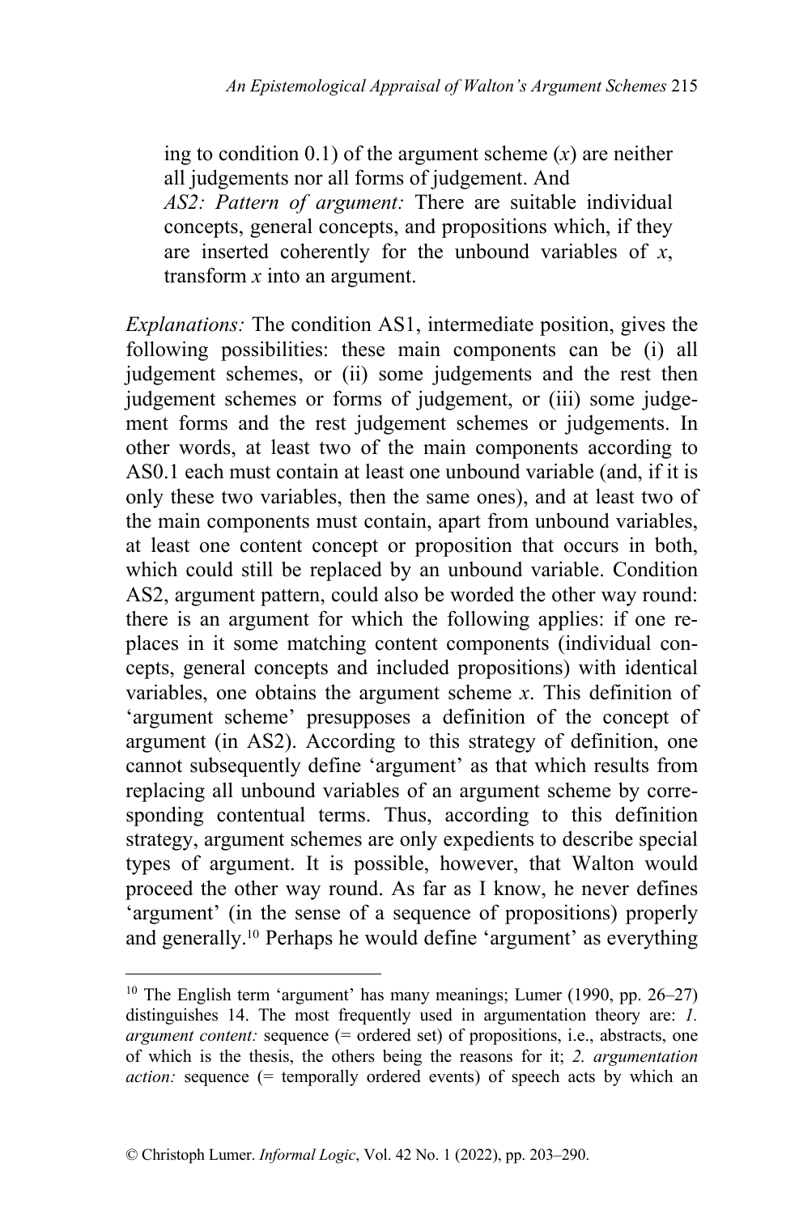ing to condition 0.1) of the argument scheme (*x*) are neither all judgements nor all forms of judgement. And

*AS2: Pattern of argument:* There are suitable individual concepts, general concepts, and propositions which, if they are inserted coherently for the unbound variables of *x*, transform *x* into an argument.

*Explanations:* The condition AS1, intermediate position, gives the following possibilities: these main components can be (i) all judgement schemes, or (ii) some judgements and the rest then judgement schemes or forms of judgement, or (iii) some judgement forms and the rest judgement schemes or judgements. In other words, at least two of the main components according to AS0.1 each must contain at least one unbound variable (and, if it is only these two variables, then the same ones), and at least two of the main components must contain, apart from unbound variables, at least one content concept or proposition that occurs in both, which could still be replaced by an unbound variable. Condition AS2, argument pattern, could also be worded the other way round: there is an argument for which the following applies: if one replaces in it some matching content components (individual concepts, general concepts and included propositions) with identical variables, one obtains the argument scheme *x*. This definition of 'argument scheme' presupposes a definition of the concept of argument (in AS2). According to this strategy of definition, one cannot subsequently define 'argument' as that which results from replacing all unbound variables of an argument scheme by corresponding contentual terms. Thus, according to this definition strategy, argument schemes are only expedients to describe special types of argument. It is possible, however, that Walton would proceed the other way round. As far as I know, he never defines 'argument' (in the sense of a sequence of propositions) properly and generally.[10] Perhaps he would define 'argument' as everything

---

[10] The English term 'argument' has many meanings; Lumer (1990, pp. 26–27) distinguishes 14. The most frequently used in argumentation theory are: *1. argument content:* sequence (= ordered set) of propositions, i.e., abstracts, one of which is the thesis, the others being the reasons for it; *2. argumentation action:* sequence (= temporally ordered events) of speech acts by which an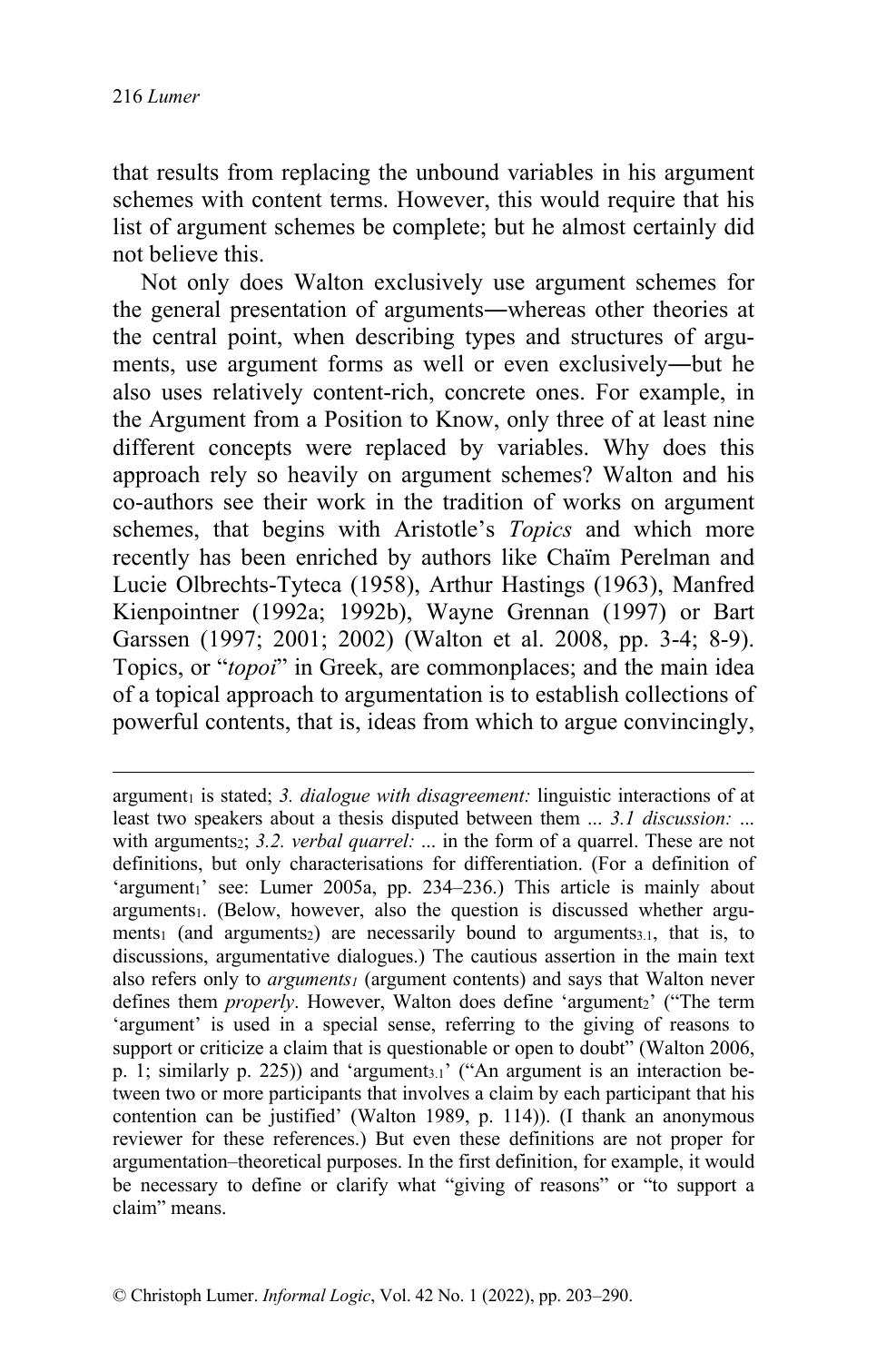that results from replacing the unbound variables in his argument schemes with content terms. However, this would require that his list of argument schemes be complete; but he almost certainly did not believe this.

Not only does Walton exclusively use argument schemes for the general presentation of arguments—whereas other theories at the central point, when describing types and structures of arguments, use argument forms as well or even exclusively—but he also uses relatively content-rich, concrete ones. For example, in the Argument from a Position to Know, only three of at least nine different concepts were replaced by variables. Why does this approach rely so heavily on argument schemes? Walton and his co-authors see their work in the tradition of works on argument schemes, that begins with Aristotle's *Topics* and which more recently has been enriched by authors like Chaïm Perelman and Lucie Olbrechts-Tyteca (1958), Arthur Hastings (1963), Manfred Kienpointner (1992a; 1992b), Wayne Grennan (1997) or Bart Garssen (1997; 2001; 2002) (Walton et al. 2008, pp. 3-4; 8-9). Topics, or "*topoi*" in Greek, are commonplaces; and the main idea of a topical approach to argumentation is to establish collections of powerful contents, that is, ideas from which to argue convincingly,

---

argument$_1$ is stated; *3. dialogue with disagreement:* linguistic interactions of at least two speakers about a thesis disputed between them ... *3.1 discussion:* ... with arguments$_2$; *3.2. verbal quarrel:* ... in the form of a quarrel. These are not definitions, but only characterisations for differentiation. (For a definition of 'argument$_1$' see: Lumer 2005a, pp. 234–236.) This article is mainly about arguments$_1$. (Below, however, also the question is discussed whether arguments$_1$ (and arguments$_2$) are necessarily bound to arguments$_{3.1}$, that is, to discussions, argumentative dialogues.) The cautious assertion in the main text also refers only to *arguments$_1$* (argument contents) and says that Walton never defines them *properly*. However, Walton does define 'argument$_2$' ("The term 'argument' is used in a special sense, referring to the giving of reasons to support or criticize a claim that is questionable or open to doubt" (Walton 2006, p. 1; similarly p. 225)) and 'argument$_{3.1}$' ("An argument is an interaction between two or more participants that involves a claim by each participant that his contention can be justified' (Walton 1989, p. 114)). (I thank an anonymous reviewer for these references.) But even these definitions are not proper for argumentation–theoretical purposes. In the first definition, for example, it would be necessary to define or clarify what "giving of reasons" or "to support a claim" means.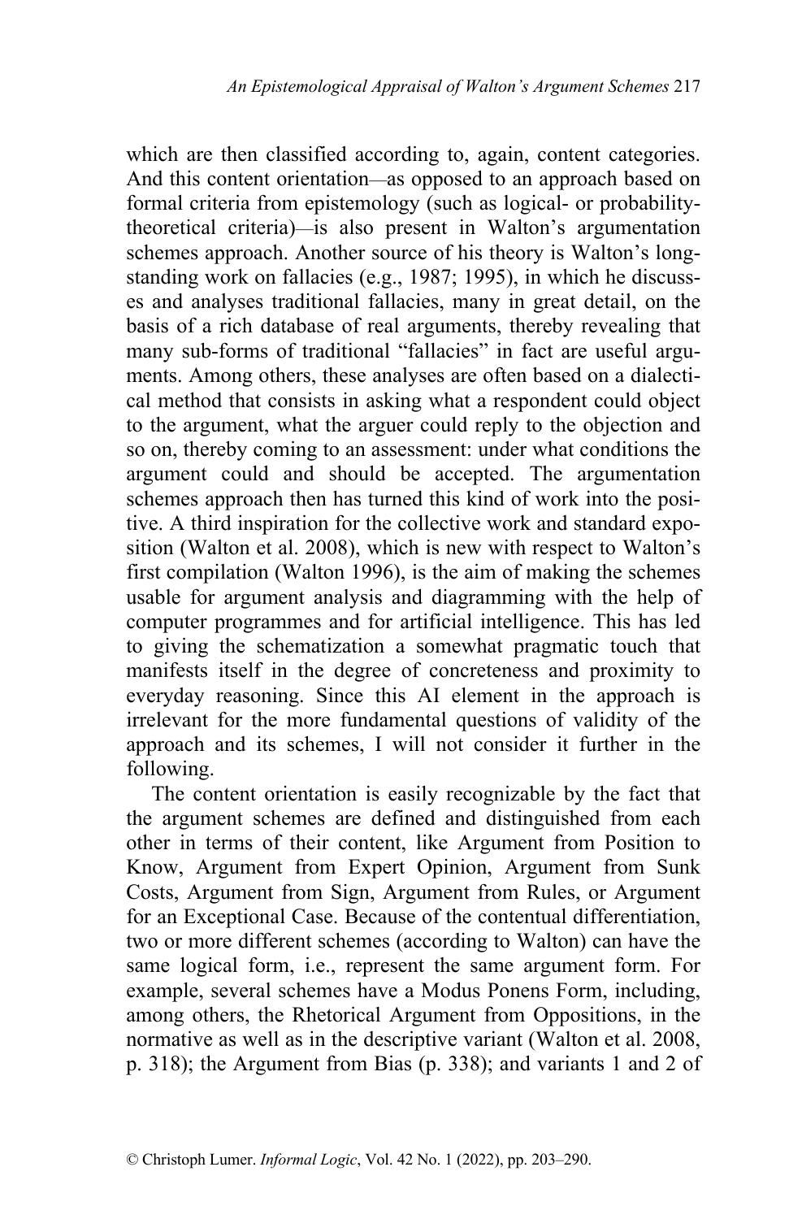which are then classified according to, again, content categories. And this content orientation—as opposed to an approach based on formal criteria from epistemology (such as logical- or probability-theoretical criteria)—is also present in Walton's argumentation schemes approach. Another source of his theory is Walton's long-standing work on fallacies (e.g., 1987; 1995), in which he discusses and analyses traditional fallacies, many in great detail, on the basis of a rich database of real arguments, thereby revealing that many sub-forms of traditional "fallacies" in fact are useful arguments. Among others, these analyses are often based on a dialectical method that consists in asking what a respondent could object to the argument, what the arguer could reply to the objection and so on, thereby coming to an assessment: under what conditions the argument could and should be accepted. The argumentation schemes approach then has turned this kind of work into the positive. A third inspiration for the collective work and standard exposition (Walton et al. 2008), which is new with respect to Walton's first compilation (Walton 1996), is the aim of making the schemes usable for argument analysis and diagramming with the help of computer programmes and for artificial intelligence. This has led to giving the schematization a somewhat pragmatic touch that manifests itself in the degree of concreteness and proximity to everyday reasoning. Since this AI element in the approach is irrelevant for the more fundamental questions of validity of the approach and its schemes, I will not consider it further in the following.

The content orientation is easily recognizable by the fact that the argument schemes are defined and distinguished from each other in terms of their content, like Argument from Position to Know, Argument from Expert Opinion, Argument from Sunk Costs, Argument from Sign, Argument from Rules, or Argument for an Exceptional Case. Because of the contentual differentiation, two or more different schemes (according to Walton) can have the same logical form, i.e., represent the same argument form. For example, several schemes have a Modus Ponens Form, including, among others, the Rhetorical Argument from Oppositions, in the normative as well as in the descriptive variant (Walton et al. 2008, p. 318); the Argument from Bias (p. 338); and variants 1 and 2 of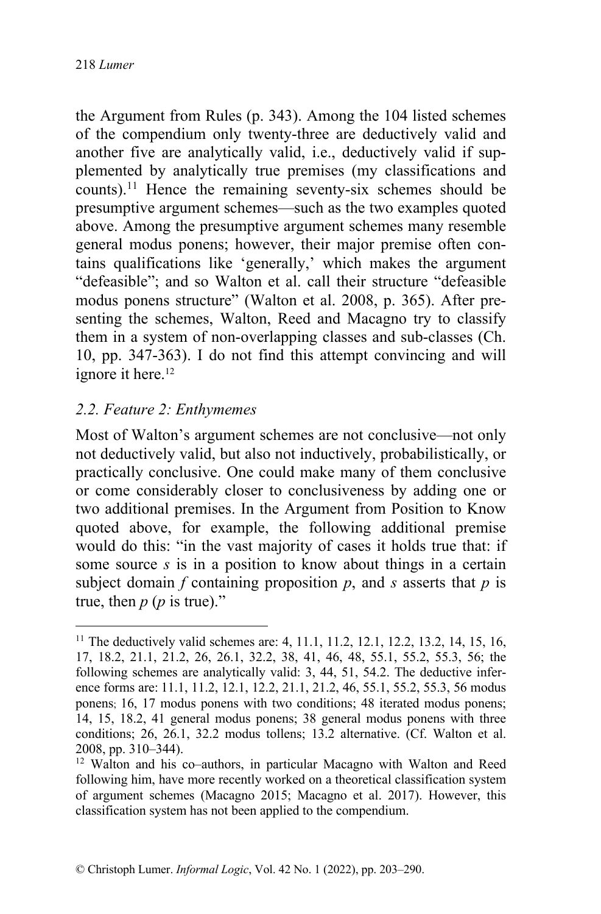the Argument from Rules (p. 343). Among the 104 listed schemes of the compendium only twenty-three are deductively valid and another five are analytically valid, i.e., deductively valid if supplemented by analytically true premises (my classifications and counts).[11] Hence the remaining seventy-six schemes should be presumptive argument schemes—such as the two examples quoted above. Among the presumptive argument schemes many resemble general modus ponens; however, their major premise often contains qualifications like 'generally,' which makes the argument "defeasible"; and so Walton et al. call their structure "defeasible modus ponens structure" (Walton et al. 2008, p. 365). After presenting the schemes, Walton, Reed and Macagno try to classify them in a system of non-overlapping classes and sub-classes (Ch. 10, pp. 347-363). I do not find this attempt convincing and will ignore it here.[12]

### *2.2. Feature 2: Enthymemes*

Most of Walton's argument schemes are not conclusive—not only not deductively valid, but also not inductively, probabilistically, or practically conclusive. One could make many of them conclusive or come considerably closer to conclusiveness by adding one or two additional premises. In the Argument from Position to Know quoted above, for example, the following additional premise would do this: "in the vast majority of cases it holds true that: if some source *s* is in a position to know about things in a certain subject domain *f* containing proposition *p*, and *s* asserts that *p* is true, then *p* (*p* is true)."

---

[11] The deductively valid schemes are: 4, 11.1, 11.2, 12.1, 12.2, 13.2, 14, 15, 16, 17, 18.2, 21.1, 21.2, 26, 26.1, 32.2, 38, 41, 46, 48, 55.1, 55.2, 55.3, 56; the following schemes are analytically valid: 3, 44, 51, 54.2. The deductive inference forms are: 11.1, 11.2, 12.1, 12.2, 21.1, 21.2, 46, 55.1, 55.2, 55.3, 56 modus ponens; 16, 17 modus ponens with two conditions; 48 iterated modus ponens; 14, 15, 18.2, 41 general modus ponens; 38 general modus ponens with three conditions; 26, 26.1, 32.2 modus tollens; 13.2 alternative. (Cf. Walton et al. 2008, pp. 310–344).

[12] Walton and his co–authors, in particular Macagno with Walton and Reed following him, have more recently worked on a theoretical classification system of argument schemes (Macagno 2015; Macagno et al. 2017). However, this classification system has not been applied to the compendium.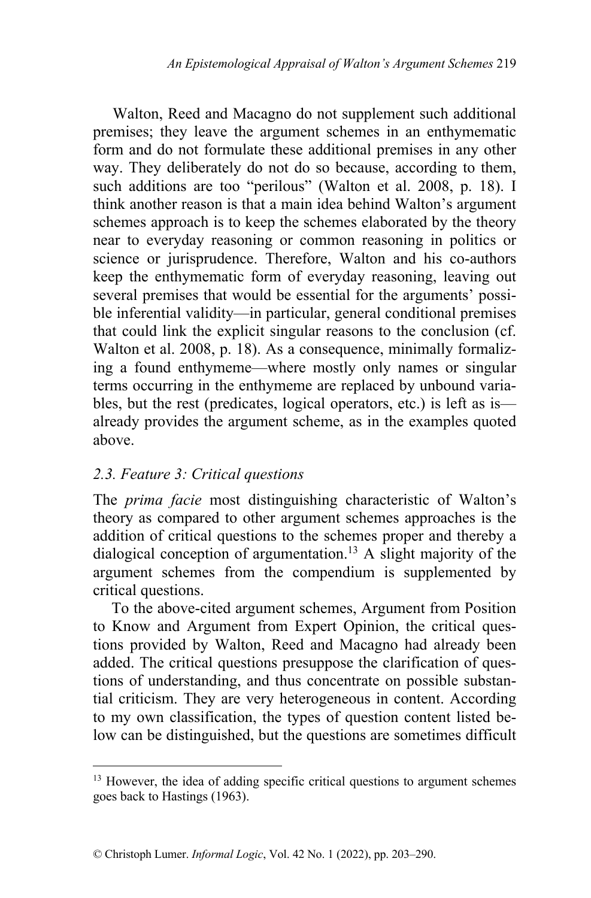Walton, Reed and Macagno do not supplement such additional premises; they leave the argument schemes in an enthymematic form and do not formulate these additional premises in any other way. They deliberately do not do so because, according to them, such additions are too "perilous" (Walton et al. 2008, p. 18). I think another reason is that a main idea behind Walton's argument schemes approach is to keep the schemes elaborated by the theory near to everyday reasoning or common reasoning in politics or science or jurisprudence. Therefore, Walton and his co-authors keep the enthymematic form of everyday reasoning, leaving out several premises that would be essential for the arguments' possible inferential validity—in particular, general conditional premises that could link the explicit singular reasons to the conclusion (cf. Walton et al. 2008, p. 18). As a consequence, minimally formalizing a found enthymeme—where mostly only names or singular terms occurring in the enthymeme are replaced by unbound variables, but the rest (predicates, logical operators, etc.) is left as is—already provides the argument scheme, as in the examples quoted above.

### *2.3. Feature 3: Critical questions*

The *prima facie* most distinguishing characteristic of Walton's theory as compared to other argument schemes approaches is the addition of critical questions to the schemes proper and thereby a dialogical conception of argumentation.[13] A slight majority of the argument schemes from the compendium is supplemented by critical questions.

To the above-cited argument schemes, Argument from Position to Know and Argument from Expert Opinion, the critical questions provided by Walton, Reed and Macagno had already been added. The critical questions presuppose the clarification of questions of understanding, and thus concentrate on possible substantial criticism. They are very heterogeneous in content. According to my own classification, the types of question content listed below can be distinguished, but the questions are sometimes difficult

[13] However, the idea of adding specific critical questions to argument schemes goes back to Hastings (1963).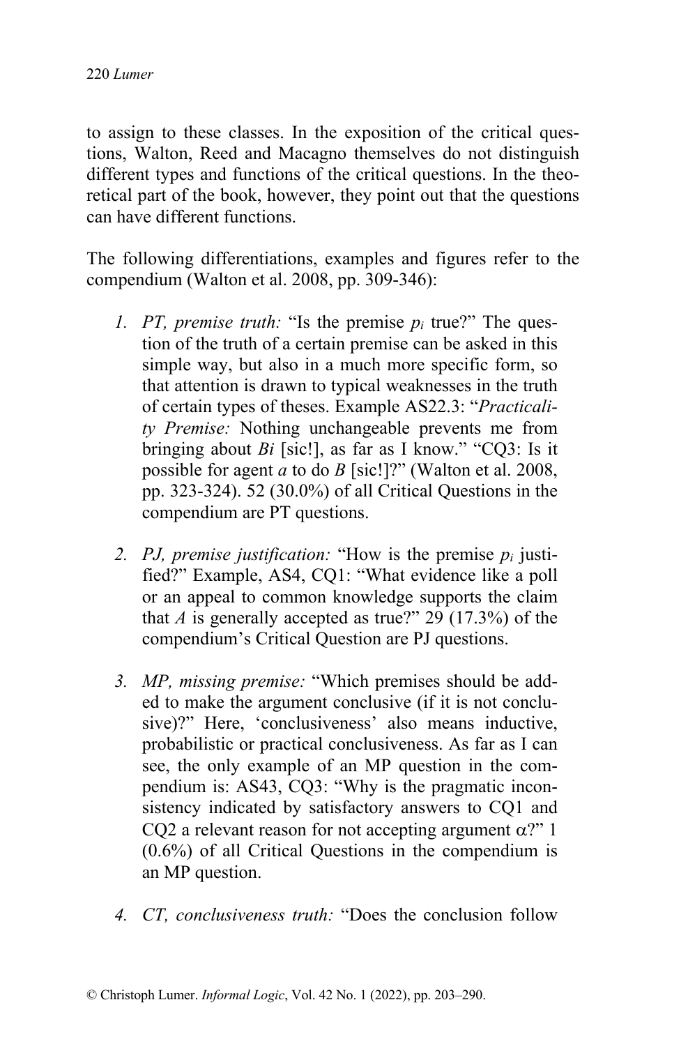to assign to these classes. In the exposition of the critical questions, Walton, Reed and Macagno themselves do not distinguish different types and functions of the critical questions. In the theoretical part of the book, however, they point out that the questions can have different functions.

The following differentiations, examples and figures refer to the compendium (Walton et al. 2008, pp. 309-346):

1. *PT, premise truth:* "Is the premise $p_i$ true?" The question of the truth of a certain premise can be asked in this simple way, but also in a much more specific form, so that attention is drawn to typical weaknesses in the truth of certain types of theses. Example AS22.3: "*Practicality Premise:* Nothing unchangeable prevents me from bringing about *Bi* [sic!], as far as I know." "CQ3: Is it possible for agent *a* to do *B* [sic!]?" (Walton et al. 2008, pp. 323-324). 52 (30.0%) of all Critical Questions in the compendium are PT questions.

2. *PJ, premise justification:* "How is the premise $p_i$ justified?" Example, AS4, CQ1: "What evidence like a poll or an appeal to common knowledge supports the claim that *A* is generally accepted as true?" 29 (17.3%) of the compendium's Critical Question are PJ questions.

3. *MP, missing premise:* "Which premises should be added to make the argument conclusive (if it is not conclusive)?" Here, 'conclusiveness' also means inductive, probabilistic or practical conclusiveness. As far as I can see, the only example of an MP question in the compendium is: AS43, CQ3: "Why is the pragmatic inconsistency indicated by satisfactory answers to CQ1 and CQ2 a relevant reason for not accepting argument $\alpha$?" 1 (0.6%) of all Critical Questions in the compendium is an MP question.

4. *CT, conclusiveness truth:* "Does the conclusion follow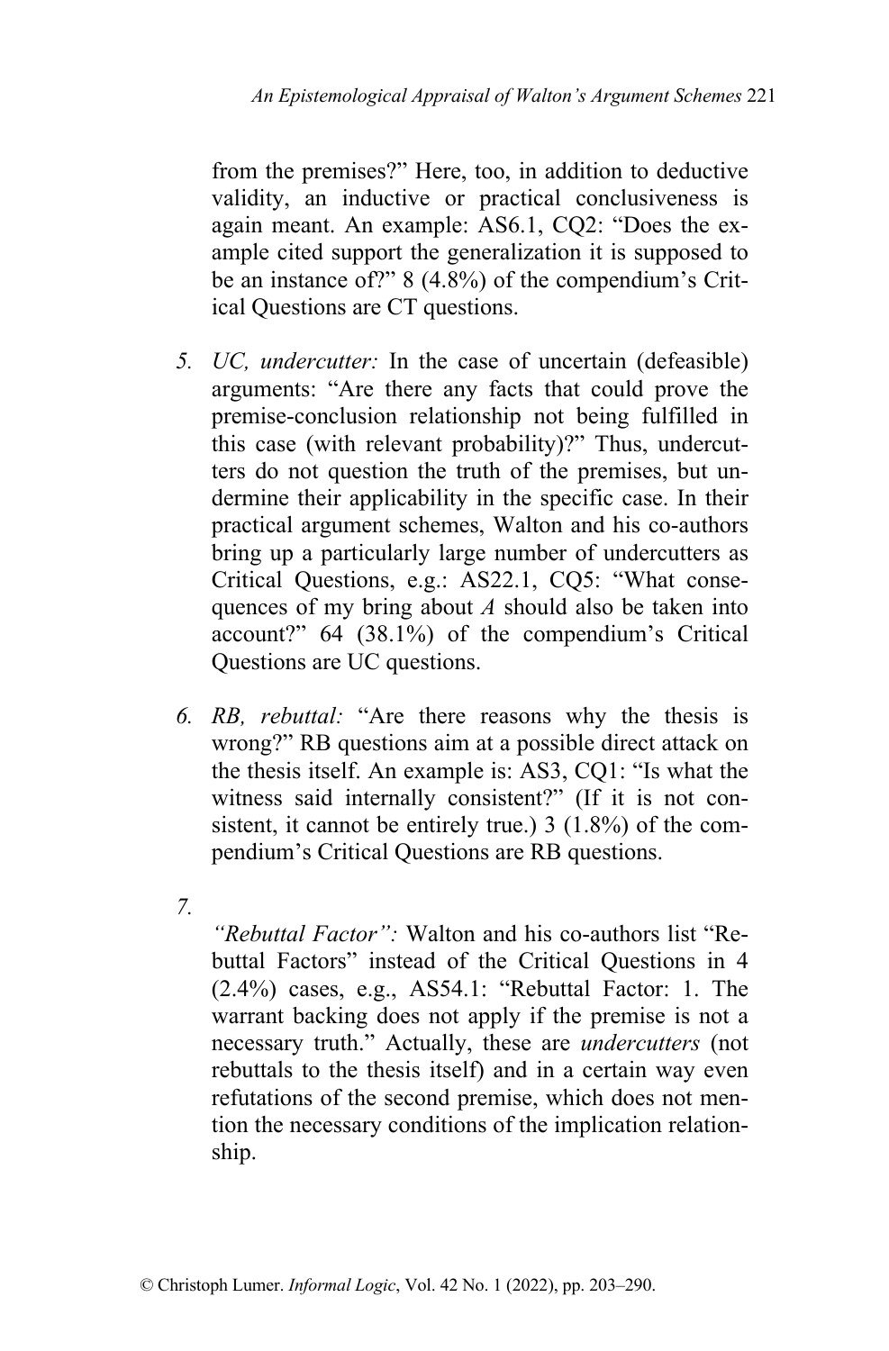from the premises?" Here, too, in addition to deductive validity, an inductive or practical conclusiveness is again meant. An example: AS6.1, CQ2: "Does the example cited support the generalization it is supposed to be an instance of?" 8 (4.8%) of the compendium's Critical Questions are CT questions.

5. *UC, undercutter:* In the case of uncertain (defeasible) arguments: "Are there any facts that could prove the premise-conclusion relationship not being fulfilled in this case (with relevant probability)?" Thus, undercutters do not question the truth of the premises, but undermine their applicability in the specific case. In their practical argument schemes, Walton and his co-authors bring up a particularly large number of undercutters as Critical Questions, e.g.: AS22.1, CQ5: "What consequences of my bring about *A* should also be taken into account?" 64 (38.1%) of the compendium's Critical Questions are UC questions.

6. *RB, rebuttal:* "Are there reasons why the thesis is wrong?" RB questions aim at a possible direct attack on the thesis itself. An example is: AS3, CQ1: "Is what the witness said internally consistent?" (If it is not consistent, it cannot be entirely true.) 3 (1.8%) of the compendium's Critical Questions are RB questions.

7. *"Rebuttal Factor":* Walton and his co-authors list "Rebuttal Factors" instead of the Critical Questions in 4 (2.4%) cases, e.g., AS54.1: "Rebuttal Factor: 1. The warrant backing does not apply if the premise is not a necessary truth." Actually, these are *undercutters* (not rebuttals to the thesis itself) and in a certain way even refutations of the second premise, which does not mention the necessary conditions of the implication relationship.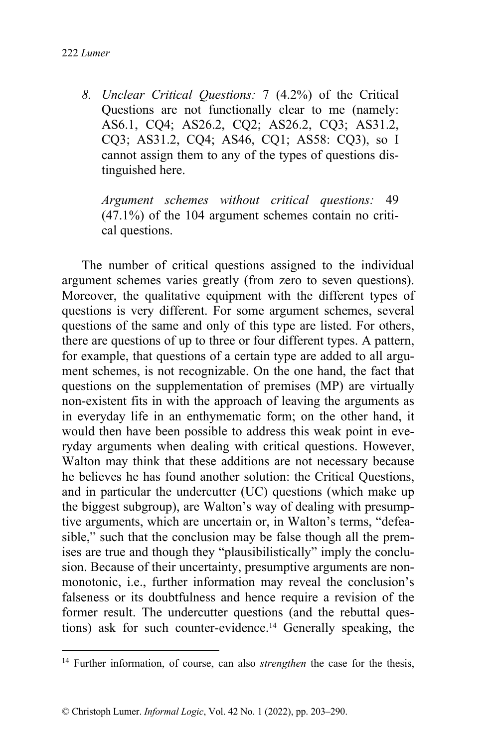8. *Unclear Critical Questions:* 7 (4.2%) of the Critical Questions are not functionally clear to me (namely: AS6.1, CQ4; AS26.2, CQ2; AS26.2, CQ3; AS31.2, CQ3; AS31.2, CQ4; AS46, CQ1; AS58: CQ3), so I cannot assign them to any of the types of questions distinguished here.

   *Argument schemes without critical questions:* 49 (47.1%) of the 104 argument schemes contain no critical questions.

The number of critical questions assigned to the individual argument schemes varies greatly (from zero to seven questions). Moreover, the qualitative equipment with the different types of questions is very different. For some argument schemes, several questions of the same and only of this type are listed. For others, there are questions of up to three or four different types. A pattern, for example, that questions of a certain type are added to all argument schemes, is not recognizable. On the one hand, the fact that questions on the supplementation of premises (MP) are virtually non-existent fits in with the approach of leaving the arguments as in everyday life in an enthymematic form; on the other hand, it would then have been possible to address this weak point in everyday arguments when dealing with critical questions. However, Walton may think that these additions are not necessary because he believes he has found another solution: the Critical Questions, and in particular the undercutter (UC) questions (which make up the biggest subgroup), are Walton's way of dealing with presumptive arguments, which are uncertain or, in Walton's terms, "defeasible," such that the conclusion may be false though all the premises are true and though they "plausibilistically" imply the conclusion. Because of their uncertainty, presumptive arguments are non-monotonic, i.e., further information may reveal the conclusion's falseness or its doubtfulness and hence require a revision of the former result. The undercutter questions (and the rebuttal questions) ask for such counter-evidence.[14] Generally speaking, the

---

[14] Further information, of course, can also *strengthen* the case for the thesis,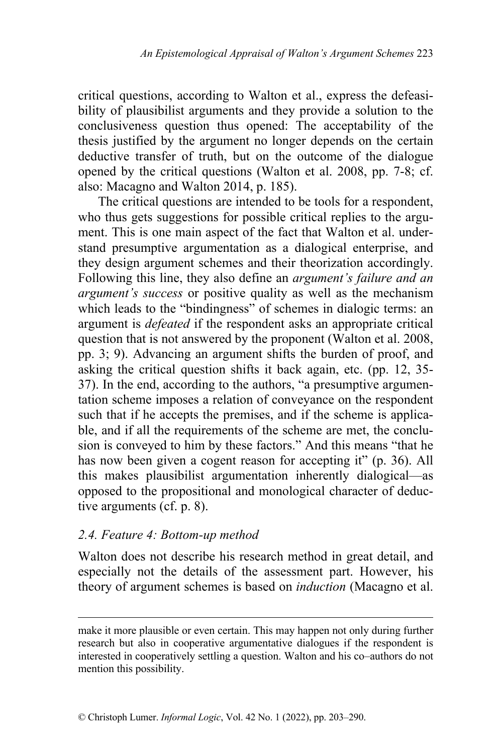critical questions, according to Walton et al., express the defeasibility of plausibilist arguments and they provide a solution to the conclusiveness question thus opened: The acceptability of the thesis justified by the argument no longer depends on the certain deductive transfer of truth, but on the outcome of the dialogue opened by the critical questions (Walton et al. 2008, pp. 7-8; cf. also: Macagno and Walton 2014, p. 185).

The critical questions are intended to be tools for a respondent, who thus gets suggestions for possible critical replies to the argument. This is one main aspect of the fact that Walton et al. understand presumptive argumentation as a dialogical enterprise, and they design argument schemes and their theorization accordingly. Following this line, they also define an *argument's failure and an argument's success* or positive quality as well as the mechanism which leads to the "bindingness" of schemes in dialogic terms: an argument is *defeated* if the respondent asks an appropriate critical question that is not answered by the proponent (Walton et al. 2008, pp. 3; 9). Advancing an argument shifts the burden of proof, and asking the critical question shifts it back again, etc. (pp. 12, 35-37). In the end, according to the authors, "a presumptive argumentation scheme imposes a relation of conveyance on the respondent such that if he accepts the premises, and if the scheme is applicable, and if all the requirements of the scheme are met, the conclusion is conveyed to him by these factors." And this means "that he has now been given a cogent reason for accepting it" (p. 36). All this makes plausibilist argumentation inherently dialogical—as opposed to the propositional and monological character of deductive arguments (cf. p. 8).

### *2.4. Feature 4: Bottom-up method*

Walton does not describe his research method in great detail, and especially not the details of the assessment part. However, his theory of argument schemes is based on *induction* (Macagno et al.

---

make it more plausible or even certain. This may happen not only during further research but also in cooperative argumentative dialogues if the respondent is interested in cooperatively settling a question. Walton and his co–authors do not mention this possibility.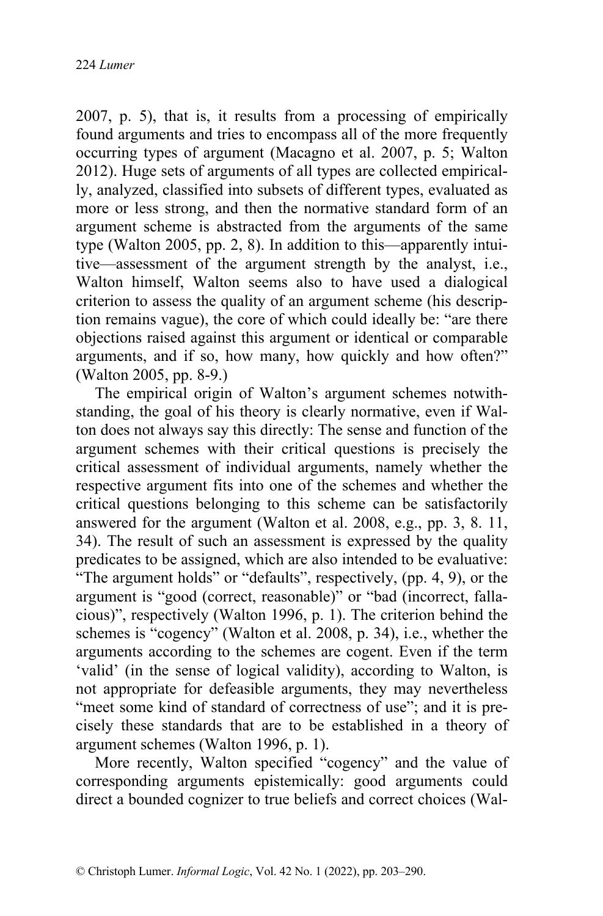2007, p. 5), that is, it results from a processing of empirically found arguments and tries to encompass all of the more frequently occurring types of argument (Macagno et al. 2007, p. 5; Walton 2012). Huge sets of arguments of all types are collected empirically, analyzed, classified into subsets of different types, evaluated as more or less strong, and then the normative standard form of an argument scheme is abstracted from the arguments of the same type (Walton 2005, pp. 2, 8). In addition to this—apparently intuitive—assessment of the argument strength by the analyst, i.e., Walton himself, Walton seems also to have used a dialogical criterion to assess the quality of an argument scheme (his description remains vague), the core of which could ideally be: "are there objections raised against this argument or identical or comparable arguments, and if so, how many, how quickly and how often?" (Walton 2005, pp. 8-9.)

The empirical origin of Walton's argument schemes notwithstanding, the goal of his theory is clearly normative, even if Walton does not always say this directly: The sense and function of the argument schemes with their critical questions is precisely the critical assessment of individual arguments, namely whether the respective argument fits into one of the schemes and whether the critical questions belonging to this scheme can be satisfactorily answered for the argument (Walton et al. 2008, e.g., pp. 3, 8. 11, 34). The result of such an assessment is expressed by the quality predicates to be assigned, which are also intended to be evaluative: "The argument holds" or "defaults", respectively, (pp. 4, 9), or the argument is "good (correct, reasonable)" or "bad (incorrect, fallacious)", respectively (Walton 1996, p. 1). The criterion behind the schemes is "cogency" (Walton et al. 2008, p. 34), i.e., whether the arguments according to the schemes are cogent. Even if the term 'valid' (in the sense of logical validity), according to Walton, is not appropriate for defeasible arguments, they may nevertheless "meet some kind of standard of correctness of use"; and it is precisely these standards that are to be established in a theory of argument schemes (Walton 1996, p. 1).

More recently, Walton specified "cogency" and the value of corresponding arguments epistemically: good arguments could direct a bounded cognizer to true beliefs and correct choices (Wal-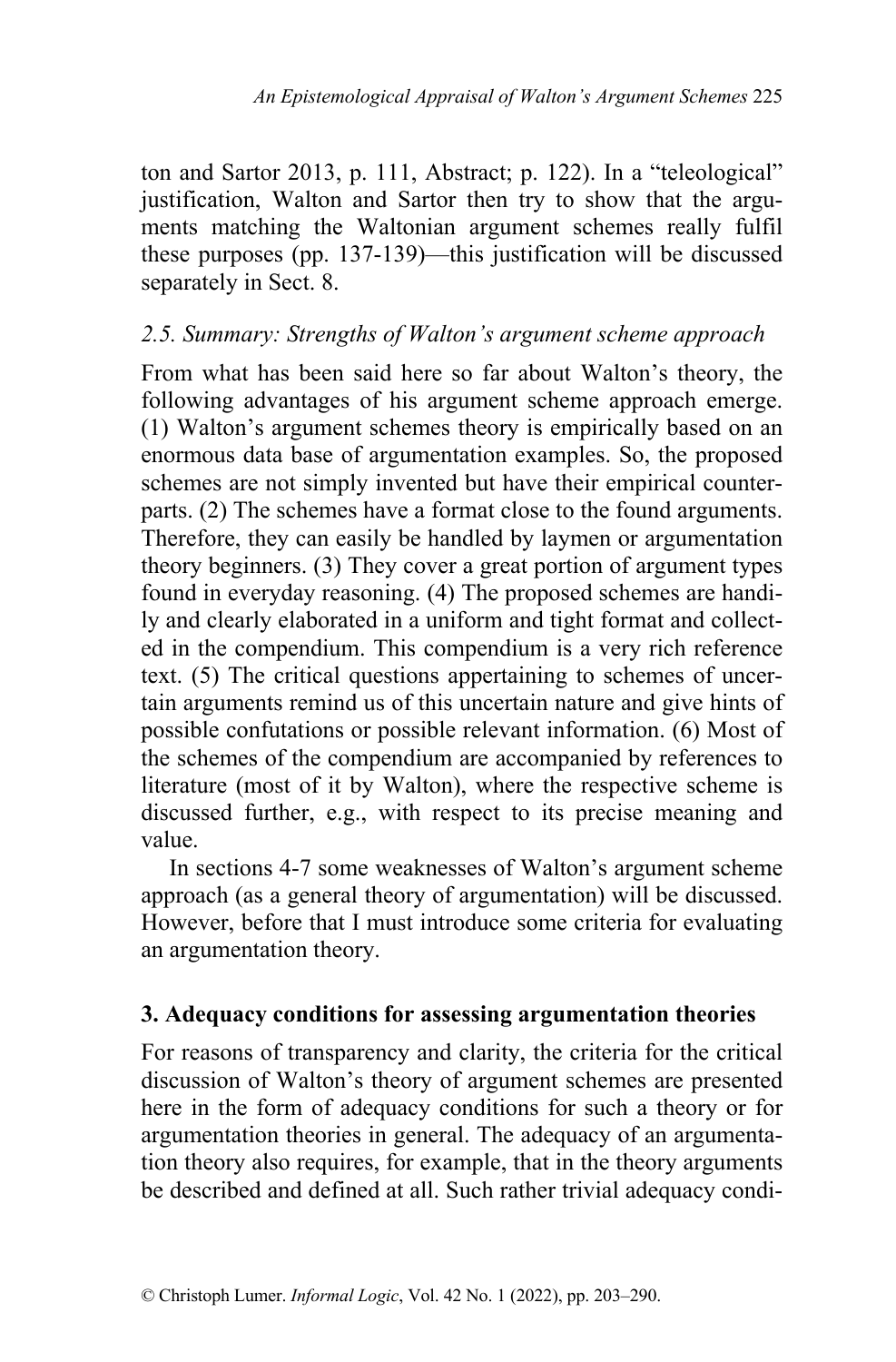ton and Sartor 2013, p. 111, Abstract; p. 122). In a "teleological" justification, Walton and Sartor then try to show that the arguments matching the Waltonian argument schemes really fulfil these purposes (pp. 137-139)—this justification will be discussed separately in Sect. 8.

### *2.5. Summary: Strengths of Walton's argument scheme approach*

From what has been said here so far about Walton's theory, the following advantages of his argument scheme approach emerge. (1) Walton's argument schemes theory is empirically based on an enormous data base of argumentation examples. So, the proposed schemes are not simply invented but have their empirical counterparts. (2) The schemes have a format close to the found arguments. Therefore, they can easily be handled by laymen or argumentation theory beginners. (3) They cover a great portion of argument types found in everyday reasoning. (4) The proposed schemes are handily and clearly elaborated in a uniform and tight format and collected in the compendium. This compendium is a very rich reference text. (5) The critical questions appertaining to schemes of uncertain arguments remind us of this uncertain nature and give hints of possible confutations or possible relevant information. (6) Most of the schemes of the compendium are accompanied by references to literature (most of it by Walton), where the respective scheme is discussed further, e.g., with respect to its precise meaning and value.

In sections 4-7 some weaknesses of Walton's argument scheme approach (as a general theory of argumentation) will be discussed. However, before that I must introduce some criteria for evaluating an argumentation theory.

## 3. Adequacy conditions for assessing argumentation theories

For reasons of transparency and clarity, the criteria for the critical discussion of Walton's theory of argument schemes are presented here in the form of adequacy conditions for such a theory or for argumentation theories in general. The adequacy of an argumentation theory also requires, for example, that in the theory arguments be described and defined at all. Such rather trivial adequacy condi-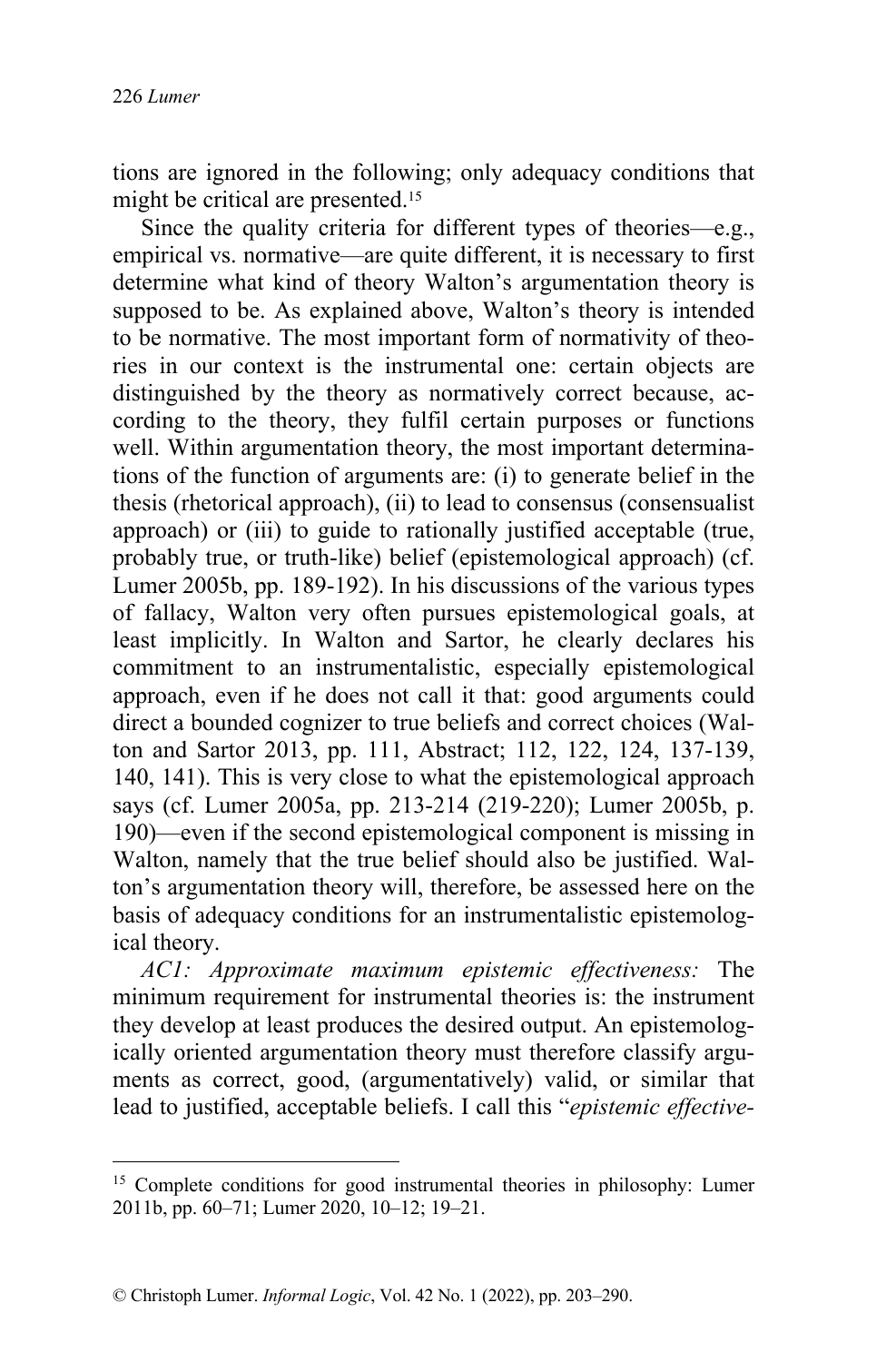tions are ignored in the following; only adequacy conditions that might be critical are presented.[15]

Since the quality criteria for different types of theories—e.g., empirical vs. normative—are quite different, it is necessary to first determine what kind of theory Walton's argumentation theory is supposed to be. As explained above, Walton's theory is intended to be normative. The most important form of normativity of theories in our context is the instrumental one: certain objects are distinguished by the theory as normatively correct because, according to the theory, they fulfil certain purposes or functions well. Within argumentation theory, the most important determinations of the function of arguments are: (i) to generate belief in the thesis (rhetorical approach), (ii) to lead to consensus (consensualist approach) or (iii) to guide to rationally justified acceptable (true, probably true, or truth-like) belief (epistemological approach) (cf. Lumer 2005b, pp. 189-192). In his discussions of the various types of fallacy, Walton very often pursues epistemological goals, at least implicitly. In Walton and Sartor, he clearly declares his commitment to an instrumentalistic, especially epistemological approach, even if he does not call it that: good arguments could direct a bounded cognizer to true beliefs and correct choices (Walton and Sartor 2013, pp. 111, Abstract; 112, 122, 124, 137-139, 140, 141). This is very close to what the epistemological approach says (cf. Lumer 2005a, pp. 213-214 (219-220); Lumer 2005b, p. 190)—even if the second epistemological component is missing in Walton, namely that the true belief should also be justified. Walton's argumentation theory will, therefore, be assessed here on the basis of adequacy conditions for an instrumentalistic epistemological theory.

*AC1: Approximate maximum epistemic effectiveness:* The minimum requirement for instrumental theories is: the instrument they develop at least produces the desired output. An epistemologically oriented argumentation theory must therefore classify arguments as correct, good, (argumentatively) valid, or similar that lead to justified, acceptable beliefs. I call this "*epistemic effective-*

---

[15] Complete conditions for good instrumental theories in philosophy: Lumer 2011b, pp. 60–71; Lumer 2020, 10–12; 19–21.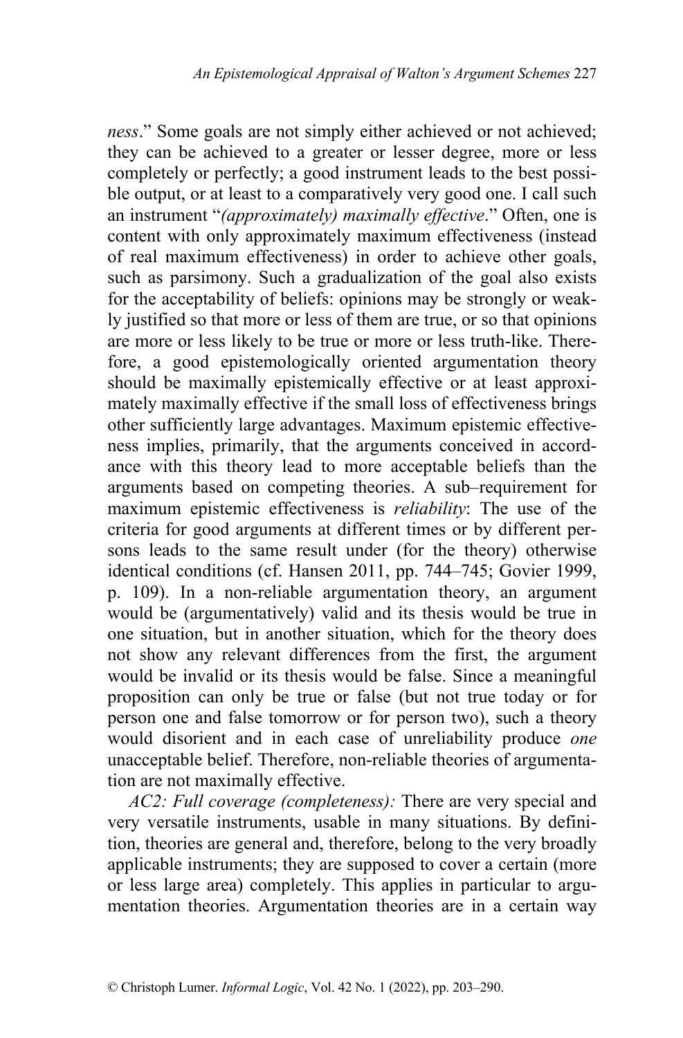*ness*." Some goals are not simply either achieved or not achieved; they can be achieved to a greater or lesser degree, more or less completely or perfectly; a good instrument leads to the best possible output, or at least to a comparatively very good one. I call such an instrument "*(approximately) maximally effective*." Often, one is content with only approximately maximum effectiveness (instead of real maximum effectiveness) in order to achieve other goals, such as parsimony. Such a gradualization of the goal also exists for the acceptability of beliefs: opinions may be strongly or weakly justified so that more or less of them are true, or so that opinions are more or less likely to be true or more or less truth-like. Therefore, a good epistemologically oriented argumentation theory should be maximally epistemically effective or at least approximately maximally effective if the small loss of effectiveness brings other sufficiently large advantages. Maximum epistemic effectiveness implies, primarily, that the arguments conceived in accordance with this theory lead to more acceptable beliefs than the arguments based on competing theories. A sub–requirement for maximum epistemic effectiveness is *reliability*: The use of the criteria for good arguments at different times or by different persons leads to the same result under (for the theory) otherwise identical conditions (cf. Hansen 2011, pp. 744–745; Govier 1999, p. 109). In a non-reliable argumentation theory, an argument would be (argumentatively) valid and its thesis would be true in one situation, but in another situation, which for the theory does not show any relevant differences from the first, the argument would be invalid or its thesis would be false. Since a meaningful proposition can only be true or false (but not true today or for person one and false tomorrow or for person two), such a theory would disorient and in each case of unreliability produce *one* unacceptable belief. Therefore, non-reliable theories of argumentation are not maximally effective.

*AC2: Full coverage (completeness):* There are very special and very versatile instruments, usable in many situations. By definition, theories are general and, therefore, belong to the very broadly applicable instruments; they are supposed to cover a certain (more or less large area) completely. This applies in particular to argumentation theories. Argumentation theories are in a certain way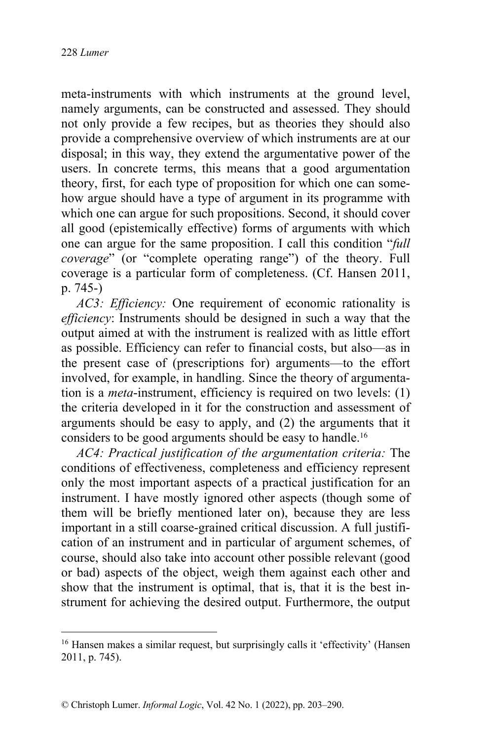meta-instruments with which instruments at the ground level, namely arguments, can be constructed and assessed. They should not only provide a few recipes, but as theories they should also provide a comprehensive overview of which instruments are at our disposal; in this way, they extend the argumentative power of the users. In concrete terms, this means that a good argumentation theory, first, for each type of proposition for which one can somehow argue should have a type of argument in its programme with which one can argue for such propositions. Second, it should cover all good (epistemically effective) forms of arguments with which one can argue for the same proposition. I call this condition "*full coverage*" (or "complete operating range") of the theory. Full coverage is a particular form of completeness. (Cf. Hansen 2011, p. 745-)

*AC3: Efficiency:* One requirement of economic rationality is *efficiency*: Instruments should be designed in such a way that the output aimed at with the instrument is realized with as little effort as possible. Efficiency can refer to financial costs, but also—as in the present case of (prescriptions for) arguments—to the effort involved, for example, in handling. Since the theory of argumentation is a *meta*-instrument, efficiency is required on two levels: (1) the criteria developed in it for the construction and assessment of arguments should be easy to apply, and (2) the arguments that it considers to be good arguments should be easy to handle.[16]

*AC4: Practical justification of the argumentation criteria:* The conditions of effectiveness, completeness and efficiency represent only the most important aspects of a practical justification for an instrument. I have mostly ignored other aspects (though some of them will be briefly mentioned later on), because they are less important in a still coarse-grained critical discussion. A full justification of an instrument and in particular of argument schemes, of course, should also take into account other possible relevant (good or bad) aspects of the object, weigh them against each other and show that the instrument is optimal, that is, that it is the best instrument for achieving the desired output. Furthermore, the output

---

[16] Hansen makes a similar request, but surprisingly calls it 'effectivity' (Hansen 2011, p. 745).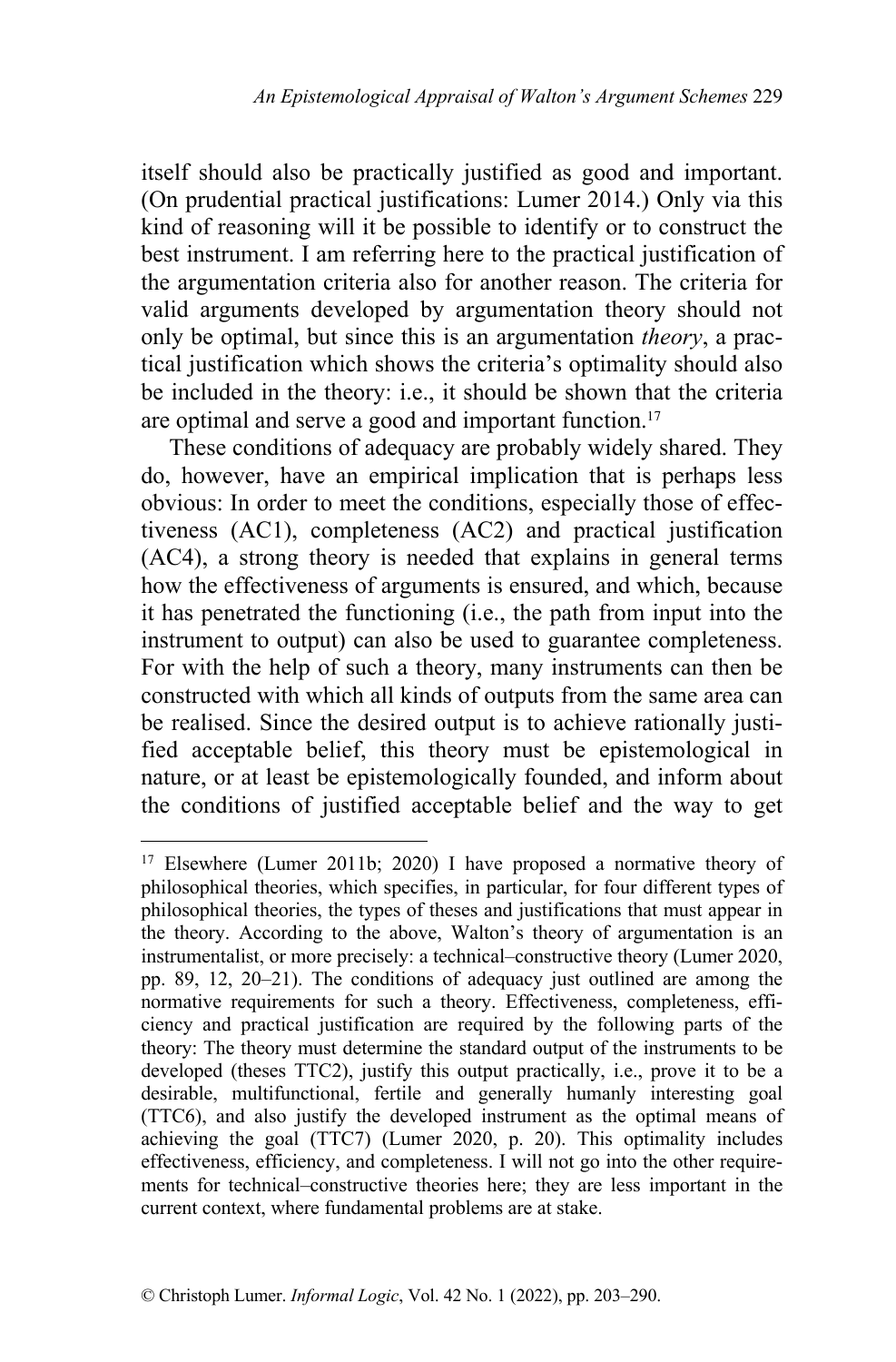itself should also be practically justified as good and important. (On prudential practical justifications: Lumer 2014.) Only via this kind of reasoning will it be possible to identify or to construct the best instrument. I am referring here to the practical justification of the argumentation criteria also for another reason. The criteria for valid arguments developed by argumentation theory should not only be optimal, but since this is an argumentation *theory*, a practical justification which shows the criteria's optimality should also be included in the theory: i.e., it should be shown that the criteria are optimal and serve a good and important function.[17]

These conditions of adequacy are probably widely shared. They do, however, have an empirical implication that is perhaps less obvious: In order to meet the conditions, especially those of effectiveness (AC1), completeness (AC2) and practical justification (AC4), a strong theory is needed that explains in general terms how the effectiveness of arguments is ensured, and which, because it has penetrated the functioning (i.e., the path from input into the instrument to output) can also be used to guarantee completeness. For with the help of such a theory, many instruments can then be constructed with which all kinds of outputs from the same area can be realised. Since the desired output is to achieve rationally justified acceptable belief, this theory must be epistemological in nature, or at least be epistemologically founded, and inform about the conditions of justified acceptable belief and the way to get

---

[17] Elsewhere (Lumer 2011b; 2020) I have proposed a normative theory of philosophical theories, which specifies, in particular, for four different types of philosophical theories, the types of theses and justifications that must appear in the theory. According to the above, Walton's theory of argumentation is an instrumentalist, or more precisely: a technical–constructive theory (Lumer 2020, pp. 89, 12, 20–21). The conditions of adequacy just outlined are among the normative requirements for such a theory. Effectiveness, completeness, efficiency and practical justification are required by the following parts of the theory: The theory must determine the standard output of the instruments to be developed (theses TTC2), justify this output practically, i.e., prove it to be a desirable, multifunctional, fertile and generally humanly interesting goal (TTC6), and also justify the developed instrument as the optimal means of achieving the goal (TTC7) (Lumer 2020, p. 20). This optimality includes effectiveness, efficiency, and completeness. I will not go into the other requirements for technical–constructive theories here; they are less important in the current context, where fundamental problems are at stake.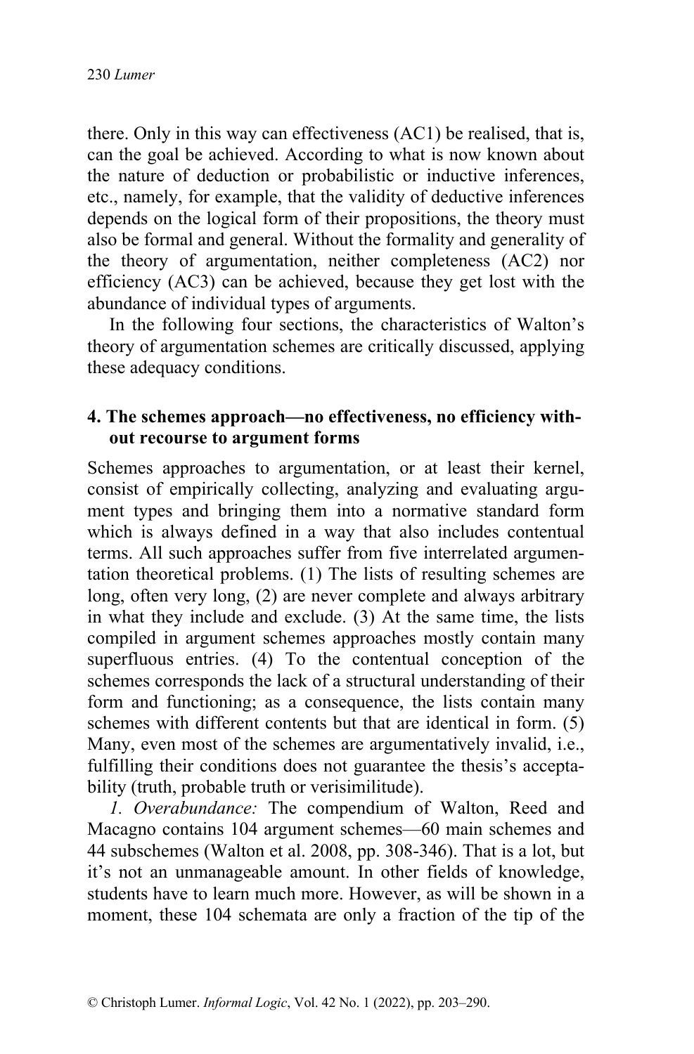there. Only in this way can effectiveness (AC1) be realised, that is, can the goal be achieved. According to what is now known about the nature of deduction or probabilistic or inductive inferences, etc., namely, for example, that the validity of deductive inferences depends on the logical form of their propositions, the theory must also be formal and general. Without the formality and generality of the theory of argumentation, neither completeness (AC2) nor efficiency (AC3) can be achieved, because they get lost with the abundance of individual types of arguments.

In the following four sections, the characteristics of Walton's theory of argumentation schemes are critically discussed, applying these adequacy conditions.

## 4. The schemes approach—no effectiveness, no efficiency without recourse to argument forms

Schemes approaches to argumentation, or at least their kernel, consist of empirically collecting, analyzing and evaluating argument types and bringing them into a normative standard form which is always defined in a way that also includes contentual terms. All such approaches suffer from five interrelated argumentation theoretical problems. (1) The lists of resulting schemes are long, often very long, (2) are never complete and always arbitrary in what they include and exclude. (3) At the same time, the lists compiled in argument schemes approaches mostly contain many superfluous entries. (4) To the contentual conception of the schemes corresponds the lack of a structural understanding of their form and functioning; as a consequence, the lists contain many schemes with different contents but that are identical in form. (5) Many, even most of the schemes are argumentatively invalid, i.e., fulfilling their conditions does not guarantee the thesis's acceptability (truth, probable truth or verisimilitude).

*1. Overabundance:* The compendium of Walton, Reed and Macagno contains 104 argument schemes—60 main schemes and 44 subschemes (Walton et al. 2008, pp. 308-346). That is a lot, but it's not an unmanageable amount. In other fields of knowledge, students have to learn much more. However, as will be shown in a moment, these 104 schemata are only a fraction of the tip of the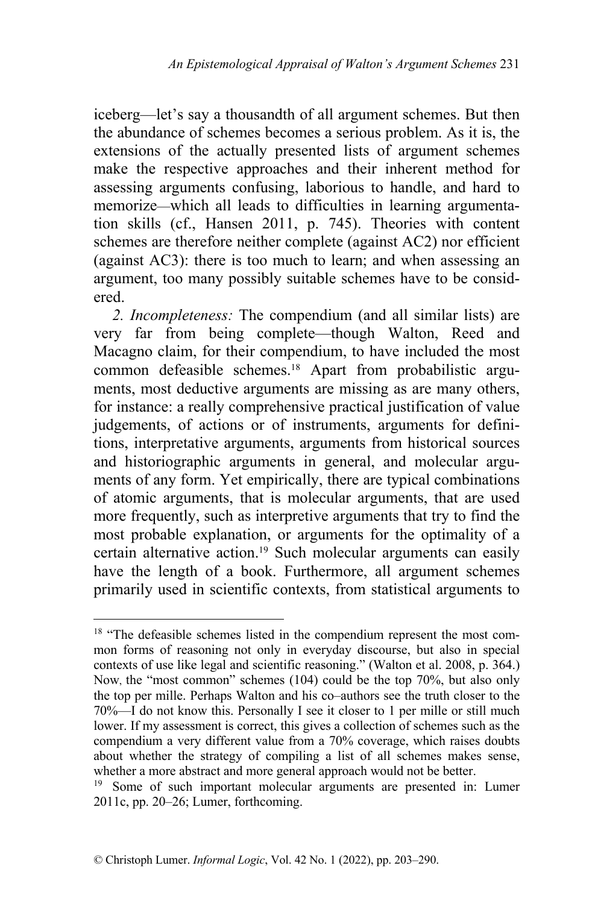iceberg—let's say a thousandth of all argument schemes. But then the abundance of schemes becomes a serious problem. As it is, the extensions of the actually presented lists of argument schemes make the respective approaches and their inherent method for assessing arguments confusing, laborious to handle, and hard to memorize—which all leads to difficulties in learning argumentation skills (cf., Hansen 2011, p. 745). Theories with content schemes are therefore neither complete (against AC2) nor efficient (against AC3): there is too much to learn; and when assessing an argument, too many possibly suitable schemes have to be considered.

*2. Incompleteness:* The compendium (and all similar lists) are very far from being complete—though Walton, Reed and Macagno claim, for their compendium, to have included the most common defeasible schemes.[18] Apart from probabilistic arguments, most deductive arguments are missing as are many others, for instance: a really comprehensive practical justification of value judgements, of actions or of instruments, arguments for definitions, interpretative arguments, arguments from historical sources and historiographic arguments in general, and molecular arguments of any form. Yet empirically, there are typical combinations of atomic arguments, that is molecular arguments, that are used more frequently, such as interpretive arguments that try to find the most probable explanation, or arguments for the optimality of a certain alternative action.[19] Such molecular arguments can easily have the length of a book. Furthermore, all argument schemes primarily used in scientific contexts, from statistical arguments to

---

[18] "The defeasible schemes listed in the compendium represent the most common forms of reasoning not only in everyday discourse, but also in special contexts of use like legal and scientific reasoning." (Walton et al. 2008, p. 364.) Now, the "most common" schemes (104) could be the top 70%, but also only the top per mille. Perhaps Walton and his co–authors see the truth closer to the 70%—I do not know this. Personally I see it closer to 1 per mille or still much lower. If my assessment is correct, this gives a collection of schemes such as the compendium a very different value from a 70% coverage, which raises doubts about whether the strategy of compiling a list of all schemes makes sense, whether a more abstract and more general approach would not be better.

[19] Some of such important molecular arguments are presented in: Lumer 2011c, pp. 20–26; Lumer, forthcoming.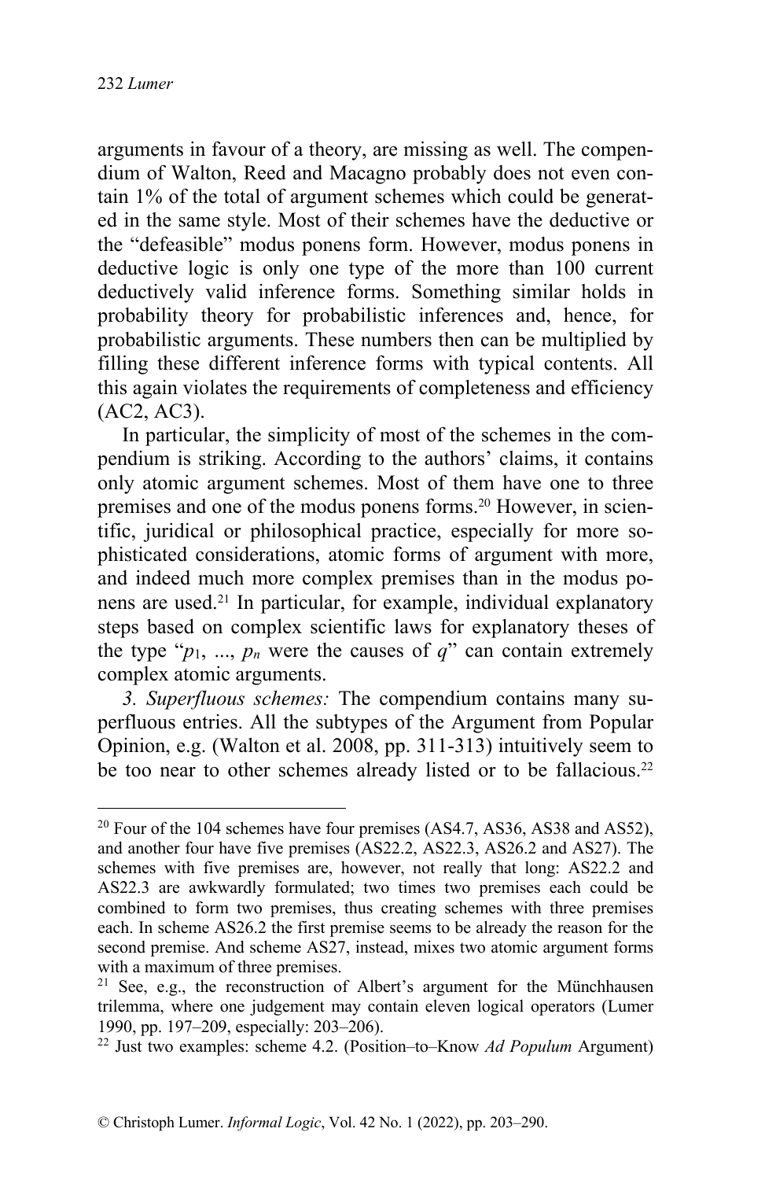arguments in favour of a theory, are missing as well. The compendium of Walton, Reed and Macagno probably does not even contain 1% of the total of argument schemes which could be generated in the same style. Most of their schemes have the deductive or the "defeasible" modus ponens form. However, modus ponens in deductive logic is only one type of the more than 100 current deductively valid inference forms. Something similar holds in probability theory for probabilistic inferences and, hence, for probabilistic arguments. These numbers then can be multiplied by filling these different inference forms with typical contents. All this again violates the requirements of completeness and efficiency (AC2, AC3).

In particular, the simplicity of most of the schemes in the compendium is striking. According to the authors' claims, it contains only atomic argument schemes. Most of them have one to three premises and one of the modus ponens forms.[20] However, in scientific, juridical or philosophical practice, especially for more sophisticated considerations, atomic forms of argument with more, and indeed much more complex premises than in the modus ponens are used.[21] In particular, for example, individual explanatory steps based on complex scientific laws for explanatory theses of the type "$p_1$, ..., $p_n$ were the causes of $q$" can contain extremely complex atomic arguments.

*3. Superfluous schemes:* The compendium contains many superfluous entries. All the subtypes of the Argument from Popular Opinion, e.g. (Walton et al. 2008, pp. 311-313) intuitively seem to be too near to other schemes already listed or to be fallacious.[22]

---

[20] Four of the 104 schemes have four premises (AS4.7, AS36, AS38 and AS52), and another four have five premises (AS22.2, AS22.3, AS26.2 and AS27). The schemes with five premises are, however, not really that long: AS22.2 and AS22.3 are awkwardly formulated; two times two premises each could be combined to form two premises, thus creating schemes with three premises each. In scheme AS26.2 the first premise seems to be already the reason for the second premise. And scheme AS27, instead, mixes two atomic argument forms with a maximum of three premises.

[21] See, e.g., the reconstruction of Albert's argument for the Münchhausen trilemma, where one judgement may contain eleven logical operators (Lumer 1990, pp. 197–209, especially: 203–206).

[22] Just two examples: scheme 4.2. (Position–to–Know *Ad Populum* Argument)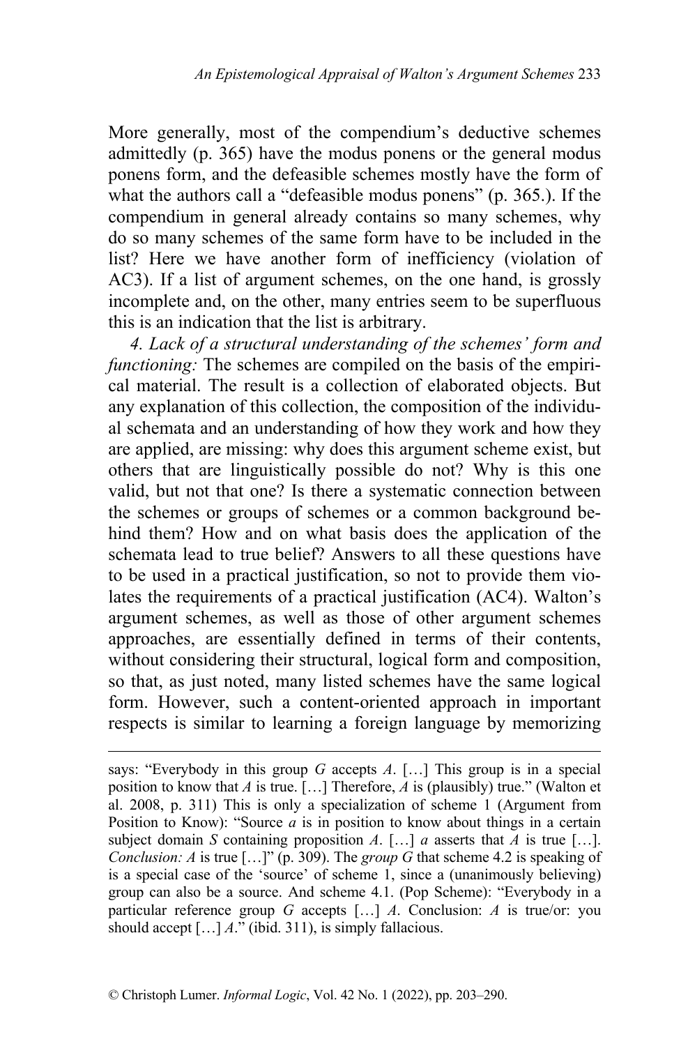More generally, most of the compendium's deductive schemes admittedly (p. 365) have the modus ponens or the general modus ponens form, and the defeasible schemes mostly have the form of what the authors call a "defeasible modus ponens" (p. 365.). If the compendium in general already contains so many schemes, why do so many schemes of the same form have to be included in the list? Here we have another form of inefficiency (violation of AC3). If a list of argument schemes, on the one hand, is grossly incomplete and, on the other, many entries seem to be superfluous this is an indication that the list is arbitrary.

*4. Lack of a structural understanding of the schemes' form and functioning:* The schemes are compiled on the basis of the empirical material. The result is a collection of elaborated objects. But any explanation of this collection, the composition of the individual schemata and an understanding of how they work and how they are applied, are missing: why does this argument scheme exist, but others that are linguistically possible do not? Why is this one valid, but not that one? Is there a systematic connection between the schemes or groups of schemes or a common background behind them? How and on what basis does the application of the schemata lead to true belief? Answers to all these questions have to be used in a practical justification, so not to provide them violates the requirements of a practical justification (AC4). Walton's argument schemes, as well as those of other argument schemes approaches, are essentially defined in terms of their contents, without considering their structural, logical form and composition, so that, as just noted, many listed schemes have the same logical form. However, such a content-oriented approach in important respects is similar to learning a foreign language by memorizing

---

says: "Everybody in this group *G* accepts *A*. […] This group is in a special position to know that *A* is true. […] Therefore, *A* is (plausibly) true." (Walton et al. 2008, p. 311) This is only a specialization of scheme 1 (Argument from Position to Know): "Source *a* is in position to know about things in a certain subject domain *S* containing proposition *A*. […] *a* asserts that *A* is true […]. *Conclusion: A* is true […]" (p. 309). The *group G* that scheme 4.2 is speaking of is a special case of the 'source' of scheme 1, since a (unanimously believing) group can also be a source. And scheme 4.1. (Pop Scheme): "Everybody in a particular reference group *G* accepts […] *A*. Conclusion: *A* is true/or: you should accept […] *A*." (ibid. 311), is simply fallacious.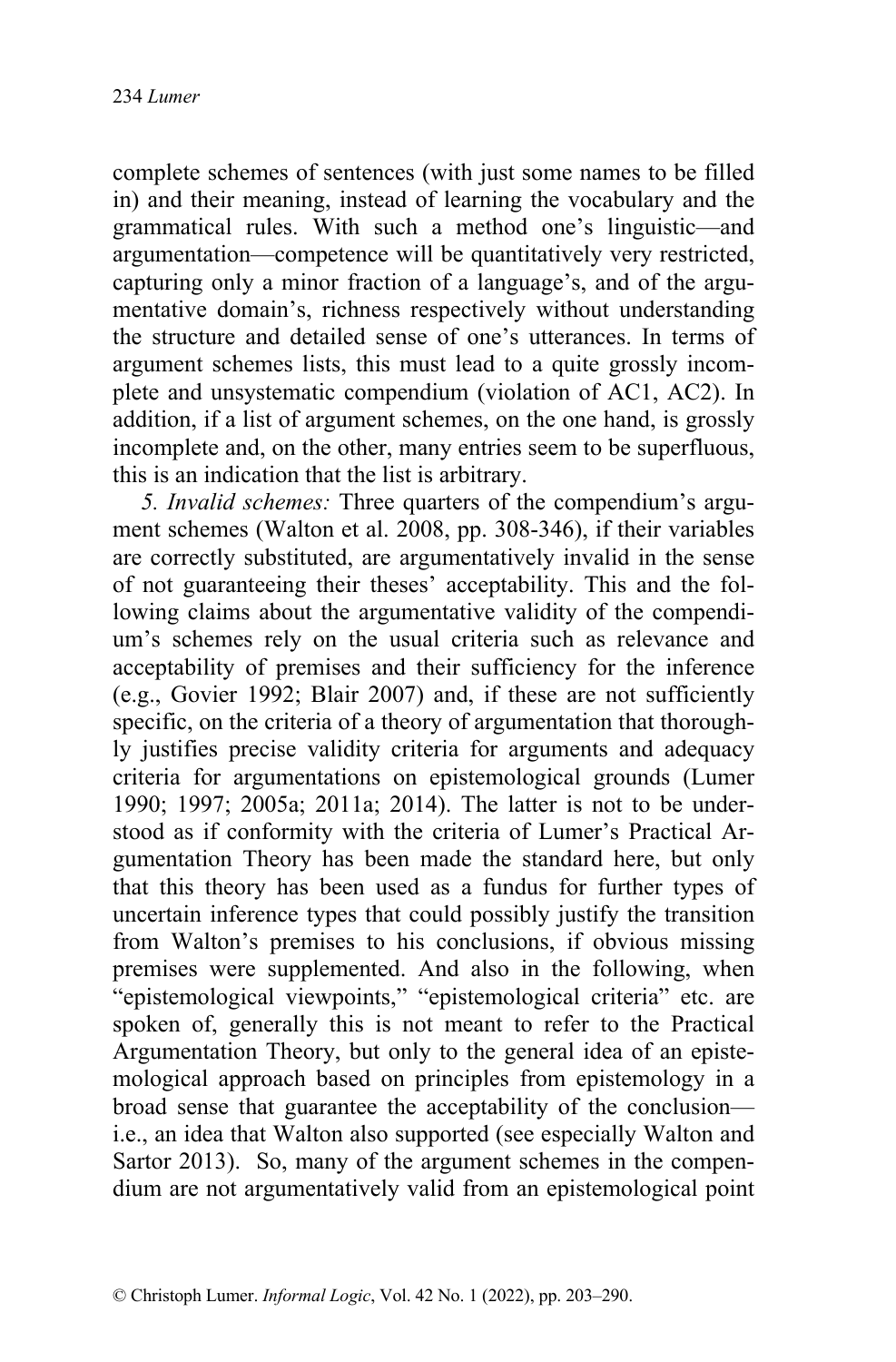complete schemes of sentences (with just some names to be filled in) and their meaning, instead of learning the vocabulary and the grammatical rules. With such a method one's linguistic—and argumentation—competence will be quantitatively very restricted, capturing only a minor fraction of a language's, and of the argumentative domain's, richness respectively without understanding the structure and detailed sense of one's utterances. In terms of argument schemes lists, this must lead to a quite grossly incomplete and unsystematic compendium (violation of AC1, AC2). In addition, if a list of argument schemes, on the one hand, is grossly incomplete and, on the other, many entries seem to be superfluous, this is an indication that the list is arbitrary.

*5. Invalid schemes:* Three quarters of the compendium's argument schemes (Walton et al. 2008, pp. 308-346), if their variables are correctly substituted, are argumentatively invalid in the sense of not guaranteeing their theses' acceptability. This and the following claims about the argumentative validity of the compendium's schemes rely on the usual criteria such as relevance and acceptability of premises and their sufficiency for the inference (e.g., Govier 1992; Blair 2007) and, if these are not sufficiently specific, on the criteria of a theory of argumentation that thoroughly justifies precise validity criteria for arguments and adequacy criteria for argumentations on epistemological grounds (Lumer 1990; 1997; 2005a; 2011a; 2014). The latter is not to be understood as if conformity with the criteria of Lumer's Practical Argumentation Theory has been made the standard here, but only that this theory has been used as a fundus for further types of uncertain inference types that could possibly justify the transition from Walton's premises to his conclusions, if obvious missing premises were supplemented. And also in the following, when "epistemological viewpoints," "epistemological criteria" etc. are spoken of, generally this is not meant to refer to the Practical Argumentation Theory, but only to the general idea of an epistemological approach based on principles from epistemology in a broad sense that guarantee the acceptability of the conclusion—i.e., an idea that Walton also supported (see especially Walton and Sartor 2013). So, many of the argument schemes in the compendium are not argumentatively valid from an epistemological point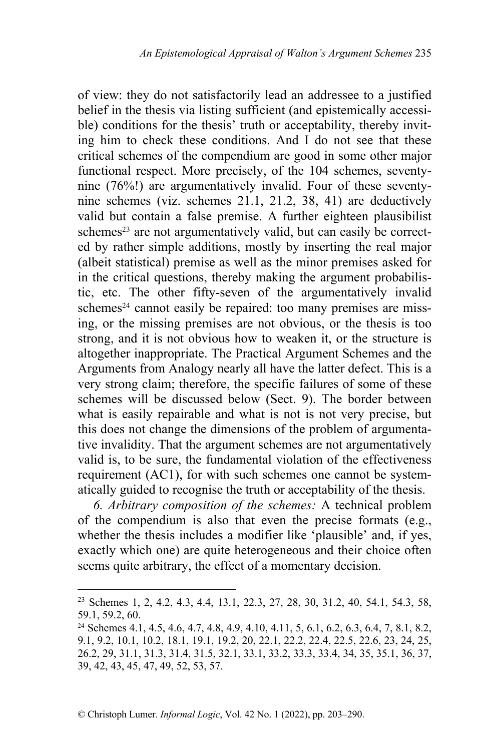of view: they do not satisfactorily lead an addressee to a justified belief in the thesis via listing sufficient (and epistemically accessible) conditions for the thesis' truth or acceptability, thereby inviting him to check these conditions. And I do not see that these critical schemes of the compendium are good in some other major functional respect. More precisely, of the 104 schemes, seventy-nine (76%!) are argumentatively invalid. Four of these seventy-nine schemes (viz. schemes 21.1, 21.2, 38, 41) are deductively valid but contain a false premise. A further eighteen plausibilist schemes[23] are not argumentatively valid, but can easily be corrected by rather simple additions, mostly by inserting the real major (albeit statistical) premise as well as the minor premises asked for in the critical questions, thereby making the argument probabilistic, etc. The other fifty-seven of the argumentatively invalid schemes[24] cannot easily be repaired: too many premises are missing, or the missing premises are not obvious, or the thesis is too strong, and it is not obvious how to weaken it, or the structure is altogether inappropriate. The Practical Argument Schemes and the Arguments from Analogy nearly all have the latter defect. This is a very strong claim; therefore, the specific failures of some of these schemes will be discussed below (Sect. 9). The border between what is easily repairable and what is not is not very precise, but this does not change the dimensions of the problem of argumentative invalidity. That the argument schemes are not argumentatively valid is, to be sure, the fundamental violation of the effectiveness requirement (AC1), for with such schemes one cannot be systematically guided to recognise the truth or acceptability of the thesis.

*6. Arbitrary composition of the schemes:* A technical problem of the compendium is also that even the precise formats (e.g., whether the thesis includes a modifier like 'plausible' and, if yes, exactly which one) are quite heterogeneous and their choice often seems quite arbitrary, the effect of a momentary decision.

---

[23] Schemes 1, 2, 4.2, 4.3, 4.4, 13.1, 22.3, 27, 28, 30, 31.2, 40, 54.1, 54.3, 58, 59.1, 59.2, 60.

[24] Schemes 4.1, 4.5, 4.6, 4.7, 4.8, 4.9, 4.10, 4.11, 5, 6.1, 6.2, 6.3, 6.4, 7, 8.1, 8.2, 9.1, 9.2, 10.1, 10.2, 18.1, 19.1, 19.2, 20, 22.1, 22.2, 22.4, 22.5, 22.6, 23, 24, 25, 26.2, 29, 31.1, 31.3, 31.4, 31.5, 32.1, 33.1, 33.2, 33.3, 33.4, 34, 35, 35.1, 36, 37, 39, 42, 43, 45, 47, 49, 52, 53, 57.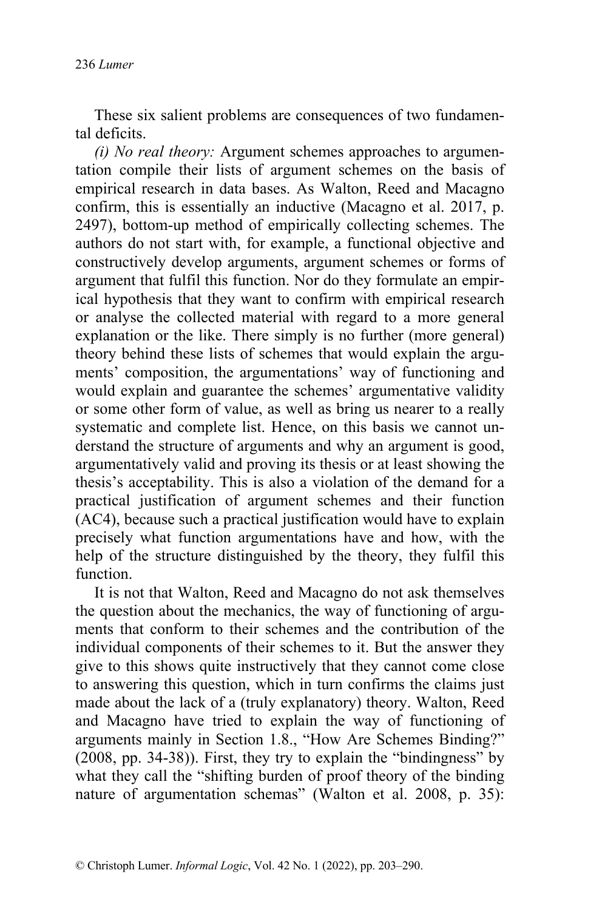These six salient problems are consequences of two fundamental deficits.

*(i) No real theory:* Argument schemes approaches to argumentation compile their lists of argument schemes on the basis of empirical research in data bases. As Walton, Reed and Macagno confirm, this is essentially an inductive (Macagno et al. 2017, p. 2497), bottom-up method of empirically collecting schemes. The authors do not start with, for example, a functional objective and constructively develop arguments, argument schemes or forms of argument that fulfil this function. Nor do they formulate an empirical hypothesis that they want to confirm with empirical research or analyse the collected material with regard to a more general explanation or the like. There simply is no further (more general) theory behind these lists of schemes that would explain the arguments' composition, the argumentations' way of functioning and would explain and guarantee the schemes' argumentative validity or some other form of value, as well as bring us nearer to a really systematic and complete list. Hence, on this basis we cannot understand the structure of arguments and why an argument is good, argumentatively valid and proving its thesis or at least showing the thesis's acceptability. This is also a violation of the demand for a practical justification of argument schemes and their function (AC4), because such a practical justification would have to explain precisely what function argumentations have and how, with the help of the structure distinguished by the theory, they fulfil this function.

It is not that Walton, Reed and Macagno do not ask themselves the question about the mechanics, the way of functioning of arguments that conform to their schemes and the contribution of the individual components of their schemes to it. But the answer they give to this shows quite instructively that they cannot come close to answering this question, which in turn confirms the claims just made about the lack of a (truly explanatory) theory. Walton, Reed and Macagno have tried to explain the way of functioning of arguments mainly in Section 1.8., "How Are Schemes Binding?" (2008, pp. 34-38)). First, they try to explain the "bindingness" by what they call the "shifting burden of proof theory of the binding nature of argumentation schemas" (Walton et al. 2008, p. 35):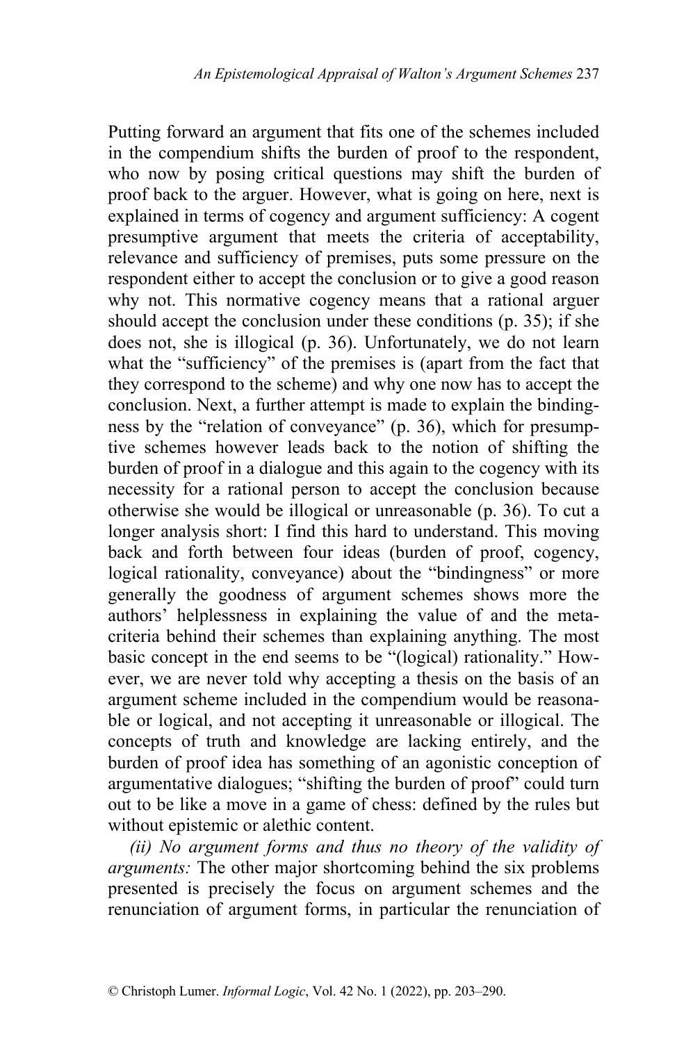Putting forward an argument that fits one of the schemes included in the compendium shifts the burden of proof to the respondent, who now by posing critical questions may shift the burden of proof back to the arguer. However, what is going on here, next is explained in terms of cogency and argument sufficiency: A cogent presumptive argument that meets the criteria of acceptability, relevance and sufficiency of premises, puts some pressure on the respondent either to accept the conclusion or to give a good reason why not. This normative cogency means that a rational arguer should accept the conclusion under these conditions (p. 35); if she does not, she is illogical (p. 36). Unfortunately, we do not learn what the "sufficiency" of the premises is (apart from the fact that they correspond to the scheme) and why one now has to accept the conclusion. Next, a further attempt is made to explain the bindingness by the "relation of conveyance" (p. 36), which for presumptive schemes however leads back to the notion of shifting the burden of proof in a dialogue and this again to the cogency with its necessity for a rational person to accept the conclusion because otherwise she would be illogical or unreasonable (p. 36). To cut a longer analysis short: I find this hard to understand. This moving back and forth between four ideas (burden of proof, cogency, logical rationality, conveyance) about the "bindingness" or more generally the goodness of argument schemes shows more the authors' helplessness in explaining the value of and the meta-criteria behind their schemes than explaining anything. The most basic concept in the end seems to be "(logical) rationality." However, we are never told why accepting a thesis on the basis of an argument scheme included in the compendium would be reasonable or logical, and not accepting it unreasonable or illogical. The concepts of truth and knowledge are lacking entirely, and the burden of proof idea has something of an agonistic conception of argumentative dialogues; "shifting the burden of proof" could turn out to be like a move in a game of chess: defined by the rules but without epistemic or alethic content.

*(ii) No argument forms and thus no theory of the validity of arguments:* The other major shortcoming behind the six problems presented is precisely the focus on argument schemes and the renunciation of argument forms, in particular the renunciation of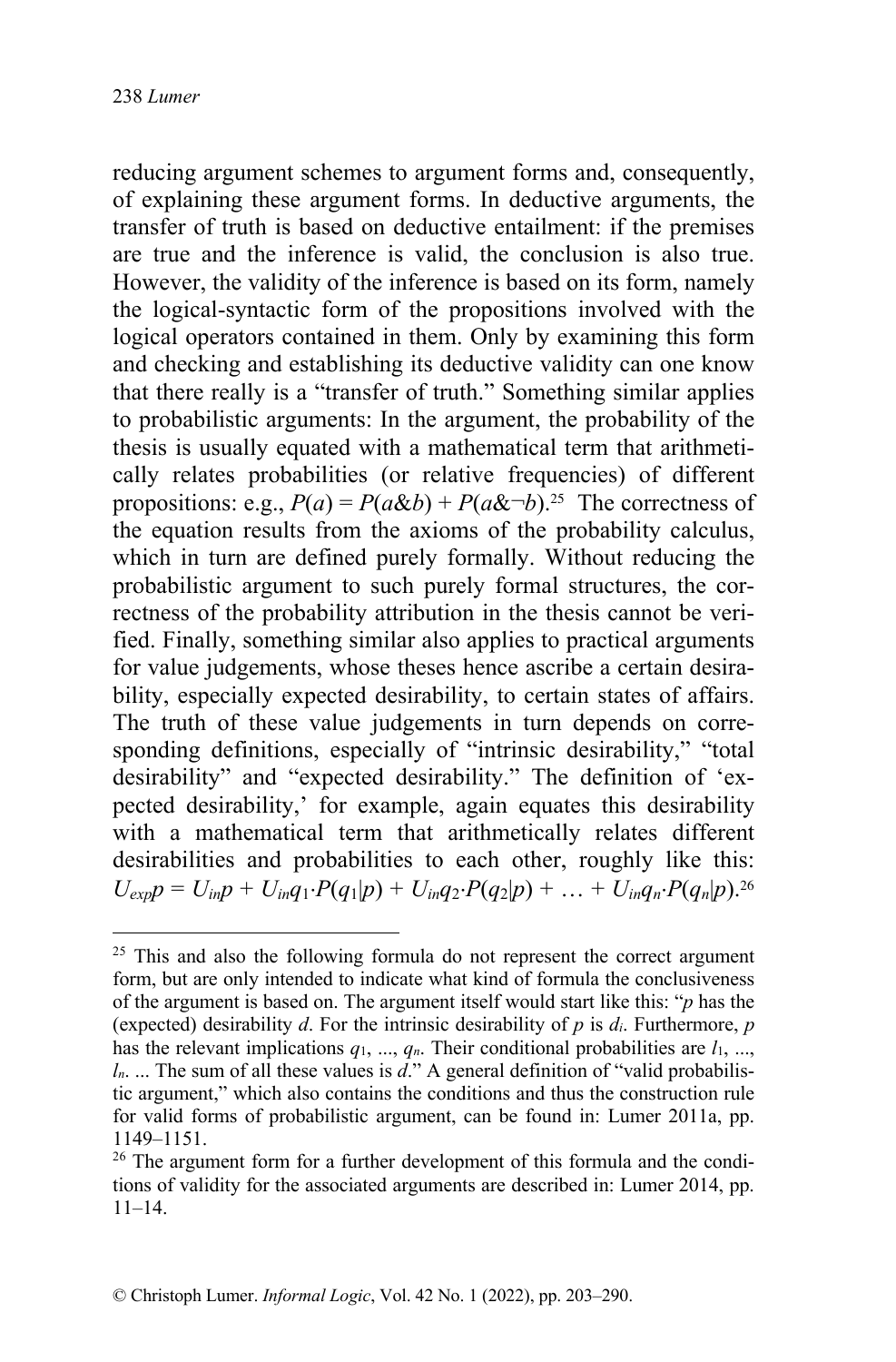reducing argument schemes to argument forms and, consequently, of explaining these argument forms. In deductive arguments, the transfer of truth is based on deductive entailment: if the premises are true and the inference is valid, the conclusion is also true. However, the validity of the inference is based on its form, namely the logical-syntactic form of the propositions involved with the logical operators contained in them. Only by examining this form and checking and establishing its deductive validity can one know that there really is a "transfer of truth." Something similar applies to probabilistic arguments: In the argument, the probability of the thesis is usually equated with a mathematical term that arithmetically relates probabilities (or relative frequencies) of different propositions: e.g., $P(a) = P(a\&b) + P(a\&\neg b)$.[25] The correctness of the equation results from the axioms of the probability calculus, which in turn are defined purely formally. Without reducing the probabilistic argument to such purely formal structures, the correctness of the probability attribution in the thesis cannot be verified. Finally, something similar also applies to practical arguments for value judgements, whose theses hence ascribe a certain desirability, especially expected desirability, to certain states of affairs. The truth of these value judgements in turn depends on corresponding definitions, especially of "intrinsic desirability," "total desirability" and "expected desirability." The definition of 'expected desirability,' for example, again equates this desirability with a mathematical term that arithmetically relates different desirabilities and probabilities to each other, roughly like this: $U_{exp}p = U_{in}p + U_{in}q_1 \cdot P(q_1|p) + U_{in}q_2 \cdot P(q_2|p) + \ldots + U_{in}q_n \cdot P(q_n|p)$.[26]

---

[25] This and also the following formula do not represent the correct argument form, but are only intended to indicate what kind of formula the conclusiveness of the argument is based on. The argument itself would start like this: "*p* has the (expected) desirability *d*. For the intrinsic desirability of *p* is $d_i$. Furthermore, *p* has the relevant implications $q_1$, ..., $q_n$. Their conditional probabilities are $l_1$, ..., $l_n$. ... The sum of all these values is *d*." A general definition of "valid probabilistic argument," which also contains the conditions and thus the construction rule for valid forms of probabilistic argument, can be found in: Lumer 2011a, pp. 1149–1151.

[26] The argument form for a further development of this formula and the conditions of validity for the associated arguments are described in: Lumer 2014, pp. 11–14.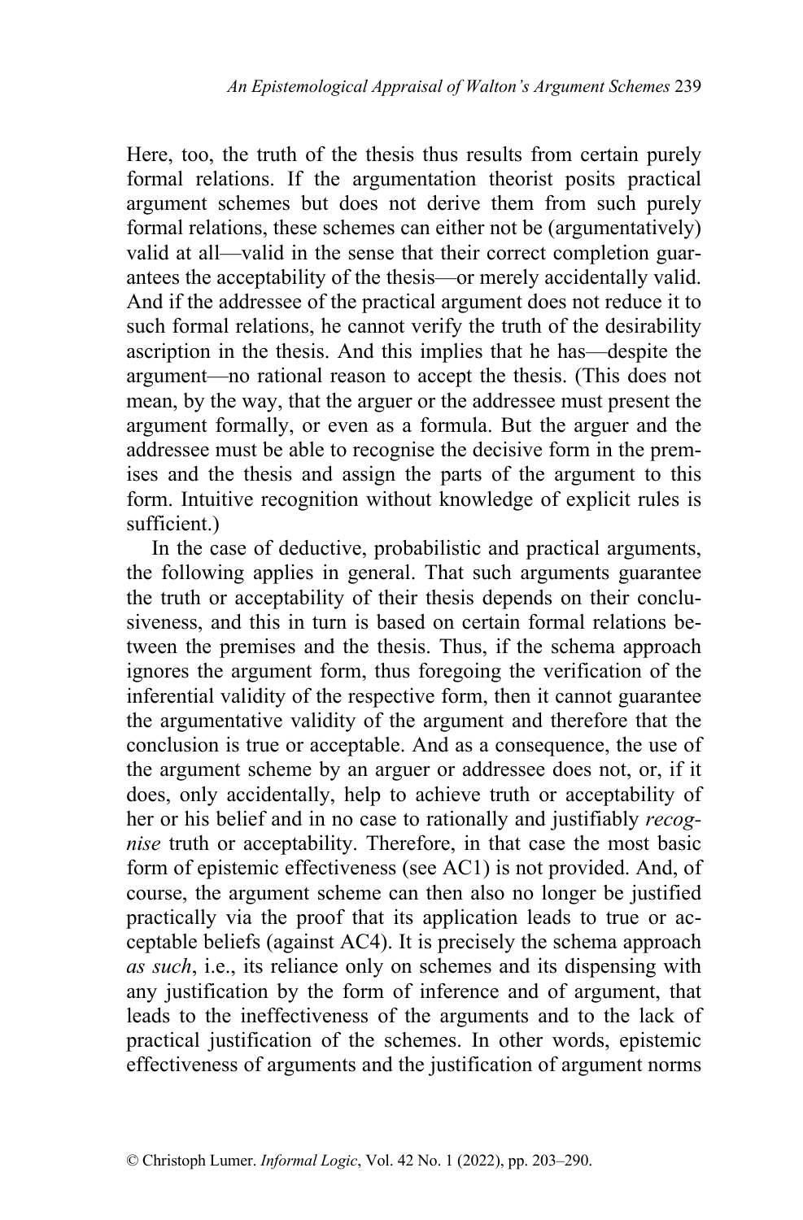Here, too, the truth of the thesis thus results from certain purely formal relations. If the argumentation theorist posits practical argument schemes but does not derive them from such purely formal relations, these schemes can either not be (argumentatively) valid at all—valid in the sense that their correct completion guarantees the acceptability of the thesis—or merely accidentally valid. And if the addressee of the practical argument does not reduce it to such formal relations, he cannot verify the truth of the desirability ascription in the thesis. And this implies that he has—despite the argument—no rational reason to accept the thesis. (This does not mean, by the way, that the arguer or the addressee must present the argument formally, or even as a formula. But the arguer and the addressee must be able to recognise the decisive form in the premises and the thesis and assign the parts of the argument to this form. Intuitive recognition without knowledge of explicit rules is sufficient.)

In the case of deductive, probabilistic and practical arguments, the following applies in general. That such arguments guarantee the truth or acceptability of their thesis depends on their conclusiveness, and this in turn is based on certain formal relations between the premises and the thesis. Thus, if the schema approach ignores the argument form, thus foregoing the verification of the inferential validity of the respective form, then it cannot guarantee the argumentative validity of the argument and therefore that the conclusion is true or acceptable. And as a consequence, the use of the argument scheme by an arguer or addressee does not, or, if it does, only accidentally, help to achieve truth or acceptability of her or his belief and in no case to rationally and justifiably *recognise* truth or acceptability. Therefore, in that case the most basic form of epistemic effectiveness (see AC1) is not provided. And, of course, the argument scheme can then also no longer be justified practically via the proof that its application leads to true or acceptable beliefs (against AC4). It is precisely the schema approach *as such*, i.e., its reliance only on schemes and its dispensing with any justification by the form of inference and of argument, that leads to the ineffectiveness of the arguments and to the lack of practical justification of the schemes. In other words, epistemic effectiveness of arguments and the justification of argument norms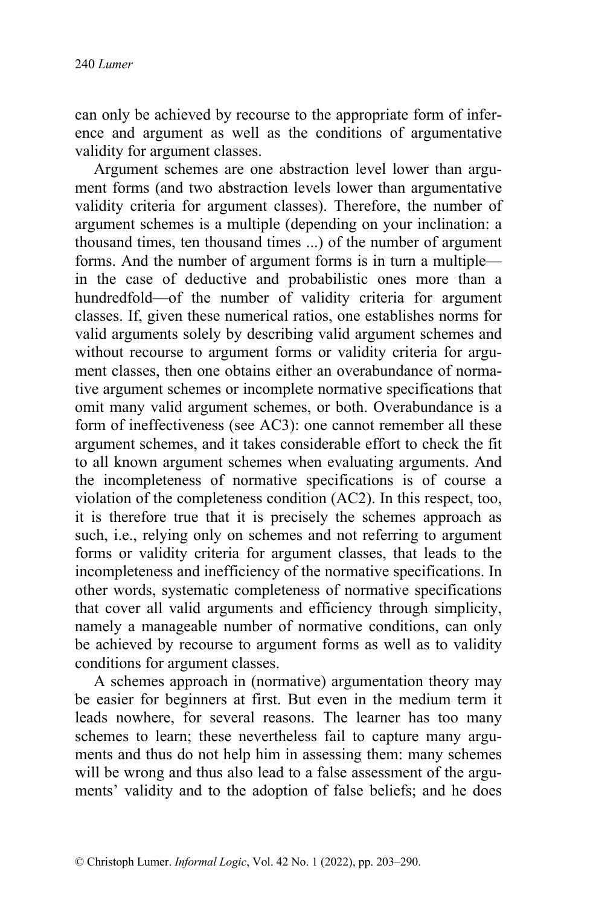can only be achieved by recourse to the appropriate form of inference and argument as well as the conditions of argumentative validity for argument classes.

Argument schemes are one abstraction level lower than argument forms (and two abstraction levels lower than argumentative validity criteria for argument classes). Therefore, the number of argument schemes is a multiple (depending on your inclination: a thousand times, ten thousand times ...) of the number of argument forms. And the number of argument forms is in turn a multiple—in the case of deductive and probabilistic ones more than a hundredfold—of the number of validity criteria for argument classes. If, given these numerical ratios, one establishes norms for valid arguments solely by describing valid argument schemes and without recourse to argument forms or validity criteria for argument classes, then one obtains either an overabundance of normative argument schemes or incomplete normative specifications that omit many valid argument schemes, or both. Overabundance is a form of ineffectiveness (see AC3): one cannot remember all these argument schemes, and it takes considerable effort to check the fit to all known argument schemes when evaluating arguments. And the incompleteness of normative specifications is of course a violation of the completeness condition (AC2). In this respect, too, it is therefore true that it is precisely the schemes approach as such, i.e., relying only on schemes and not referring to argument forms or validity criteria for argument classes, that leads to the incompleteness and inefficiency of the normative specifications. In other words, systematic completeness of normative specifications that cover all valid arguments and efficiency through simplicity, namely a manageable number of normative conditions, can only be achieved by recourse to argument forms as well as to validity conditions for argument classes.

A schemes approach in (normative) argumentation theory may be easier for beginners at first. But even in the medium term it leads nowhere, for several reasons. The learner has too many schemes to learn; these nevertheless fail to capture many arguments and thus do not help him in assessing them: many schemes will be wrong and thus also lead to a false assessment of the arguments' validity and to the adoption of false beliefs; and he does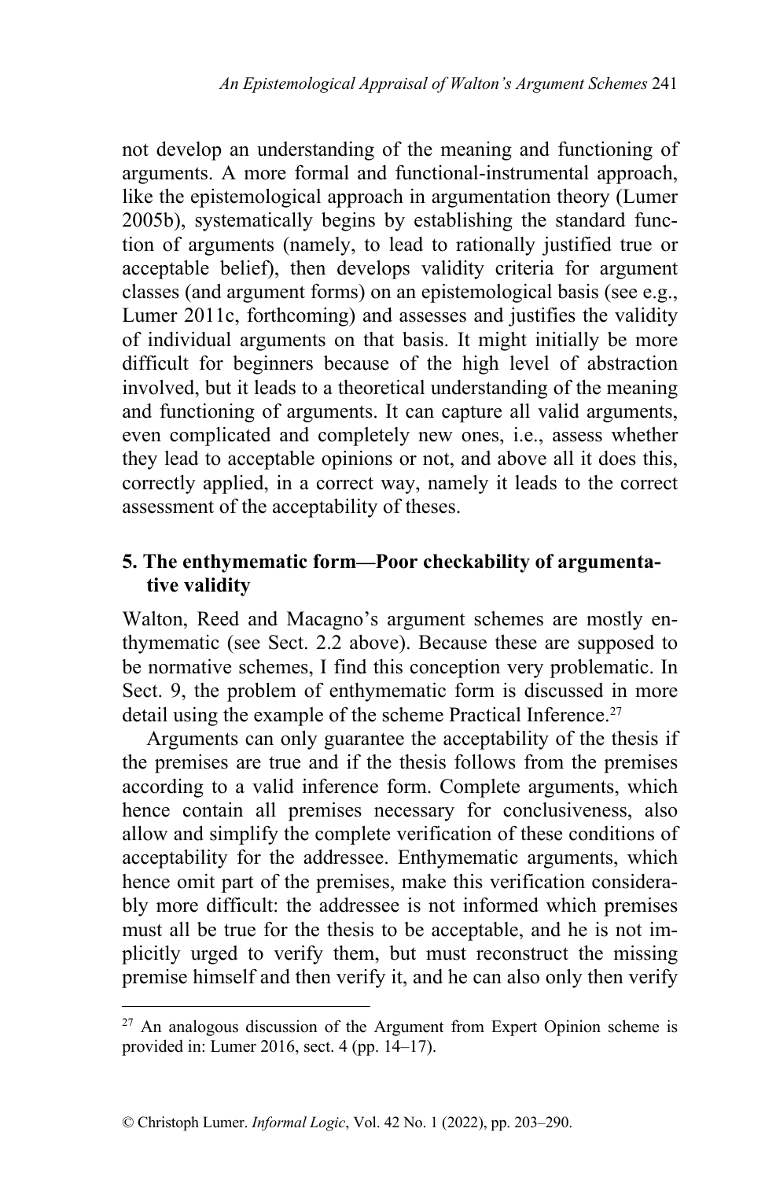not develop an understanding of the meaning and functioning of arguments. A more formal and functional-instrumental approach, like the epistemological approach in argumentation theory (Lumer 2005b), systematically begins by establishing the standard function of arguments (namely, to lead to rationally justified true or acceptable belief), then develops validity criteria for argument classes (and argument forms) on an epistemological basis (see e.g., Lumer 2011c, forthcoming) and assesses and justifies the validity of individual arguments on that basis. It might initially be more difficult for beginners because of the high level of abstraction involved, but it leads to a theoretical understanding of the meaning and functioning of arguments. It can capture all valid arguments, even complicated and completely new ones, i.e., assess whether they lead to acceptable opinions or not, and above all it does this, correctly applied, in a correct way, namely it leads to the correct assessment of the acceptability of theses.

## 5. The enthymematic form—Poor checkability of argumentative validity

Walton, Reed and Macagno's argument schemes are mostly enthymematic (see Sect. 2.2 above). Because these are supposed to be normative schemes, I find this conception very problematic. In Sect. 9, the problem of enthymematic form is discussed in more detail using the example of the scheme Practical Inference.[27]

Arguments can only guarantee the acceptability of the thesis if the premises are true and if the thesis follows from the premises according to a valid inference form. Complete arguments, which hence contain all premises necessary for conclusiveness, also allow and simplify the complete verification of these conditions of acceptability for the addressee. Enthymematic arguments, which hence omit part of the premises, make this verification considerably more difficult: the addressee is not informed which premises must all be true for the thesis to be acceptable, and he is not implicitly urged to verify them, but must reconstruct the missing premise himself and then verify it, and he can also only then verify

[27] An analogous discussion of the Argument from Expert Opinion scheme is provided in: Lumer 2016, sect. 4 (pp. 14–17).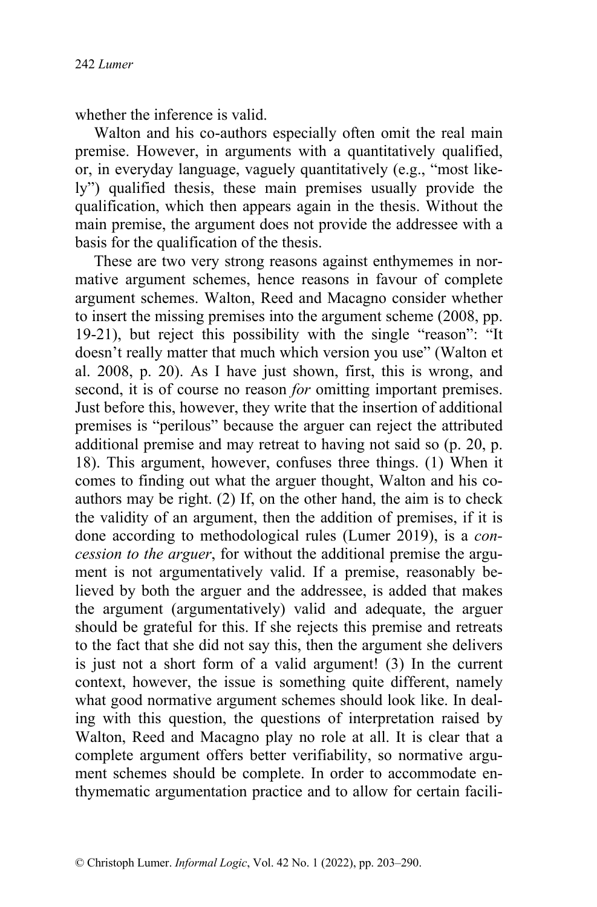whether the inference is valid.

Walton and his co-authors especially often omit the real main premise. However, in arguments with a quantitatively qualified, or, in everyday language, vaguely quantitatively (e.g., "most likely") qualified thesis, these main premises usually provide the qualification, which then appears again in the thesis. Without the main premise, the argument does not provide the addressee with a basis for the qualification of the thesis.

These are two very strong reasons against enthymemes in normative argument schemes, hence reasons in favour of complete argument schemes. Walton, Reed and Macagno consider whether to insert the missing premises into the argument scheme (2008, pp. 19-21), but reject this possibility with the single "reason": "It doesn't really matter that much which version you use" (Walton et al. 2008, p. 20). As I have just shown, first, this is wrong, and second, it is of course no reason *for* omitting important premises. Just before this, however, they write that the insertion of additional premises is "perilous" because the arguer can reject the attributed additional premise and may retreat to having not said so (p. 20, p. 18). This argument, however, confuses three things. (1) When it comes to finding out what the arguer thought, Walton and his co-authors may be right. (2) If, on the other hand, the aim is to check the validity of an argument, then the addition of premises, if it is done according to methodological rules (Lumer 2019), is a *concession to the arguer*, for without the additional premise the argument is not argumentatively valid. If a premise, reasonably believed by both the arguer and the addressee, is added that makes the argument (argumentatively) valid and adequate, the arguer should be grateful for this. If she rejects this premise and retreats to the fact that she did not say this, then the argument she delivers is just not a short form of a valid argument! (3) In the current context, however, the issue is something quite different, namely what good normative argument schemes should look like. In dealing with this question, the questions of interpretation raised by Walton, Reed and Macagno play no role at all. It is clear that a complete argument offers better verifiability, so normative argument schemes should be complete. In order to accommodate enthymematic argumentation practice and to allow for certain facili-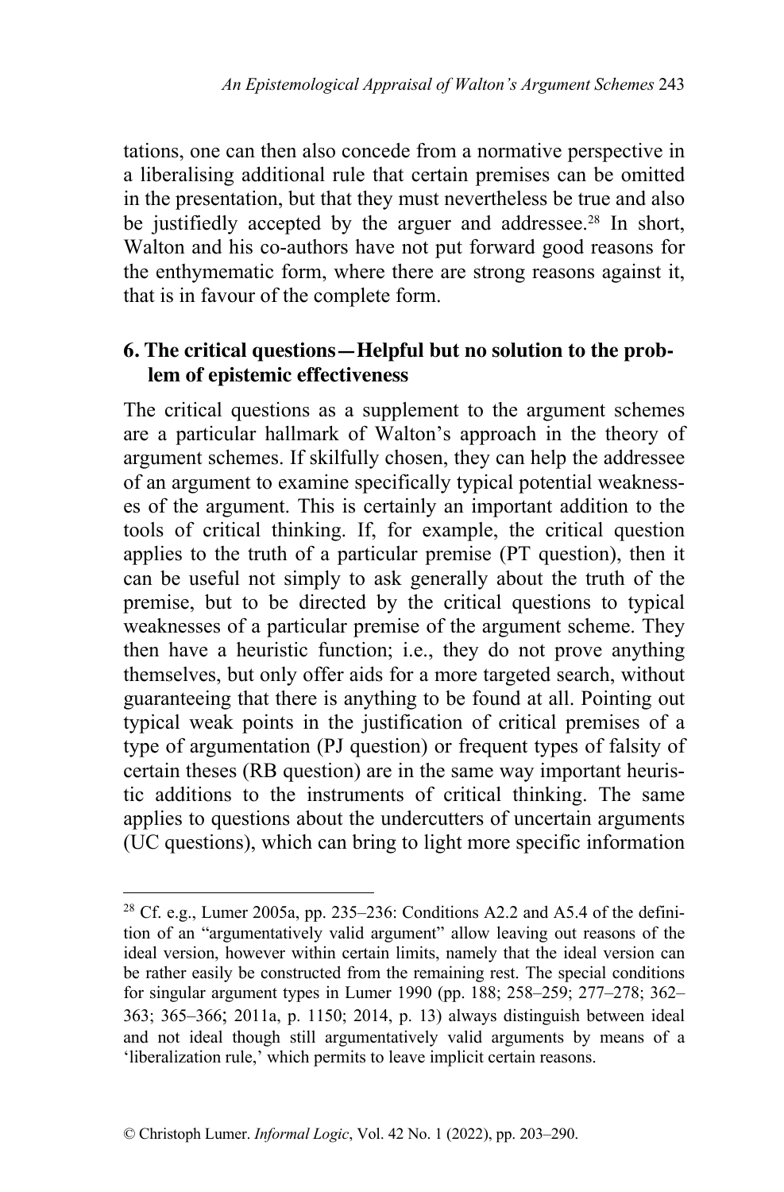tations, one can then also concede from a normative perspective in a liberalising additional rule that certain premises can be omitted in the presentation, but that they must nevertheless be true and also be justifiedly accepted by the arguer and addressee.[28] In short, Walton and his co-authors have not put forward good reasons for the enthymematic form, where there are strong reasons against it, that is in favour of the complete form.

## 6. The critical questions—Helpful but no solution to the problem of epistemic effectiveness

The critical questions as a supplement to the argument schemes are a particular hallmark of Walton's approach in the theory of argument schemes. If skilfully chosen, they can help the addressee of an argument to examine specifically typical potential weaknesses of the argument. This is certainly an important addition to the tools of critical thinking. If, for example, the critical question applies to the truth of a particular premise (PT question), then it can be useful not simply to ask generally about the truth of the premise, but to be directed by the critical questions to typical weaknesses of a particular premise of the argument scheme. They then have a heuristic function; i.e., they do not prove anything themselves, but only offer aids for a more targeted search, without guaranteeing that there is anything to be found at all. Pointing out typical weak points in the justification of critical premises of a type of argumentation (PJ question) or frequent types of falsity of certain theses (RB question) are in the same way important heuristic additions to the instruments of critical thinking. The same applies to questions about the undercutters of uncertain arguments (UC questions), which can bring to light more specific information

[28] Cf. e.g., Lumer 2005a, pp. 235–236: Conditions A2.2 and A5.4 of the definition of an "argumentatively valid argument" allow leaving out reasons of the ideal version, however within certain limits, namely that the ideal version can be rather easily be constructed from the remaining rest. The special conditions for singular argument types in Lumer 1990 (pp. 188; 258–259; 277–278; 362–363; 365–366; 2011a, p. 1150; 2014, p. 13) always distinguish between ideal and not ideal though still argumentatively valid arguments by means of a 'liberalization rule,' which permits to leave implicit certain reasons.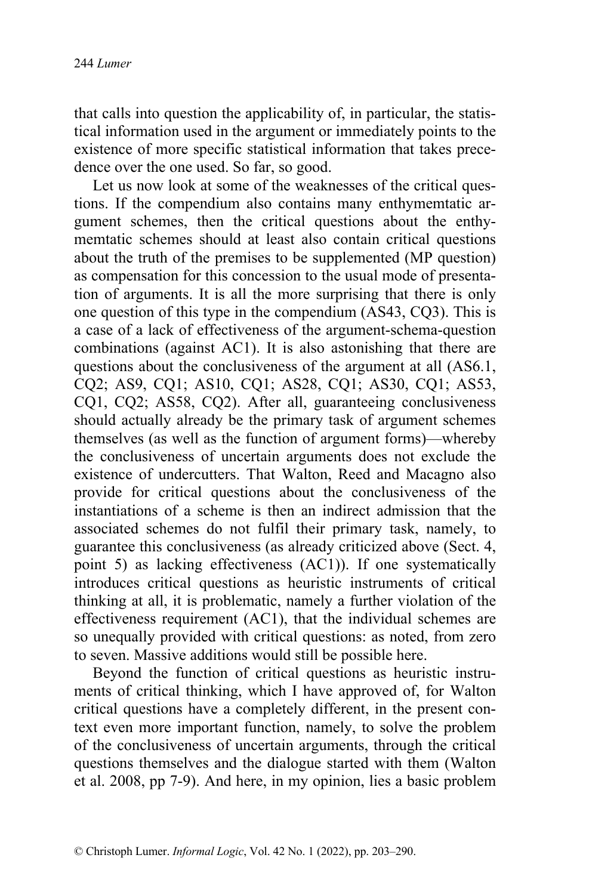that calls into question the applicability of, in particular, the statistical information used in the argument or immediately points to the existence of more specific statistical information that takes precedence over the one used. So far, so good.

Let us now look at some of the weaknesses of the critical questions. If the compendium also contains many enthymemtatic argument schemes, then the critical questions about the enthymemtatic schemes should at least also contain critical questions about the truth of the premises to be supplemented (MP question) as compensation for this concession to the usual mode of presentation of arguments. It is all the more surprising that there is only one question of this type in the compendium (AS43, CQ3). This is a case of a lack of effectiveness of the argument-schema-question combinations (against AC1). It is also astonishing that there are questions about the conclusiveness of the argument at all (AS6.1, CQ2; AS9, CQ1; AS10, CQ1; AS28, CQ1; AS30, CQ1; AS53, CQ1, CQ2; AS58, CQ2). After all, guaranteeing conclusiveness should actually already be the primary task of argument schemes themselves (as well as the function of argument forms)—whereby the conclusiveness of uncertain arguments does not exclude the existence of undercutters. That Walton, Reed and Macagno also provide for critical questions about the conclusiveness of the instantiations of a scheme is then an indirect admission that the associated schemes do not fulfil their primary task, namely, to guarantee this conclusiveness (as already criticized above (Sect. 4, point 5) as lacking effectiveness (AC1)). If one systematically introduces critical questions as heuristic instruments of critical thinking at all, it is problematic, namely a further violation of the effectiveness requirement (AC1), that the individual schemes are so unequally provided with critical questions: as noted, from zero to seven. Massive additions would still be possible here.

Beyond the function of critical questions as heuristic instruments of critical thinking, which I have approved of, for Walton critical questions have a completely different, in the present context even more important function, namely, to solve the problem of the conclusiveness of uncertain arguments, through the critical questions themselves and the dialogue started with them (Walton et al. 2008, pp 7-9). And here, in my opinion, lies a basic problem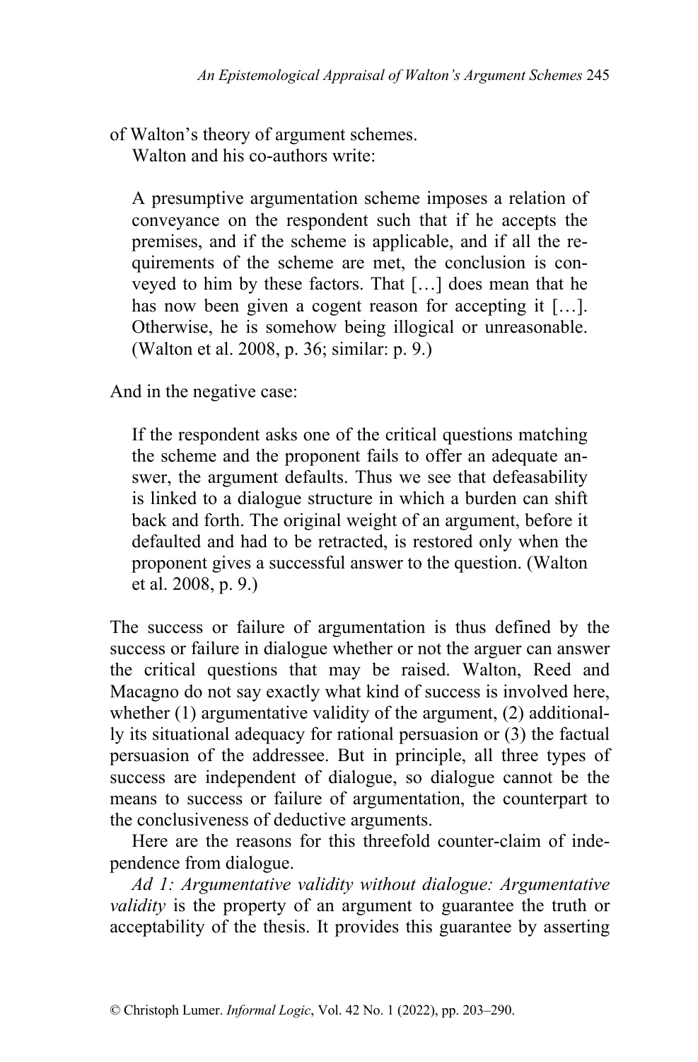of Walton's theory of argument schemes.

Walton and his co-authors write:

> A presumptive argumentation scheme imposes a relation of conveyance on the respondent such that if he accepts the premises, and if the scheme is applicable, and if all the requirements of the scheme are met, the conclusion is conveyed to him by these factors. That […] does mean that he has now been given a cogent reason for accepting it […]. Otherwise, he is somehow being illogical or unreasonable. (Walton et al. 2008, p. 36; similar: p. 9.)

And in the negative case:

> If the respondent asks one of the critical questions matching the scheme and the proponent fails to offer an adequate answer, the argument defaults. Thus we see that defeasability is linked to a dialogue structure in which a burden can shift back and forth. The original weight of an argument, before it defaulted and had to be retracted, is restored only when the proponent gives a successful answer to the question. (Walton et al. 2008, p. 9.)

The success or failure of argumentation is thus defined by the success or failure in dialogue whether or not the arguer can answer the critical questions that may be raised. Walton, Reed and Macagno do not say exactly what kind of success is involved here, whether (1) argumentative validity of the argument, (2) additionally its situational adequacy for rational persuasion or (3) the factual persuasion of the addressee. But in principle, all three types of success are independent of dialogue, so dialogue cannot be the means to success or failure of argumentation, the counterpart to the conclusiveness of deductive arguments.

Here are the reasons for this threefold counter-claim of independence from dialogue.

*Ad 1: Argumentative validity without dialogue: Argumentative validity* is the property of an argument to guarantee the truth or acceptability of the thesis. It provides this guarantee by asserting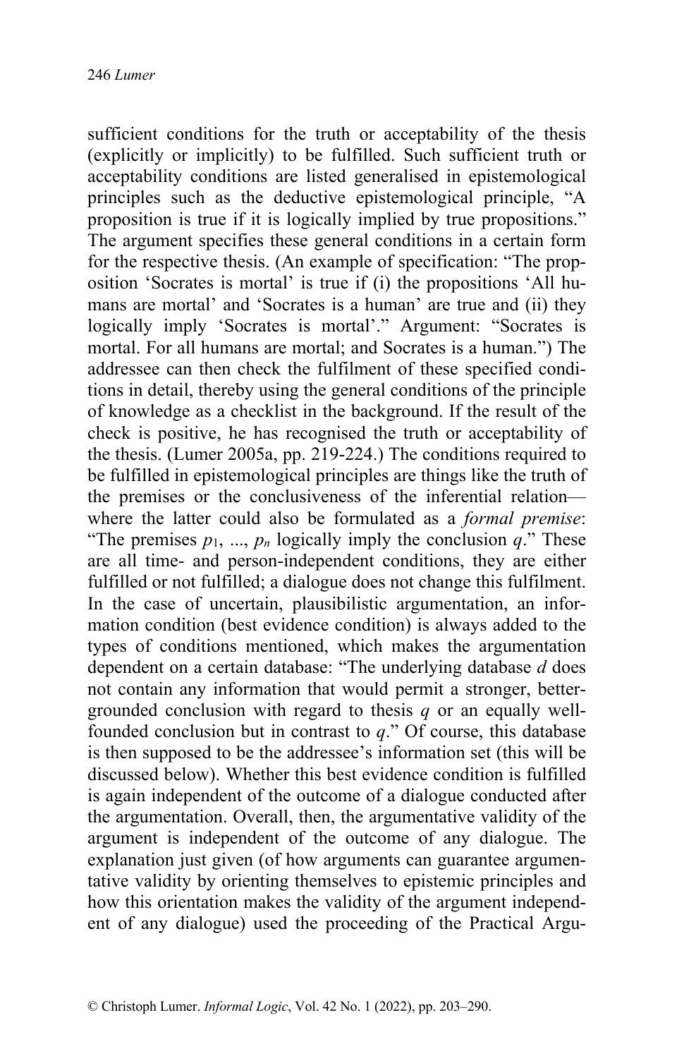sufficient conditions for the truth or acceptability of the thesis (explicitly or implicitly) to be fulfilled. Such sufficient truth or acceptability conditions are listed generalised in epistemological principles such as the deductive epistemological principle, "A proposition is true if it is logically implied by true propositions." The argument specifies these general conditions in a certain form for the respective thesis. (An example of specification: "The proposition 'Socrates is mortal' is true if (i) the propositions 'All humans are mortal' and 'Socrates is a human' are true and (ii) they logically imply 'Socrates is mortal'." Argument: "Socrates is mortal. For all humans are mortal; and Socrates is a human.") The addressee can then check the fulfilment of these specified conditions in detail, thereby using the general conditions of the principle of knowledge as a checklist in the background. If the result of the check is positive, he has recognised the truth or acceptability of the thesis. (Lumer 2005a, pp. 219-224.) The conditions required to be fulfilled in epistemological principles are things like the truth of the premises or the conclusiveness of the inferential relation—where the latter could also be formulated as a *formal premise*: "The premises $p_1$, ..., $p_n$ logically imply the conclusion $q$." These are all time- and person-independent conditions, they are either fulfilled or not fulfilled; a dialogue does not change this fulfilment. In the case of uncertain, plausibilistic argumentation, an information condition (best evidence condition) is always added to the types of conditions mentioned, which makes the argumentation dependent on a certain database: "The underlying database $d$ does not contain any information that would permit a stronger, better-grounded conclusion with regard to thesis $q$ or an equally well-founded conclusion but in contrast to $q$." Of course, this database is then supposed to be the addressee's information set (this will be discussed below). Whether this best evidence condition is fulfilled is again independent of the outcome of a dialogue conducted after the argumentation. Overall, then, the argumentative validity of the argument is independent of the outcome of any dialogue. The explanation just given (of how arguments can guarantee argumentative validity by orienting themselves to epistemic principles and how this orientation makes the validity of the argument independent of any dialogue) used the proceeding of the Practical Argu-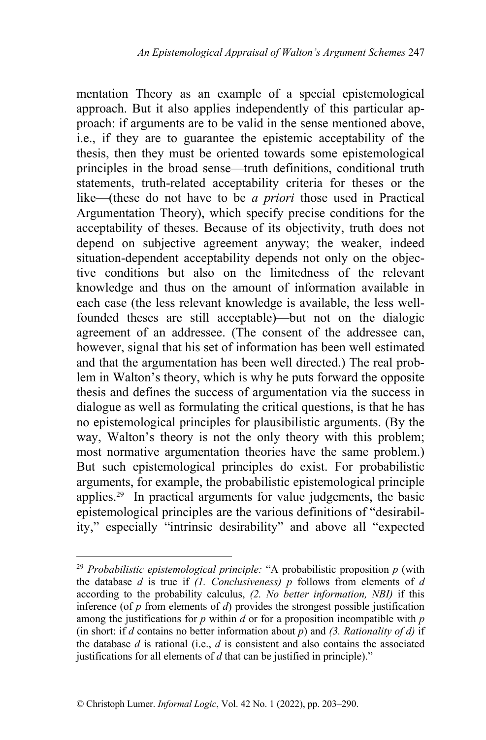mentation Theory as an example of a special epistemological approach. But it also applies independently of this particular approach: if arguments are to be valid in the sense mentioned above, i.e., if they are to guarantee the epistemic acceptability of the thesis, then they must be oriented towards some epistemological principles in the broad sense—truth definitions, conditional truth statements, truth-related acceptability criteria for theses or the like—(these do not have to be *a priori* those used in Practical Argumentation Theory), which specify precise conditions for the acceptability of theses. Because of its objectivity, truth does not depend on subjective agreement anyway; the weaker, indeed situation-dependent acceptability depends not only on the objective conditions but also on the limitedness of the relevant knowledge and thus on the amount of information available in each case (the less relevant knowledge is available, the less well-founded theses are still acceptable)—but not on the dialogic agreement of an addressee. (The consent of the addressee can, however, signal that his set of information has been well estimated and that the argumentation has been well directed.) The real problem in Walton's theory, which is why he puts forward the opposite thesis and defines the success of argumentation via the success in dialogue as well as formulating the critical questions, is that he has no epistemological principles for plausibilistic arguments. (By the way, Walton's theory is not the only theory with this problem; most normative argumentation theories have the same problem.) But such epistemological principles do exist. For probabilistic arguments, for example, the probabilistic epistemological principle applies.[29] In practical arguments for value judgements, the basic epistemological principles are the various definitions of "desirability," especially "intrinsic desirability" and above all "expected

---

[29] *Probabilistic epistemological principle:* "A probabilistic proposition *p* (with the database *d* is true if *(1. Conclusiveness) p* follows from elements of *d* according to the probability calculus, *(2. No better information, NBI)* if this inference (of *p* from elements of *d*) provides the strongest possible justification among the justifications for *p* within *d* or for a proposition incompatible with *p* (in short: if *d* contains no better information about *p*) and *(3. Rationality of d)* if the database *d* is rational (i.e., *d* is consistent and also contains the associated justifications for all elements of *d* that can be justified in principle)."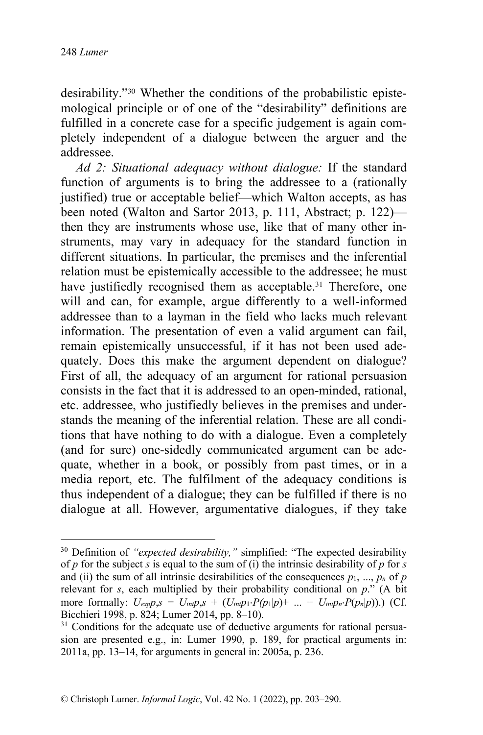desirability."[30] Whether the conditions of the probabilistic epistemological principle or of one of the "desirability" definitions are fulfilled in a concrete case for a specific judgement is again completely independent of a dialogue between the arguer and the addressee.

*Ad 2: Situational adequacy without dialogue:* If the standard function of arguments is to bring the addressee to a (rationally justified) true or acceptable belief—which Walton accepts, as has been noted (Walton and Sartor 2013, p. 111, Abstract; p. 122)—then they are instruments whose use, like that of many other instruments, may vary in adequacy for the standard function in different situations. In particular, the premises and the inferential relation must be epistemically accessible to the addressee; he must have justifiedly recognised them as acceptable.[31] Therefore, one will and can, for example, argue differently to a well-informed addressee than to a layman in the field who lacks much relevant information. The presentation of even a valid argument can fail, remain epistemically unsuccessful, if it has not been used adequately. Does this make the argument dependent on dialogue? First of all, the adequacy of an argument for rational persuasion consists in the fact that it is addressed to an open-minded, rational, etc. addressee, who justifiedly believes in the premises and understands the meaning of the inferential relation. These are all conditions that have nothing to do with a dialogue. Even a completely (and for sure) one-sidedly communicated argument can be adequate, whether in a book, or possibly from past times, or in a media report, etc. The fulfilment of the adequacy conditions is thus independent of a dialogue; they can be fulfilled if there is no dialogue at all. However, argumentative dialogues, if they take

---

[30] Definition of *"expected desirability,"* simplified: "The expected desirability of *p* for the subject *s* is equal to the sum of (i) the intrinsic desirability of *p* for *s* and (ii) the sum of all intrinsic desirabilities of the consequences $p_1, ..., p_n$ of *p* relevant for *s*, each multiplied by their probability conditional on *p*." (A bit more formally: $U_{exp}p,s = U_{int}p,s + (U_{int}p_1 \cdot P(p_1|p) + ... + U_{int}p_n \cdot P(p_n|p))$.) (Cf. Bicchieri 1998, p. 824; Lumer 2014, pp. 8–10).

[31] Conditions for the adequate use of deductive arguments for rational persuasion are presented e.g., in: Lumer 1990, p. 189, for practical arguments in: 2011a, pp. 13–14, for arguments in general in: 2005a, p. 236.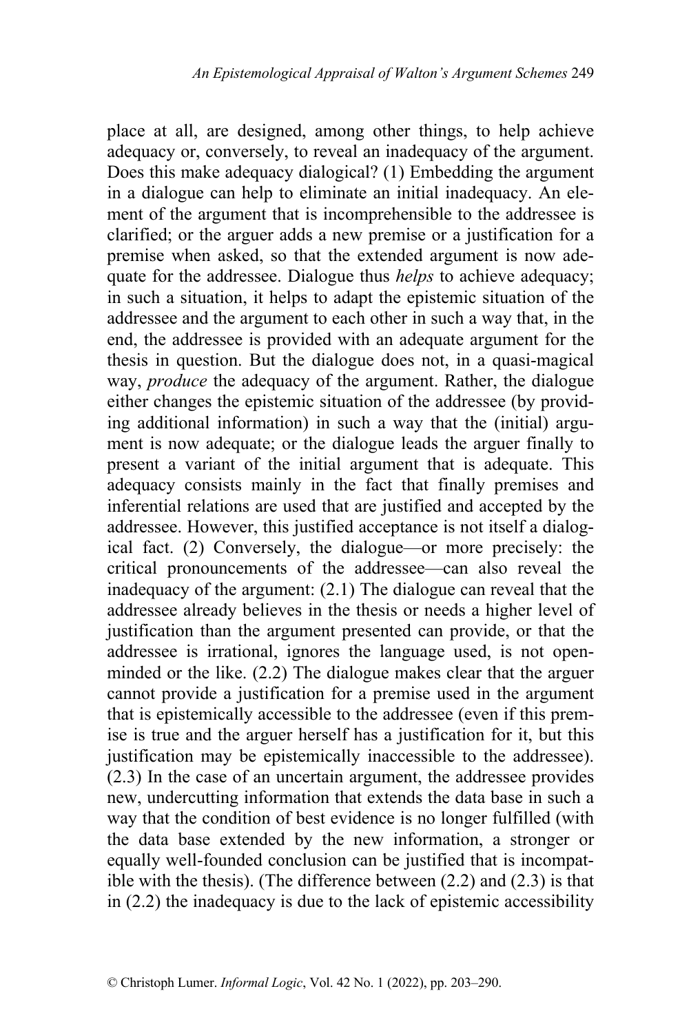place at all, are designed, among other things, to help achieve adequacy or, conversely, to reveal an inadequacy of the argument. Does this make adequacy dialogical? (1) Embedding the argument in a dialogue can help to eliminate an initial inadequacy. An element of the argument that is incomprehensible to the addressee is clarified; or the arguer adds a new premise or a justification for a premise when asked, so that the extended argument is now adequate for the addressee. Dialogue thus *helps* to achieve adequacy; in such a situation, it helps to adapt the epistemic situation of the addressee and the argument to each other in such a way that, in the end, the addressee is provided with an adequate argument for the thesis in question. But the dialogue does not, in a quasi-magical way, *produce* the adequacy of the argument. Rather, the dialogue either changes the epistemic situation of the addressee (by providing additional information) in such a way that the (initial) argument is now adequate; or the dialogue leads the arguer finally to present a variant of the initial argument that is adequate. This adequacy consists mainly in the fact that finally premises and inferential relations are used that are justified and accepted by the addressee. However, this justified acceptance is not itself a dialogical fact. (2) Conversely, the dialogue—or more precisely: the critical pronouncements of the addressee—can also reveal the inadequacy of the argument: (2.1) The dialogue can reveal that the addressee already believes in the thesis or needs a higher level of justification than the argument presented can provide, or that the addressee is irrational, ignores the language used, is not open-minded or the like. (2.2) The dialogue makes clear that the arguer cannot provide a justification for a premise used in the argument that is epistemically accessible to the addressee (even if this premise is true and the arguer herself has a justification for it, but this justification may be epistemically inaccessible to the addressee). (2.3) In the case of an uncertain argument, the addressee provides new, undercutting information that extends the data base in such a way that the condition of best evidence is no longer fulfilled (with the data base extended by the new information, a stronger or equally well-founded conclusion can be justified that is incompatible with the thesis). (The difference between (2.2) and (2.3) is that in (2.2) the inadequacy is due to the lack of epistemic accessibility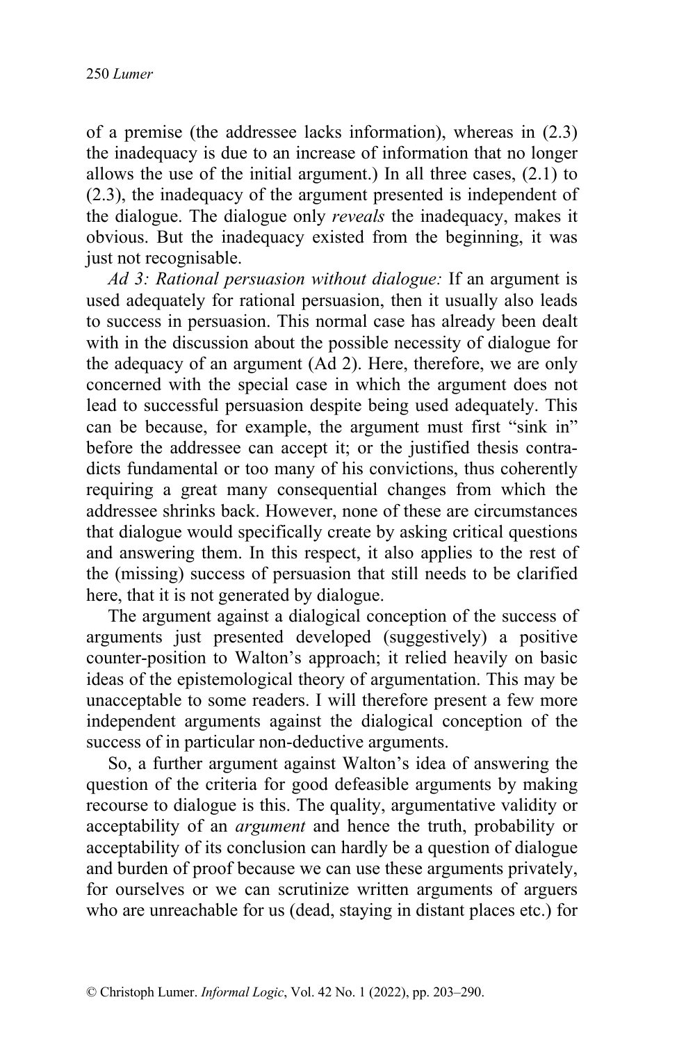of a premise (the addressee lacks information), whereas in (2.3) the inadequacy is due to an increase of information that no longer allows the use of the initial argument.) In all three cases, (2.1) to (2.3), the inadequacy of the argument presented is independent of the dialogue. The dialogue only *reveals* the inadequacy, makes it obvious. But the inadequacy existed from the beginning, it was just not recognisable.

*Ad 3: Rational persuasion without dialogue:* If an argument is used adequately for rational persuasion, then it usually also leads to success in persuasion. This normal case has already been dealt with in the discussion about the possible necessity of dialogue for the adequacy of an argument (Ad 2). Here, therefore, we are only concerned with the special case in which the argument does not lead to successful persuasion despite being used adequately. This can be because, for example, the argument must first "sink in" before the addressee can accept it; or the justified thesis contradicts fundamental or too many of his convictions, thus coherently requiring a great many consequential changes from which the addressee shrinks back. However, none of these are circumstances that dialogue would specifically create by asking critical questions and answering them. In this respect, it also applies to the rest of the (missing) success of persuasion that still needs to be clarified here, that it is not generated by dialogue.

The argument against a dialogical conception of the success of arguments just presented developed (suggestively) a positive counter-position to Walton's approach; it relied heavily on basic ideas of the epistemological theory of argumentation. This may be unacceptable to some readers. I will therefore present a few more independent arguments against the dialogical conception of the success of in particular non-deductive arguments.

So, a further argument against Walton's idea of answering the question of the criteria for good defeasible arguments by making recourse to dialogue is this. The quality, argumentative validity or acceptability of an *argument* and hence the truth, probability or acceptability of its conclusion can hardly be a question of dialogue and burden of proof because we can use these arguments privately, for ourselves or we can scrutinize written arguments of arguers who are unreachable for us (dead, staying in distant places etc.) for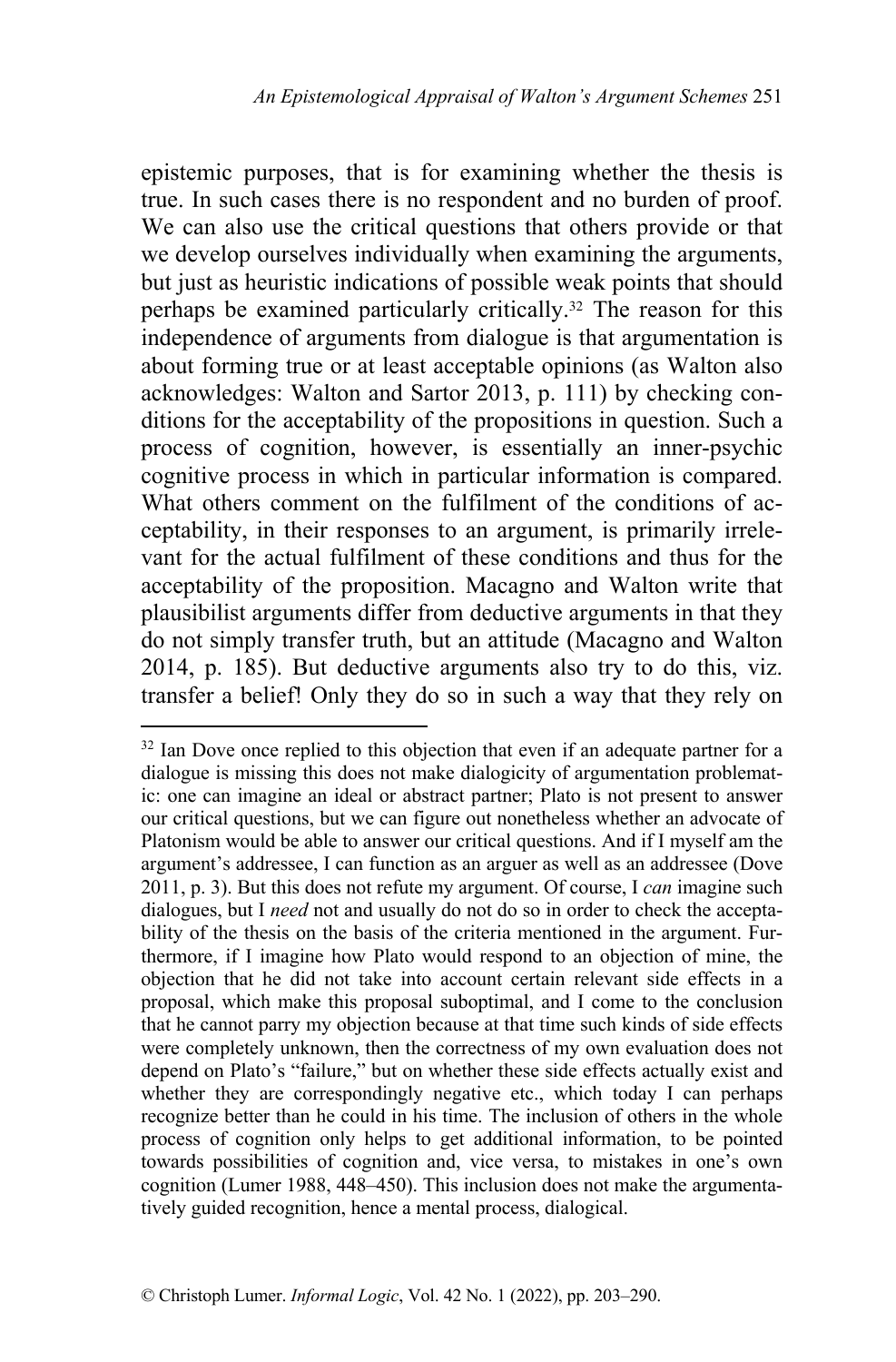epistemic purposes, that is for examining whether the thesis is true. In such cases there is no respondent and no burden of proof. We can also use the critical questions that others provide or that we develop ourselves individually when examining the arguments, but just as heuristic indications of possible weak points that should perhaps be examined particularly critically.[32] The reason for this independence of arguments from dialogue is that argumentation is about forming true or at least acceptable opinions (as Walton also acknowledges: Walton and Sartor 2013, p. 111) by checking conditions for the acceptability of the propositions in question. Such a process of cognition, however, is essentially an inner-psychic cognitive process in which in particular information is compared. What others comment on the fulfilment of the conditions of acceptability, in their responses to an argument, is primarily irrelevant for the actual fulfilment of these conditions and thus for the acceptability of the proposition. Macagno and Walton write that plausibilist arguments differ from deductive arguments in that they do not simply transfer truth, but an attitude (Macagno and Walton 2014, p. 185). But deductive arguments also try to do this, viz. transfer a belief! Only they do so in such a way that they rely on

[32] Ian Dove once replied to this objection that even if an adequate partner for a dialogue is missing this does not make dialogicity of argumentation problematic: one can imagine an ideal or abstract partner; Plato is not present to answer our critical questions, but we can figure out nonetheless whether an advocate of Platonism would be able to answer our critical questions. And if I myself am the argument's addressee, I can function as an arguer as well as an addressee (Dove 2011, p. 3). But this does not refute my argument. Of course, I *can* imagine such dialogues, but I *need* not and usually do not do so in order to check the acceptability of the thesis on the basis of the criteria mentioned in the argument. Furthermore, if I imagine how Plato would respond to an objection of mine, the objection that he did not take into account certain relevant side effects in a proposal, which make this proposal suboptimal, and I come to the conclusion that he cannot parry my objection because at that time such kinds of side effects were completely unknown, then the correctness of my own evaluation does not depend on Plato's "failure," but on whether these side effects actually exist and whether they are correspondingly negative etc., which today I can perhaps recognize better than he could in his time. The inclusion of others in the whole process of cognition only helps to get additional information, to be pointed towards possibilities of cognition and, vice versa, to mistakes in one's own cognition (Lumer 1988, 448–450). This inclusion does not make the argumentatively guided recognition, hence a mental process, dialogical.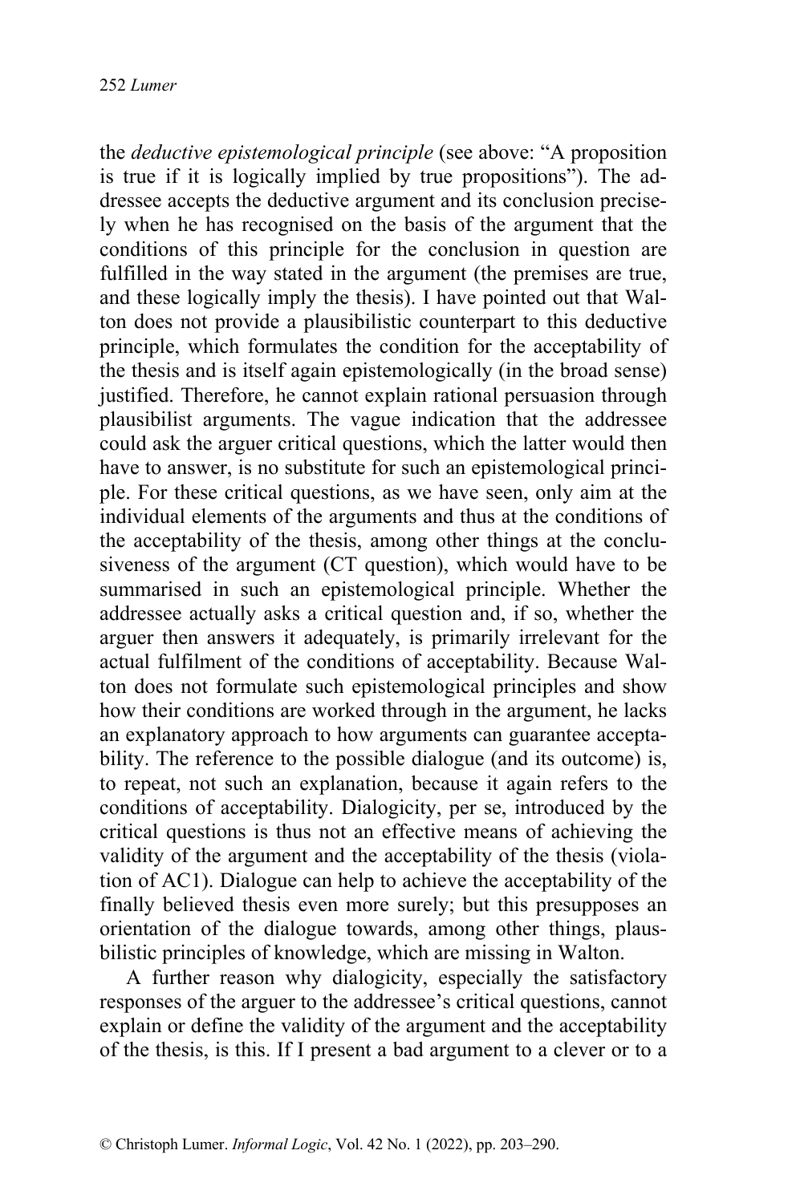the *deductive epistemological principle* (see above: "A proposition is true if it is logically implied by true propositions"). The addressee accepts the deductive argument and its conclusion precisely when he has recognised on the basis of the argument that the conditions of this principle for the conclusion in question are fulfilled in the way stated in the argument (the premises are true, and these logically imply the thesis). I have pointed out that Walton does not provide a plausibilistic counterpart to this deductive principle, which formulates the condition for the acceptability of the thesis and is itself again epistemologically (in the broad sense) justified. Therefore, he cannot explain rational persuasion through plausibilist arguments. The vague indication that the addressee could ask the arguer critical questions, which the latter would then have to answer, is no substitute for such an epistemological principle. For these critical questions, as we have seen, only aim at the individual elements of the arguments and thus at the conditions of the acceptability of the thesis, among other things at the conclusiveness of the argument (CT question), which would have to be summarised in such an epistemological principle. Whether the addressee actually asks a critical question and, if so, whether the arguer then answers it adequately, is primarily irrelevant for the actual fulfilment of the conditions of acceptability. Because Walton does not formulate such epistemological principles and show how their conditions are worked through in the argument, he lacks an explanatory approach to how arguments can guarantee acceptability. The reference to the possible dialogue (and its outcome) is, to repeat, not such an explanation, because it again refers to the conditions of acceptability. Dialogicity, per se, introduced by the critical questions is thus not an effective means of achieving the validity of the argument and the acceptability of the thesis (violation of AC1). Dialogue can help to achieve the acceptability of the finally believed thesis even more surely; but this presupposes an orientation of the dialogue towards, among other things, plausbilistic principles of knowledge, which are missing in Walton.

A further reason why dialogicity, especially the satisfactory responses of the arguer to the addressee's critical questions, cannot explain or define the validity of the argument and the acceptability of the thesis, is this. If I present a bad argument to a clever or to a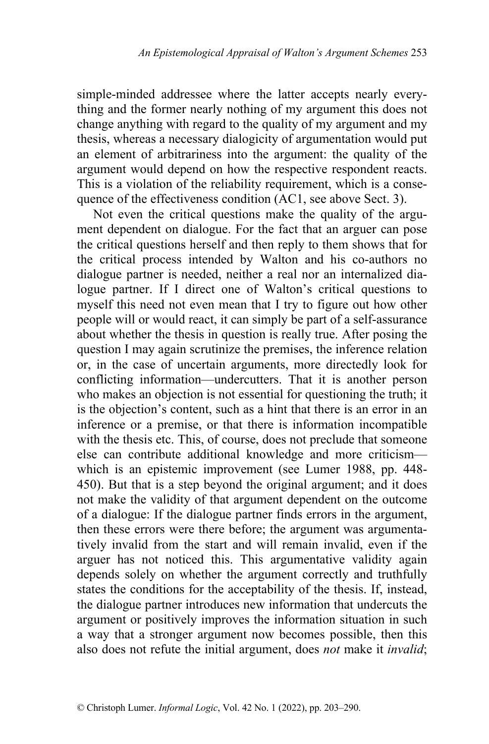simple-minded addressee where the latter accepts nearly everything and the former nearly nothing of my argument this does not change anything with regard to the quality of my argument and my thesis, whereas a necessary dialogicity of argumentation would put an element of arbitrariness into the argument: the quality of the argument would depend on how the respective respondent reacts. This is a violation of the reliability requirement, which is a consequence of the effectiveness condition (AC1, see above Sect. 3).

Not even the critical questions make the quality of the argument dependent on dialogue. For the fact that an arguer can pose the critical questions herself and then reply to them shows that for the critical process intended by Walton and his co-authors no dialogue partner is needed, neither a real nor an internalized dialogue partner. If I direct one of Walton's critical questions to myself this need not even mean that I try to figure out how other people will or would react, it can simply be part of a self-assurance about whether the thesis in question is really true. After posing the question I may again scrutinize the premises, the inference relation or, in the case of uncertain arguments, more directedly look for conflicting information—undercutters. That it is another person who makes an objection is not essential for questioning the truth; it is the objection's content, such as a hint that there is an error in an inference or a premise, or that there is information incompatible with the thesis etc. This, of course, does not preclude that someone else can contribute additional knowledge and more criticism—which is an epistemic improvement (see Lumer 1988, pp. 448-450). But that is a step beyond the original argument; and it does not make the validity of that argument dependent on the outcome of a dialogue: If the dialogue partner finds errors in the argument, then these errors were there before; the argument was argumentatively invalid from the start and will remain invalid, even if the arguer has not noticed this. This argumentative validity again depends solely on whether the argument correctly and truthfully states the conditions for the acceptability of the thesis. If, instead, the dialogue partner introduces new information that undercuts the argument or positively improves the information situation in such a way that a stronger argument now becomes possible, then this also does not refute the initial argument, does *not* make it *invalid*;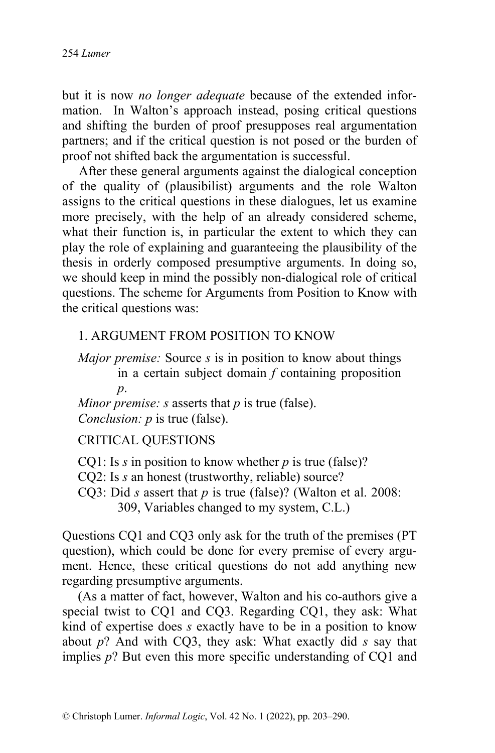but it is now *no longer adequate* because of the extended information. In Walton's approach instead, posing critical questions and shifting the burden of proof presupposes real argumentation partners; and if the critical question is not posed or the burden of proof not shifted back the argumentation is successful.

After these general arguments against the dialogical conception of the quality of (plausibilist) arguments and the role Walton assigns to the critical questions in these dialogues, let us examine more precisely, with the help of an already considered scheme, what their function is, in particular the extent to which they can play the role of explaining and guaranteeing the plausibility of the thesis in orderly composed presumptive arguments. In doing so, we should keep in mind the possibly non-dialogical role of critical questions. The scheme for Arguments from Position to Know with the critical questions was:

1. ARGUMENT FROM POSITION TO KNOW

*Major premise:* Source *s* is in position to know about things in a certain subject domain *f* containing proposition *p*.
*Minor premise: s* asserts that *p* is true (false).
*Conclusion: p* is true (false).

CRITICAL QUESTIONS

CQ1: Is *s* in position to know whether *p* is true (false)?
CQ2: Is *s* an honest (trustworthy, reliable) source?
CQ3: Did *s* assert that *p* is true (false)? (Walton et al. 2008: 309, Variables changed to my system, C.L.)

Questions CQ1 and CQ3 only ask for the truth of the premises (PT question), which could be done for every premise of every argument. Hence, these critical questions do not add anything new regarding presumptive arguments.

(As a matter of fact, however, Walton and his co-authors give a special twist to CQ1 and CQ3. Regarding CQ1, they ask: What kind of expertise does *s* exactly have to be in a position to know about *p*? And with CQ3, they ask: What exactly did *s* say that implies *p*? But even this more specific understanding of CQ1 and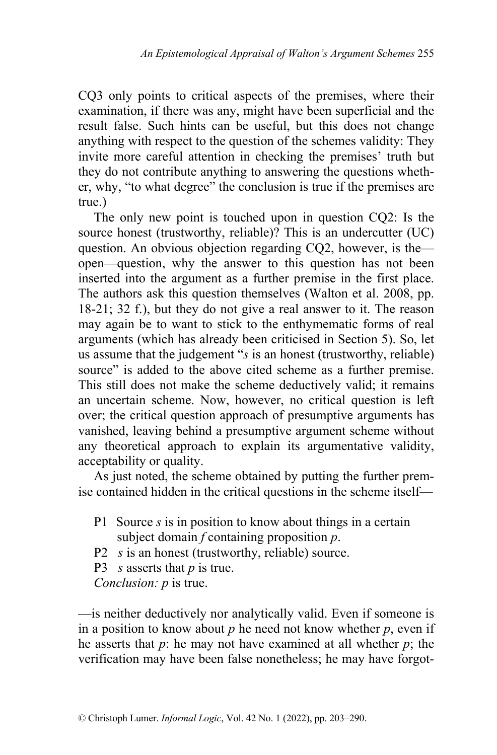CQ3 only points to critical aspects of the premises, where their examination, if there was any, might have been superficial and the result false. Such hints can be useful, but this does not change anything with respect to the question of the schemes validity: They invite more careful attention in checking the premises' truth but they do not contribute anything to answering the questions whether, why, "to what degree" the conclusion is true if the premises are true.)

The only new point is touched upon in question CQ2: Is the source honest (trustworthy, reliable)? This is an undercutter (UC) question. An obvious objection regarding CQ2, however, is the—open—question, why the answer to this question has not been inserted into the argument as a further premise in the first place. The authors ask this question themselves (Walton et al. 2008, pp. 18-21; 32 f.), but they do not give a real answer to it. The reason may again be to want to stick to the enthymematic forms of real arguments (which has already been criticised in Section 5). So, let us assume that the judgement "*s* is an honest (trustworthy, reliable) source" is added to the above cited scheme as a further premise. This still does not make the scheme deductively valid; it remains an uncertain scheme. Now, however, no critical question is left over; the critical question approach of presumptive arguments has vanished, leaving behind a presumptive argument scheme without any theoretical approach to explain its argumentative validity, acceptability or quality.

As just noted, the scheme obtained by putting the further premise contained hidden in the critical questions in the scheme itself—

P1 Source *s* is in position to know about things in a certain subject domain *f* containing proposition *p*.
P2 *s* is an honest (trustworthy, reliable) source.
P3 *s* asserts that *p* is true.
*Conclusion: p* is true.

—is neither deductively nor analytically valid. Even if someone is in a position to know about *p* he need not know whether *p*, even if he asserts that *p*: he may not have examined at all whether *p*; the verification may have been false nonetheless; he may have forgot-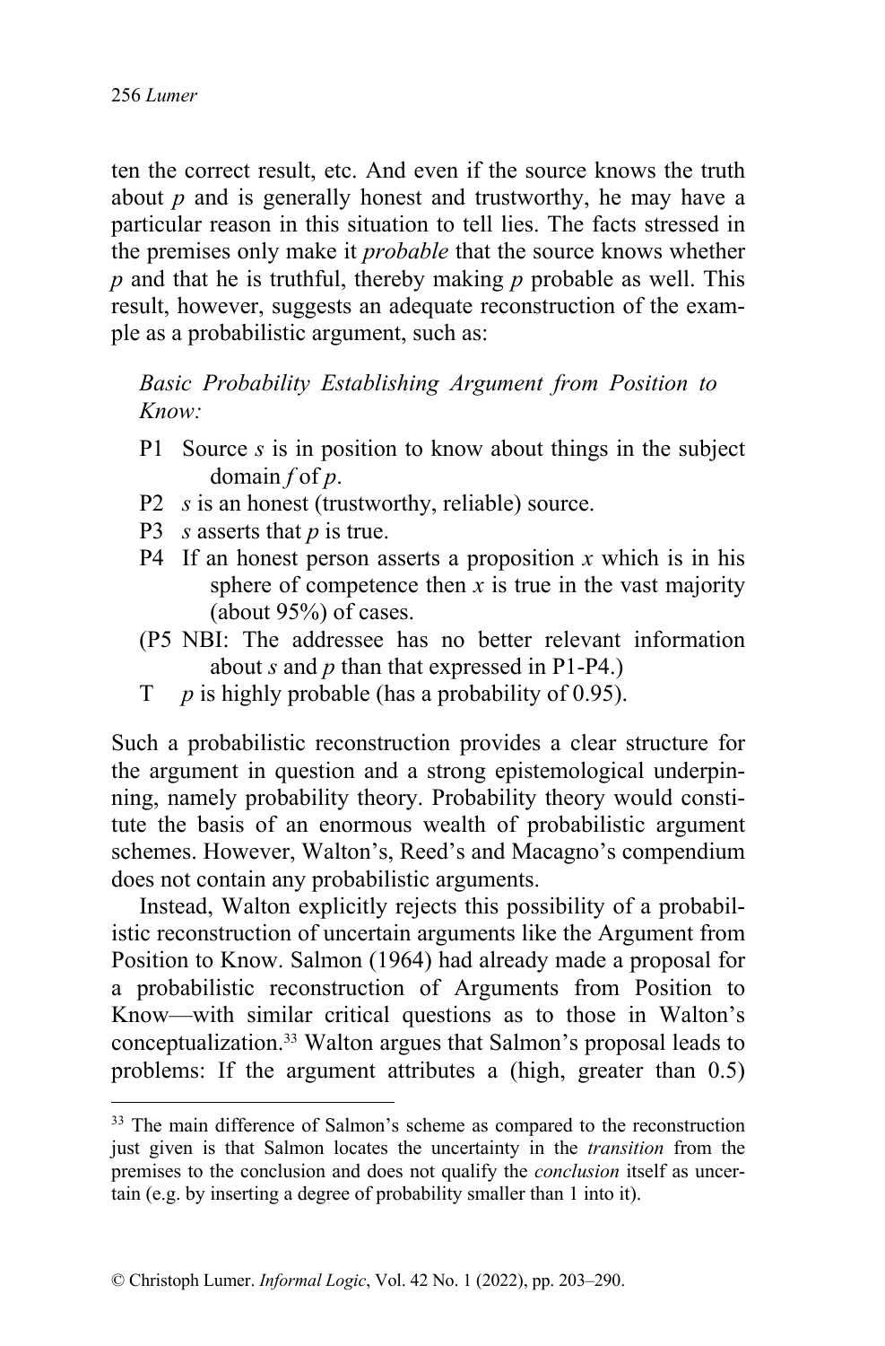ten the correct result, etc. And even if the source knows the truth about *p* and is generally honest and trustworthy, he may have a particular reason in this situation to tell lies. The facts stressed in the premises only make it *probable* that the source knows whether *p* and that he is truthful, thereby making *p* probable as well. This result, however, suggests an adequate reconstruction of the example as a probabilistic argument, such as:

*Basic Probability Establishing Argument from Position to Know:*

- P1 Source *s* is in position to know about things in the subject domain *f* of *p*.
- P2 *s* is an honest (trustworthy, reliable) source.
- P3 *s* asserts that *p* is true.
- P4 If an honest person asserts a proposition *x* which is in his sphere of competence then *x* is true in the vast majority (about 95%) of cases.
- (P5 NBI: The addressee has no better relevant information about *s* and *p* than that expressed in P1-P4.)
- T *p* is highly probable (has a probability of 0.95).

Such a probabilistic reconstruction provides a clear structure for the argument in question and a strong epistemological underpinning, namely probability theory. Probability theory would constitute the basis of an enormous wealth of probabilistic argument schemes. However, Walton's, Reed's and Macagno's compendium does not contain any probabilistic arguments.

Instead, Walton explicitly rejects this possibility of a probabilistic reconstruction of uncertain arguments like the Argument from Position to Know. Salmon (1964) had already made a proposal for a probabilistic reconstruction of Arguments from Position to Know—with similar critical questions as to those in Walton's conceptualization.[33] Walton argues that Salmon's proposal leads to problems: If the argument attributes a (high, greater than 0.5)

---

[33] The main difference of Salmon's scheme as compared to the reconstruction just given is that Salmon locates the uncertainty in the *transition* from the premises to the conclusion and does not qualify the *conclusion* itself as uncertain (e.g. by inserting a degree of probability smaller than 1 into it).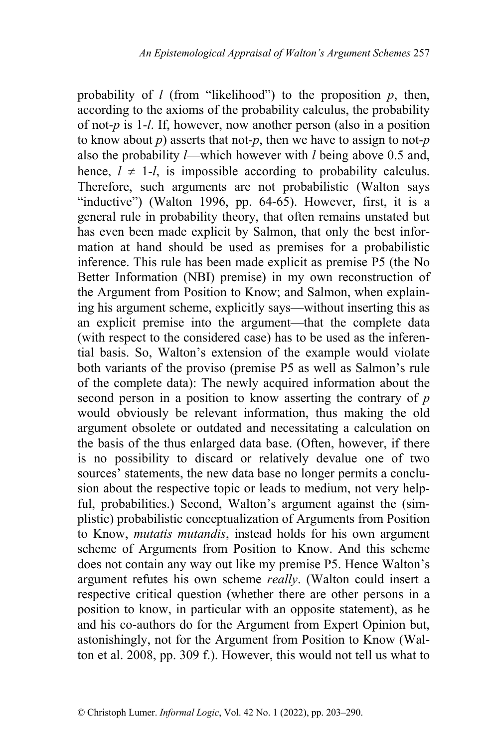probability of $l$ (from "likelihood") to the proposition $p$, then, according to the axioms of the probability calculus, the probability of not-$p$ is 1-$l$. If, however, now another person (also in a position to know about $p$) asserts that not-$p$, then we have to assign to not-$p$ also the probability $l$—which however with $l$ being above 0.5 and, hence, $l \neq 1\text{-}l$, is impossible according to probability calculus. Therefore, such arguments are not probabilistic (Walton says "inductive") (Walton 1996, pp. 64-65). However, first, it is a general rule in probability theory, that often remains unstated but has even been made explicit by Salmon, that only the best information at hand should be used as premises for a probabilistic inference. This rule has been made explicit as premise P5 (the No Better Information (NBI) premise) in my own reconstruction of the Argument from Position to Know; and Salmon, when explaining his argument scheme, explicitly says—without inserting this as an explicit premise into the argument—that the complete data (with respect to the considered case) has to be used as the inferential basis. So, Walton's extension of the example would violate both variants of the proviso (premise P5 as well as Salmon's rule of the complete data): The newly acquired information about the second person in a position to know asserting the contrary of $p$ would obviously be relevant information, thus making the old argument obsolete or outdated and necessitating a calculation on the basis of the thus enlarged data base. (Often, however, if there is no possibility to discard or relatively devalue one of two sources' statements, the new data base no longer permits a conclusion about the respective topic or leads to medium, not very helpful, probabilities.) Second, Walton's argument against the (simplistic) probabilistic conceptualization of Arguments from Position to Know, *mutatis mutandis*, instead holds for his own argument scheme of Arguments from Position to Know. And this scheme does not contain any way out like my premise P5. Hence Walton's argument refutes his own scheme *really*. (Walton could insert a respective critical question (whether there are other persons in a position to know, in particular with an opposite statement), as he and his co-authors do for the Argument from Expert Opinion but, astonishingly, not for the Argument from Position to Know (Walton et al. 2008, pp. 309 f.). However, this would not tell us what to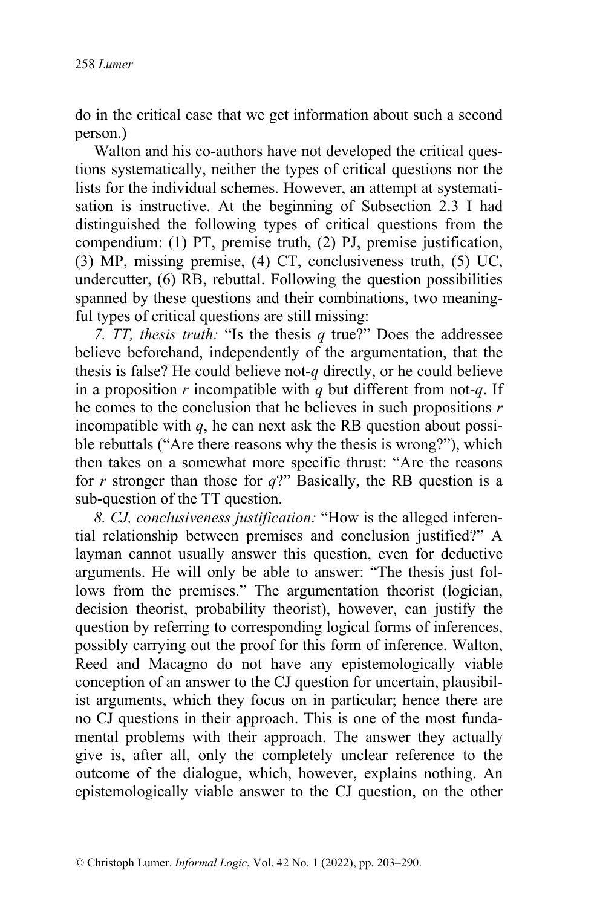do in the critical case that we get information about such a second person.)

Walton and his co-authors have not developed the critical questions systematically, neither the types of critical questions nor the lists for the individual schemes. However, an attempt at systematisation is instructive. At the beginning of Subsection 2.3 I had distinguished the following types of critical questions from the compendium: (1) PT, premise truth, (2) PJ, premise justification, (3) MP, missing premise, (4) CT, conclusiveness truth, (5) UC, undercutter, (6) RB, rebuttal. Following the question possibilities spanned by these questions and their combinations, two meaningful types of critical questions are still missing:

*7. TT, thesis truth:* "Is the thesis *q* true?" Does the addressee believe beforehand, independently of the argumentation, that the thesis is false? He could believe not-*q* directly, or he could believe in a proposition *r* incompatible with *q* but different from not-*q*. If he comes to the conclusion that he believes in such propositions *r* incompatible with *q*, he can next ask the RB question about possible rebuttals ("Are there reasons why the thesis is wrong?"), which then takes on a somewhat more specific thrust: "Are the reasons for *r* stronger than those for *q*?" Basically, the RB question is a sub-question of the TT question.

*8. CJ, conclusiveness justification:* "How is the alleged inferential relationship between premises and conclusion justified?" A layman cannot usually answer this question, even for deductive arguments. He will only be able to answer: "The thesis just follows from the premises." The argumentation theorist (logician, decision theorist, probability theorist), however, can justify the question by referring to corresponding logical forms of inferences, possibly carrying out the proof for this form of inference. Walton, Reed and Macagno do not have any epistemologically viable conception of an answer to the CJ question for uncertain, plausibilist arguments, which they focus on in particular; hence there are no CJ questions in their approach. This is one of the most fundamental problems with their approach. The answer they actually give is, after all, only the completely unclear reference to the outcome of the dialogue, which, however, explains nothing. An epistemologically viable answer to the CJ question, on the other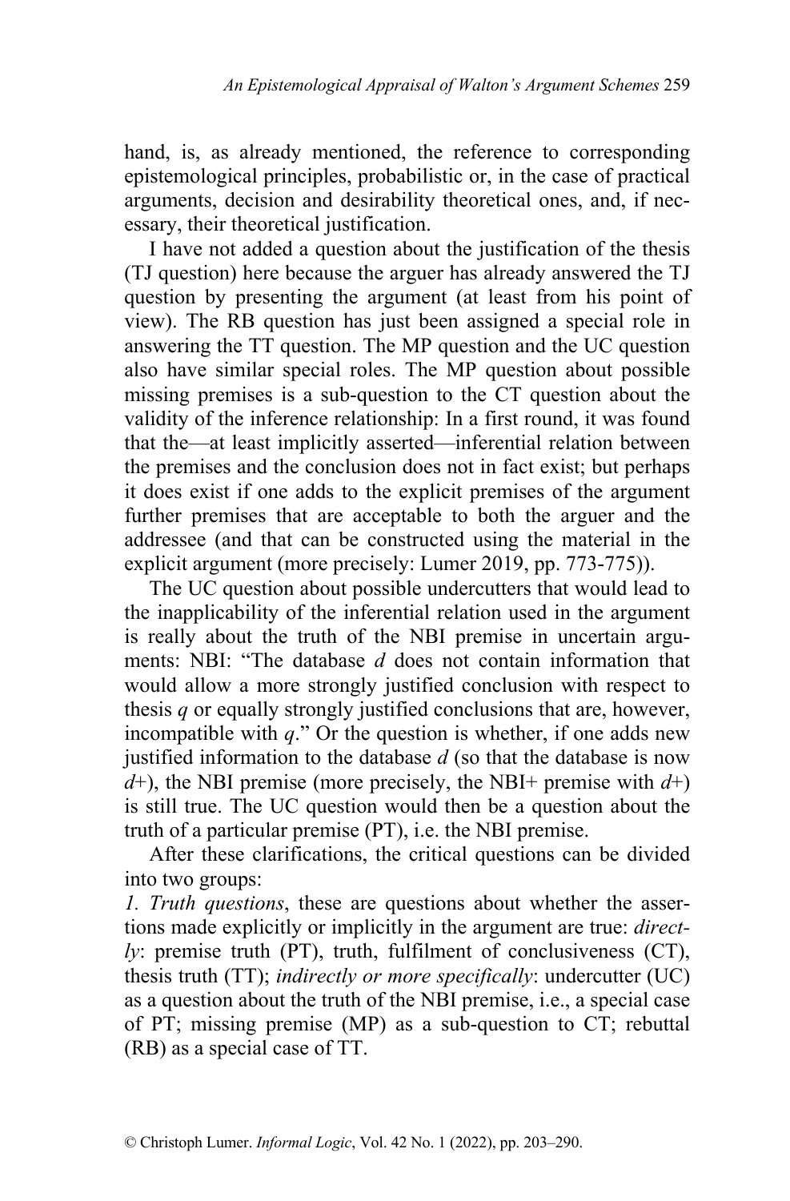hand, is, as already mentioned, the reference to corresponding epistemological principles, probabilistic or, in the case of practical arguments, decision and desirability theoretical ones, and, if necessary, their theoretical justification.

I have not added a question about the justification of the thesis (TJ question) here because the arguer has already answered the TJ question by presenting the argument (at least from his point of view). The RB question has just been assigned a special role in answering the TT question. The MP question and the UC question also have similar special roles. The MP question about possible missing premises is a sub-question to the CT question about the validity of the inference relationship: In a first round, it was found that the—at least implicitly asserted—inferential relation between the premises and the conclusion does not in fact exist; but perhaps it does exist if one adds to the explicit premises of the argument further premises that are acceptable to both the arguer and the addressee (and that can be constructed using the material in the explicit argument (more precisely: Lumer 2019, pp. 773-775)).

The UC question about possible undercutters that would lead to the inapplicability of the inferential relation used in the argument is really about the truth of the NBI premise in uncertain arguments: NBI: "The database *d* does not contain information that would allow a more strongly justified conclusion with respect to thesis *q* or equally strongly justified conclusions that are, however, incompatible with *q*." Or the question is whether, if one adds new justified information to the database *d* (so that the database is now *d*+), the NBI premise (more precisely, the NBI+ premise with *d*+) is still true. The UC question would then be a question about the truth of a particular premise (PT), i.e. the NBI premise.

After these clarifications, the critical questions can be divided into two groups:

*1. Truth questions*, these are questions about whether the assertions made explicitly or implicitly in the argument are true: *directly*: premise truth (PT), truth, fulfilment of conclusiveness (CT), thesis truth (TT); *indirectly or more specifically*: undercutter (UC) as a question about the truth of the NBI premise, i.e., a special case of PT; missing premise (MP) as a sub-question to CT; rebuttal (RB) as a special case of TT.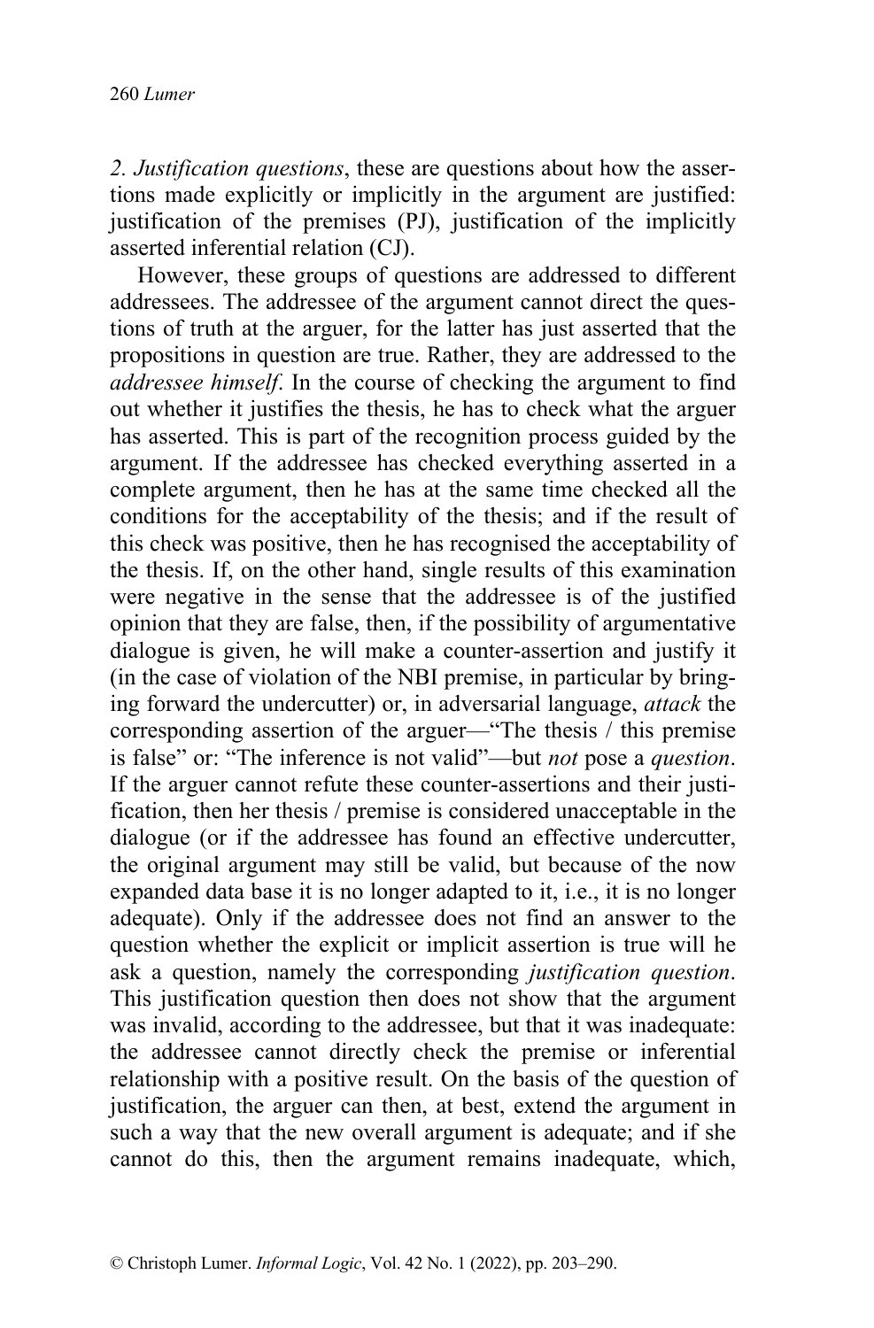*2. Justification questions*, these are questions about how the assertions made explicitly or implicitly in the argument are justified: justification of the premises (PJ), justification of the implicitly asserted inferential relation (CJ).

However, these groups of questions are addressed to different addressees. The addressee of the argument cannot direct the questions of truth at the arguer, for the latter has just asserted that the propositions in question are true. Rather, they are addressed to the *addressee himself*. In the course of checking the argument to find out whether it justifies the thesis, he has to check what the arguer has asserted. This is part of the recognition process guided by the argument. If the addressee has checked everything asserted in a complete argument, then he has at the same time checked all the conditions for the acceptability of the thesis; and if the result of this check was positive, then he has recognised the acceptability of the thesis. If, on the other hand, single results of this examination were negative in the sense that the addressee is of the justified opinion that they are false, then, if the possibility of argumentative dialogue is given, he will make a counter-assertion and justify it (in the case of violation of the NBI premise, in particular by bringing forward the undercutter) or, in adversarial language, *attack* the corresponding assertion of the arguer—"The thesis / this premise is false" or: "The inference is not valid"—but *not* pose a *question*. If the arguer cannot refute these counter-assertions and their justification, then her thesis / premise is considered unacceptable in the dialogue (or if the addressee has found an effective undercutter, the original argument may still be valid, but because of the now expanded data base it is no longer adapted to it, i.e., it is no longer adequate). Only if the addressee does not find an answer to the question whether the explicit or implicit assertion is true will he ask a question, namely the corresponding *justification question*. This justification question then does not show that the argument was invalid, according to the addressee, but that it was inadequate: the addressee cannot directly check the premise or inferential relationship with a positive result. On the basis of the question of justification, the arguer can then, at best, extend the argument in such a way that the new overall argument is adequate; and if she cannot do this, then the argument remains inadequate, which,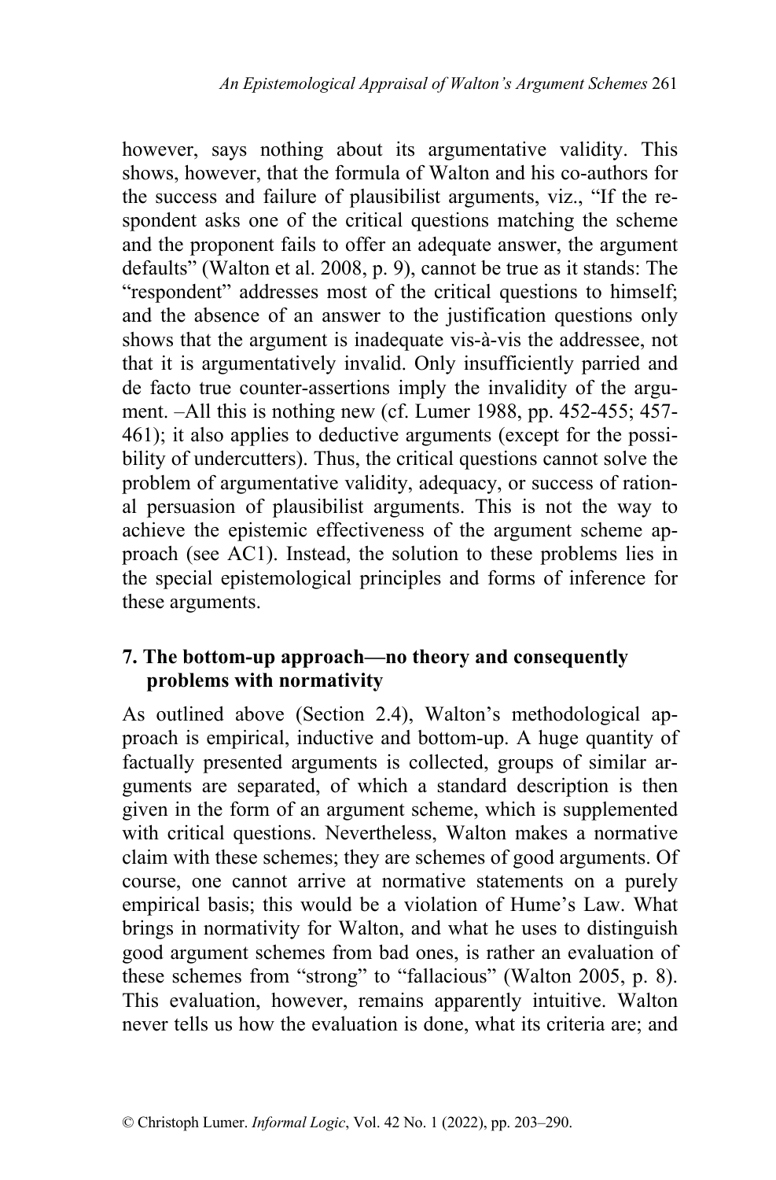however, says nothing about its argumentative validity. This shows, however, that the formula of Walton and his co-authors for the success and failure of plausibilist arguments, viz., “If the respondent asks one of the critical questions matching the scheme and the proponent fails to offer an adequate answer, the argument defaults” (Walton et al. 2008, p. 9), cannot be true as it stands: The “respondent” addresses most of the critical questions to himself; and the absence of an answer to the justification questions only shows that the argument is inadequate vis-à-vis the addressee, not that it is argumentatively invalid. Only insufficiently parried and de facto true counter-assertions imply the invalidity of the argument. –All this is nothing new (cf. Lumer 1988, pp. 452-455; 457-461); it also applies to deductive arguments (except for the possibility of undercutters). Thus, the critical questions cannot solve the problem of argumentative validity, adequacy, or success of rational persuasion of plausibilist arguments. This is not the way to achieve the epistemic effectiveness of the argument scheme approach (see AC1). Instead, the solution to these problems lies in the special epistemological principles and forms of inference for these arguments.

## 7. The bottom-up approach—no theory and consequently problems with normativity

As outlined above (Section 2.4), Walton’s methodological approach is empirical, inductive and bottom-up. A huge quantity of factually presented arguments is collected, groups of similar arguments are separated, of which a standard description is then given in the form of an argument scheme, which is supplemented with critical questions. Nevertheless, Walton makes a normative claim with these schemes; they are schemes of good arguments. Of course, one cannot arrive at normative statements on a purely empirical basis; this would be a violation of Hume’s Law. What brings in normativity for Walton, and what he uses to distinguish good argument schemes from bad ones, is rather an evaluation of these schemes from “strong” to “fallacious” (Walton 2005, p. 8). This evaluation, however, remains apparently intuitive. Walton never tells us how the evaluation is done, what its criteria are; and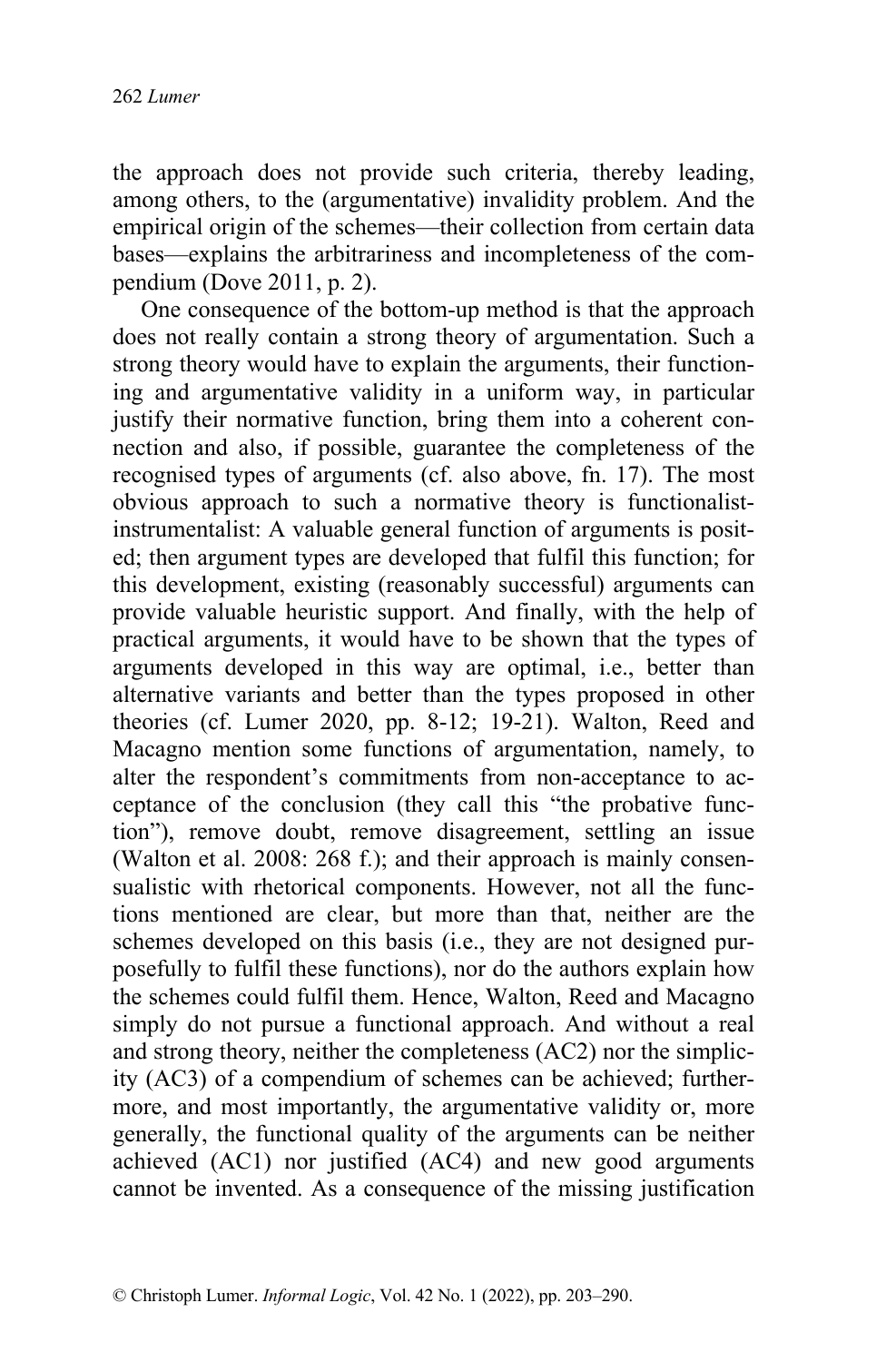the approach does not provide such criteria, thereby leading, among others, to the (argumentative) invalidity problem. And the empirical origin of the schemes—their collection from certain data bases—explains the arbitrariness and incompleteness of the compendium (Dove 2011, p. 2).

One consequence of the bottom-up method is that the approach does not really contain a strong theory of argumentation. Such a strong theory would have to explain the arguments, their functioning and argumentative validity in a uniform way, in particular justify their normative function, bring them into a coherent connection and also, if possible, guarantee the completeness of the recognised types of arguments (cf. also above, fn. 17). The most obvious approach to such a normative theory is functionalist-instrumentalist: A valuable general function of arguments is posited; then argument types are developed that fulfil this function; for this development, existing (reasonably successful) arguments can provide valuable heuristic support. And finally, with the help of practical arguments, it would have to be shown that the types of arguments developed in this way are optimal, i.e., better than alternative variants and better than the types proposed in other theories (cf. Lumer 2020, pp. 8-12; 19-21). Walton, Reed and Macagno mention some functions of argumentation, namely, to alter the respondent's commitments from non-acceptance to acceptance of the conclusion (they call this "the probative function"), remove doubt, remove disagreement, settling an issue (Walton et al. 2008: 268 f.); and their approach is mainly consensualistic with rhetorical components. However, not all the functions mentioned are clear, but more than that, neither are the schemes developed on this basis (i.e., they are not designed purposefully to fulfil these functions), nor do the authors explain how the schemes could fulfil them. Hence, Walton, Reed and Macagno simply do not pursue a functional approach. And without a real and strong theory, neither the completeness (AC2) nor the simplicity (AC3) of a compendium of schemes can be achieved; furthermore, and most importantly, the argumentative validity or, more generally, the functional quality of the arguments can be neither achieved (AC1) nor justified (AC4) and new good arguments cannot be invented. As a consequence of the missing justification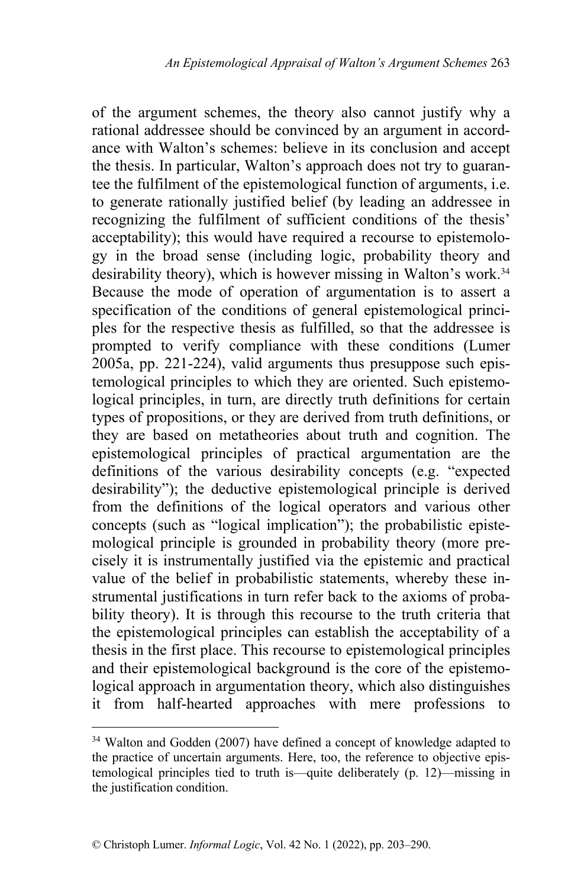of the argument schemes, the theory also cannot justify why a rational addressee should be convinced by an argument in accordance with Walton's schemes: believe in its conclusion and accept the thesis. In particular, Walton's approach does not try to guarantee the fulfilment of the epistemological function of arguments, i.e. to generate rationally justified belief (by leading an addressee in recognizing the fulfilment of sufficient conditions of the thesis' acceptability); this would have required a recourse to epistemology in the broad sense (including logic, probability theory and desirability theory), which is however missing in Walton's work.[34] Because the mode of operation of argumentation is to assert a specification of the conditions of general epistemological principles for the respective thesis as fulfilled, so that the addressee is prompted to verify compliance with these conditions (Lumer 2005a, pp. 221-224), valid arguments thus presuppose such epistemological principles to which they are oriented. Such epistemological principles, in turn, are directly truth definitions for certain types of propositions, or they are derived from truth definitions, or they are based on metatheories about truth and cognition. The epistemological principles of practical argumentation are the definitions of the various desirability concepts (e.g. "expected desirability"); the deductive epistemological principle is derived from the definitions of the logical operators and various other concepts (such as "logical implication"); the probabilistic epistemological principle is grounded in probability theory (more precisely it is instrumentally justified via the epistemic and practical value of the belief in probabilistic statements, whereby these instrumental justifications in turn refer back to the axioms of probability theory). It is through this recourse to the truth criteria that the epistemological principles can establish the acceptability of a thesis in the first place. This recourse to epistemological principles and their epistemological background is the core of the epistemological approach in argumentation theory, which also distinguishes it from half-hearted approaches with mere professions to

[34] Walton and Godden (2007) have defined a concept of knowledge adapted to the practice of uncertain arguments. Here, too, the reference to objective epistemological principles tied to truth is—quite deliberately (p. 12)—missing in the justification condition.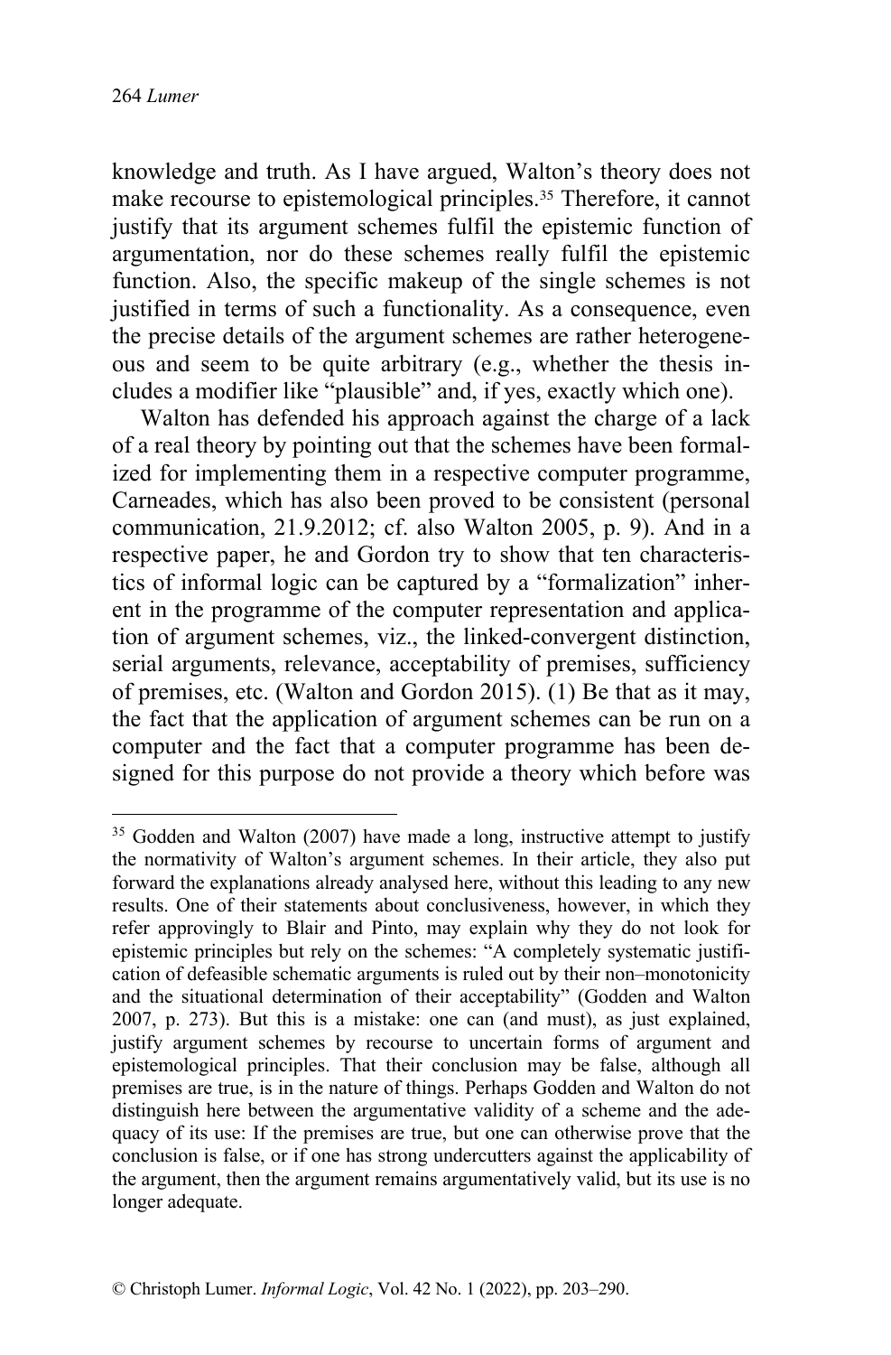knowledge and truth. As I have argued, Walton's theory does not make recourse to epistemological principles.[35] Therefore, it cannot justify that its argument schemes fulfil the epistemic function of argumentation, nor do these schemes really fulfil the epistemic function. Also, the specific makeup of the single schemes is not justified in terms of such a functionality. As a consequence, even the precise details of the argument schemes are rather heterogeneous and seem to be quite arbitrary (e.g., whether the thesis includes a modifier like "plausible" and, if yes, exactly which one).

Walton has defended his approach against the charge of a lack of a real theory by pointing out that the schemes have been formalized for implementing them in a respective computer programme, Carneades, which has also been proved to be consistent (personal communication, 21.9.2012; cf. also Walton 2005, p. 9). And in a respective paper, he and Gordon try to show that ten characteristics of informal logic can be captured by a "formalization" inherent in the programme of the computer representation and application of argument schemes, viz., the linked-convergent distinction, serial arguments, relevance, acceptability of premises, sufficiency of premises, etc. (Walton and Gordon 2015). (1) Be that as it may, the fact that the application of argument schemes can be run on a computer and the fact that a computer programme has been designed for this purpose do not provide a theory which before was

---

[35] Godden and Walton (2007) have made a long, instructive attempt to justify the normativity of Walton's argument schemes. In their article, they also put forward the explanations already analysed here, without this leading to any new results. One of their statements about conclusiveness, however, in which they refer approvingly to Blair and Pinto, may explain why they do not look for epistemic principles but rely on the schemes: "A completely systematic justification of defeasible schematic arguments is ruled out by their non–monotonicity and the situational determination of their acceptability" (Godden and Walton 2007, p. 273). But this is a mistake: one can (and must), as just explained, justify argument schemes by recourse to uncertain forms of argument and epistemological principles. That their conclusion may be false, although all premises are true, is in the nature of things. Perhaps Godden and Walton do not distinguish here between the argumentative validity of a scheme and the adequacy of its use: If the premises are true, but one can otherwise prove that the conclusion is false, or if one has strong undercutters against the applicability of the argument, then the argument remains argumentatively valid, but its use is no longer adequate.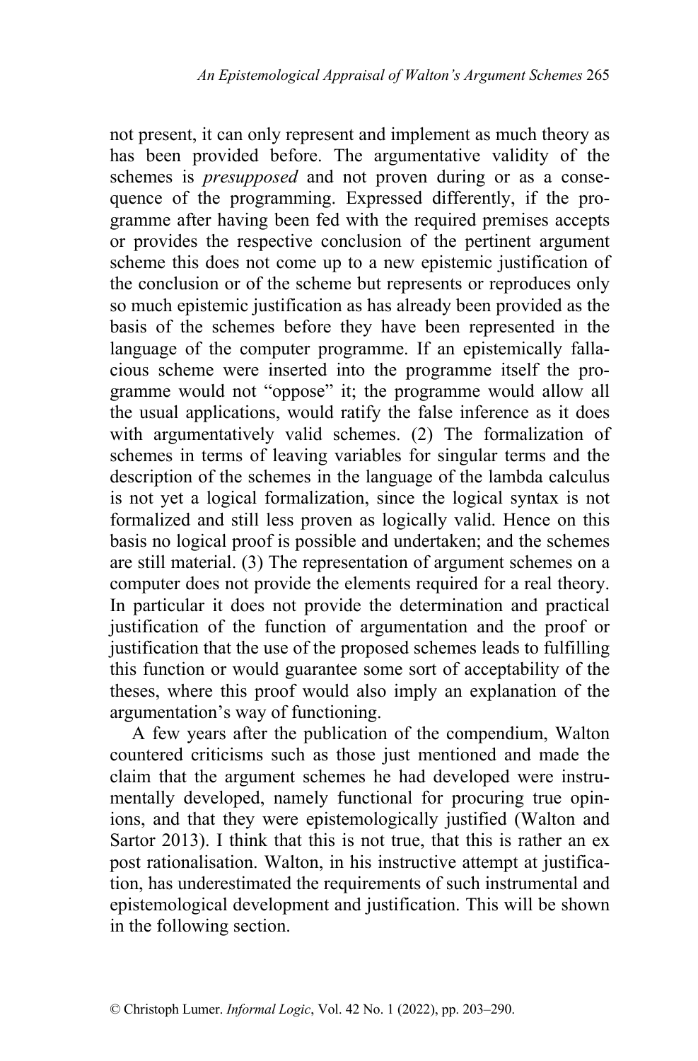not present, it can only represent and implement as much theory as has been provided before. The argumentative validity of the schemes is *presupposed* and not proven during or as a consequence of the programming. Expressed differently, if the programme after having been fed with the required premises accepts or provides the respective conclusion of the pertinent argument scheme this does not come up to a new epistemic justification of the conclusion or of the scheme but represents or reproduces only so much epistemic justification as has already been provided as the basis of the schemes before they have been represented in the language of the computer programme. If an epistemically fallacious scheme were inserted into the programme itself the programme would not "oppose" it; the programme would allow all the usual applications, would ratify the false inference as it does with argumentatively valid schemes. (2) The formalization of schemes in terms of leaving variables for singular terms and the description of the schemes in the language of the lambda calculus is not yet a logical formalization, since the logical syntax is not formalized and still less proven as logically valid. Hence on this basis no logical proof is possible and undertaken; and the schemes are still material. (3) The representation of argument schemes on a computer does not provide the elements required for a real theory. In particular it does not provide the determination and practical justification of the function of argumentation and the proof or justification that the use of the proposed schemes leads to fulfilling this function or would guarantee some sort of acceptability of the theses, where this proof would also imply an explanation of the argumentation's way of functioning.

A few years after the publication of the compendium, Walton countered criticisms such as those just mentioned and made the claim that the argument schemes he had developed were instrumentally developed, namely functional for procuring true opinions, and that they were epistemologically justified (Walton and Sartor 2013). I think that this is not true, that this is rather an ex post rationalisation. Walton, in his instructive attempt at justification, has underestimated the requirements of such instrumental and epistemological development and justification. This will be shown in the following section.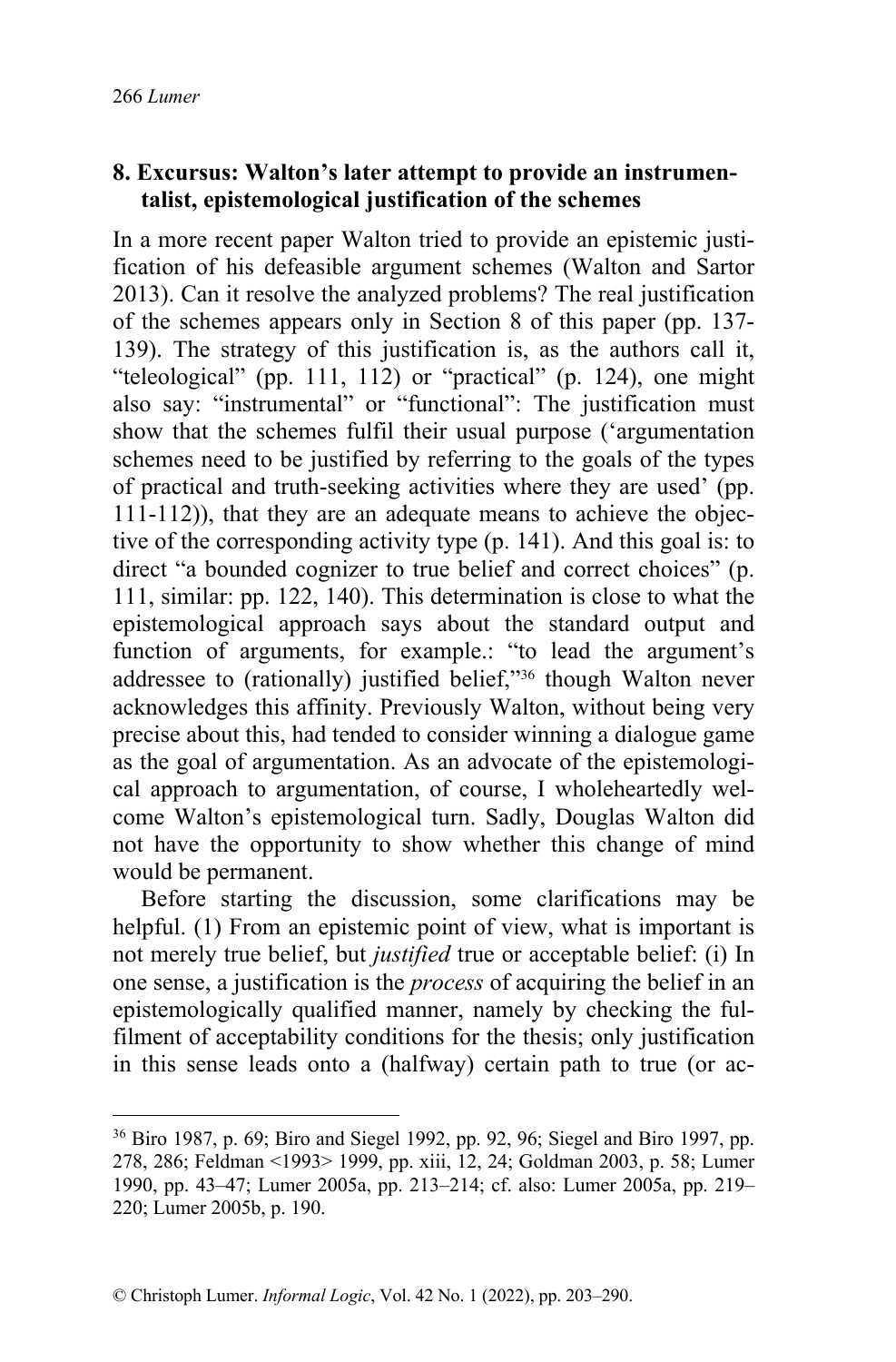## 8. Excursus: Walton's later attempt to provide an instrumentalist, epistemological justification of the schemes

In a more recent paper Walton tried to provide an epistemic justification of his defeasible argument schemes (Walton and Sartor 2013). Can it resolve the analyzed problems? The real justification of the schemes appears only in Section 8 of this paper (pp. 137-139). The strategy of this justification is, as the authors call it, "teleological" (pp. 111, 112) or "practical" (p. 124), one might also say: "instrumental" or "functional": The justification must show that the schemes fulfil their usual purpose ('argumentation schemes need to be justified by referring to the goals of the types of practical and truth-seeking activities where they are used' (pp. 111-112)), that they are an adequate means to achieve the objective of the corresponding activity type (p. 141). And this goal is: to direct "a bounded cognizer to true belief and correct choices" (p. 111, similar: pp. 122, 140). This determination is close to what the epistemological approach says about the standard output and function of arguments, for example.: "to lead the argument's addressee to (rationally) justified belief,"[36] though Walton never acknowledges this affinity. Previously Walton, without being very precise about this, had tended to consider winning a dialogue game as the goal of argumentation. As an advocate of the epistemological approach to argumentation, of course, I wholeheartedly welcome Walton's epistemological turn. Sadly, Douglas Walton did not have the opportunity to show whether this change of mind would be permanent.

Before starting the discussion, some clarifications may be helpful. (1) From an epistemic point of view, what is important is not merely true belief, but *justified* true or acceptable belief: (i) In one sense, a justification is the *process* of acquiring the belief in an epistemologically qualified manner, namely by checking the fulfilment of acceptability conditions for the thesis; only justification in this sense leads onto a (halfway) certain path to true (or ac-

---

[36] Biro 1987, p. 69; Biro and Siegel 1992, pp. 92, 96; Siegel and Biro 1997, pp. 278, 286; Feldman <1993> 1999, pp. xiii, 12, 24; Goldman 2003, p. 58; Lumer 1990, pp. 43–47; Lumer 2005a, pp. 213–214; cf. also: Lumer 2005a, pp. 219–220; Lumer 2005b, p. 190.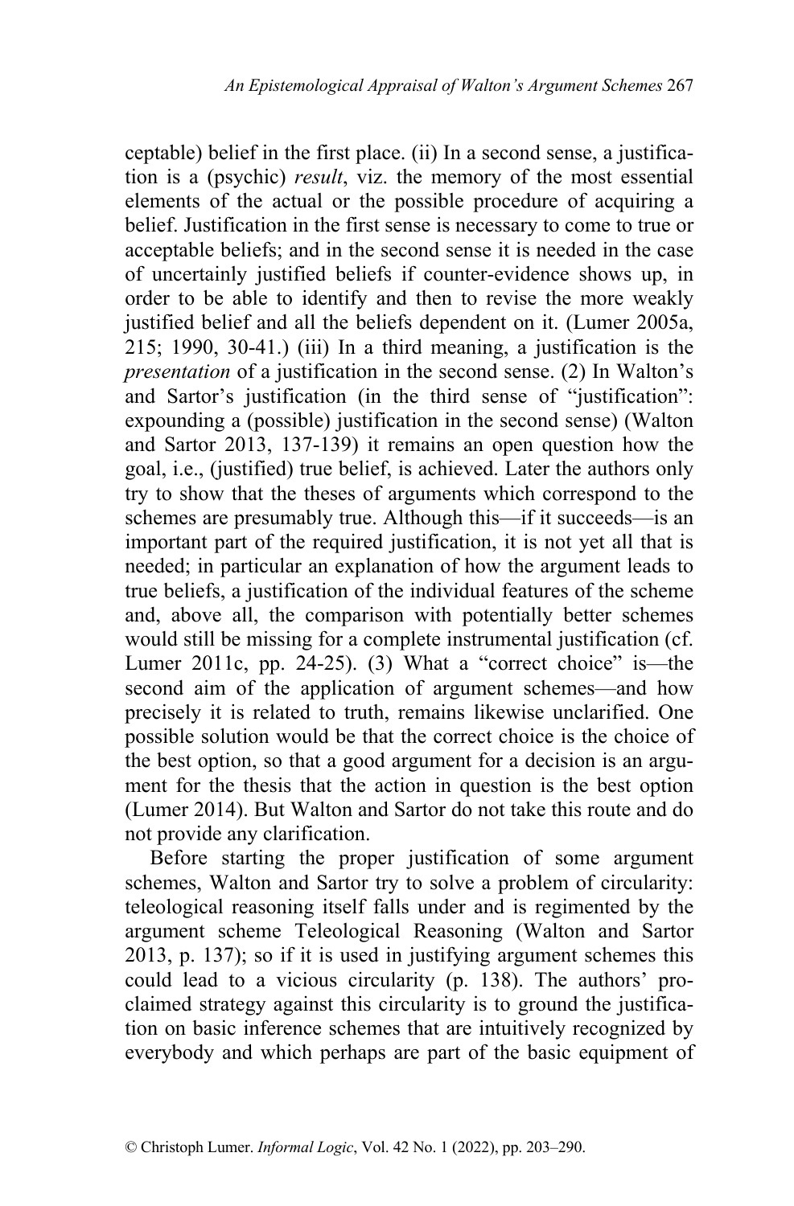ceptable) belief in the first place. (ii) In a second sense, a justification is a (psychic) *result*, viz. the memory of the most essential elements of the actual or the possible procedure of acquiring a belief. Justification in the first sense is necessary to come to true or acceptable beliefs; and in the second sense it is needed in the case of uncertainly justified beliefs if counter-evidence shows up, in order to be able to identify and then to revise the more weakly justified belief and all the beliefs dependent on it. (Lumer 2005a, 215; 1990, 30-41.) (iii) In a third meaning, a justification is the *presentation* of a justification in the second sense. (2) In Walton's and Sartor's justification (in the third sense of "justification": expounding a (possible) justification in the second sense) (Walton and Sartor 2013, 137-139) it remains an open question how the goal, i.e., (justified) true belief, is achieved. Later the authors only try to show that the theses of arguments which correspond to the schemes are presumably true. Although this—if it succeeds—is an important part of the required justification, it is not yet all that is needed; in particular an explanation of how the argument leads to true beliefs, a justification of the individual features of the scheme and, above all, the comparison with potentially better schemes would still be missing for a complete instrumental justification (cf. Lumer 2011c, pp. 24-25). (3) What a "correct choice" is—the second aim of the application of argument schemes—and how precisely it is related to truth, remains likewise unclarified. One possible solution would be that the correct choice is the choice of the best option, so that a good argument for a decision is an argument for the thesis that the action in question is the best option (Lumer 2014). But Walton and Sartor do not take this route and do not provide any clarification.

Before starting the proper justification of some argument schemes, Walton and Sartor try to solve a problem of circularity: teleological reasoning itself falls under and is regimented by the argument scheme Teleological Reasoning (Walton and Sartor 2013, p. 137); so if it is used in justifying argument schemes this could lead to a vicious circularity (p. 138). The authors' proclaimed strategy against this circularity is to ground the justification on basic inference schemes that are intuitively recognized by everybody and which perhaps are part of the basic equipment of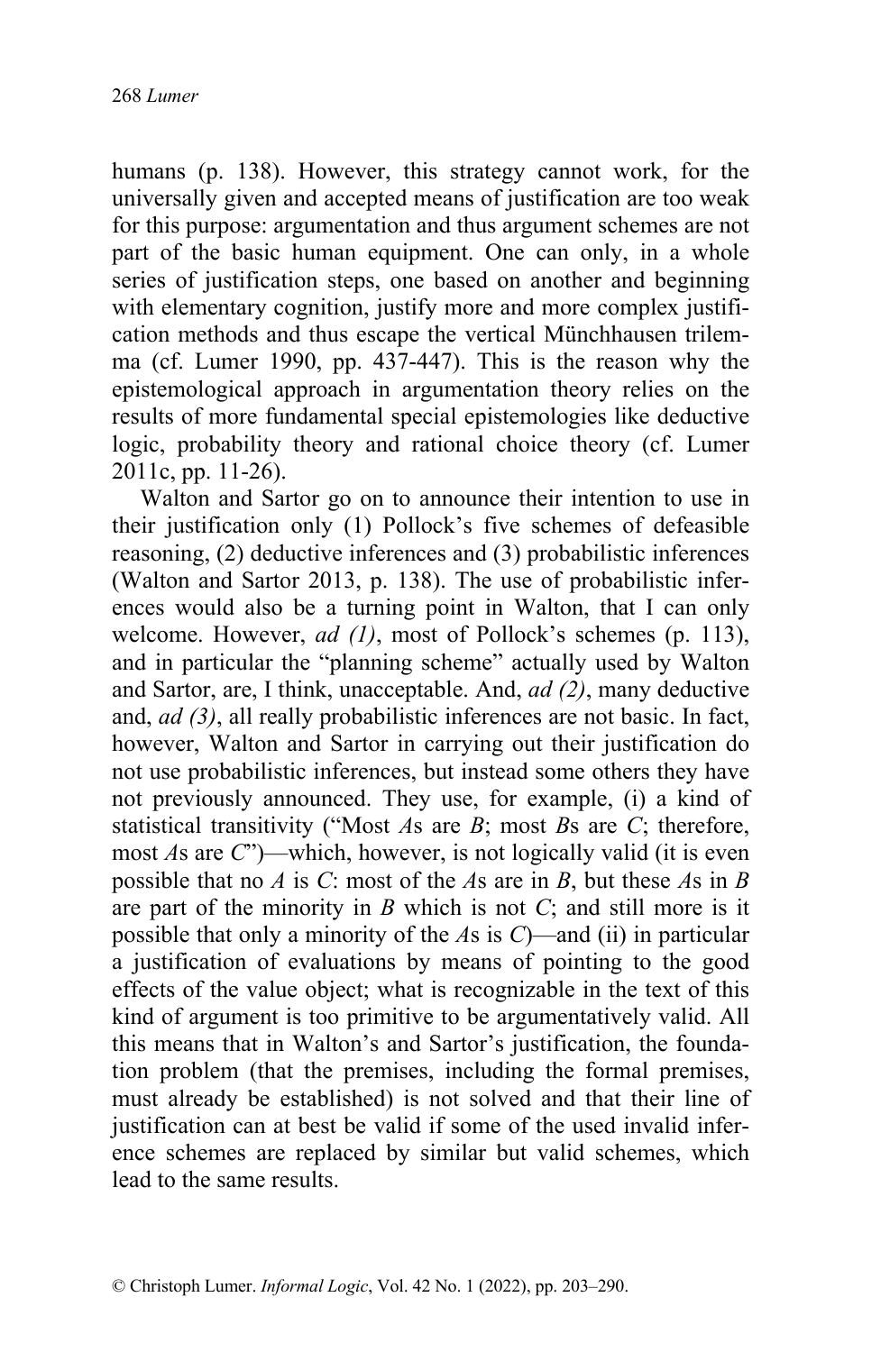humans (p. 138). However, this strategy cannot work, for the universally given and accepted means of justification are too weak for this purpose: argumentation and thus argument schemes are not part of the basic human equipment. One can only, in a whole series of justification steps, one based on another and beginning with elementary cognition, justify more and more complex justification methods and thus escape the vertical Münchhausen trilemma (cf. Lumer 1990, pp. 437-447). This is the reason why the epistemological approach in argumentation theory relies on the results of more fundamental special epistemologies like deductive logic, probability theory and rational choice theory (cf. Lumer 2011c, pp. 11-26).

Walton and Sartor go on to announce their intention to use in their justification only (1) Pollock's five schemes of defeasible reasoning, (2) deductive inferences and (3) probabilistic inferences (Walton and Sartor 2013, p. 138). The use of probabilistic inferences would also be a turning point in Walton, that I can only welcome. However, *ad (1)*, most of Pollock's schemes (p. 113), and in particular the "planning scheme" actually used by Walton and Sartor, are, I think, unacceptable. And, *ad (2)*, many deductive and, *ad (3)*, all really probabilistic inferences are not basic. In fact, however, Walton and Sartor in carrying out their justification do not use probabilistic inferences, but instead some others they have not previously announced. They use, for example, (i) a kind of statistical transitivity ("Most *A*s are *B*; most *B*s are *C*; therefore, most *A*s are *C*")—which, however, is not logically valid (it is even possible that no *A* is *C*: most of the *A*s are in *B*, but these *A*s in *B* are part of the minority in *B* which is not *C*; and still more is it possible that only a minority of the *A*s is *C*)—and (ii) in particular a justification of evaluations by means of pointing to the good effects of the value object; what is recognizable in the text of this kind of argument is too primitive to be argumentatively valid. All this means that in Walton's and Sartor's justification, the foundation problem (that the premises, including the formal premises, must already be established) is not solved and that their line of justification can at best be valid if some of the used invalid inference schemes are replaced by similar but valid schemes, which lead to the same results.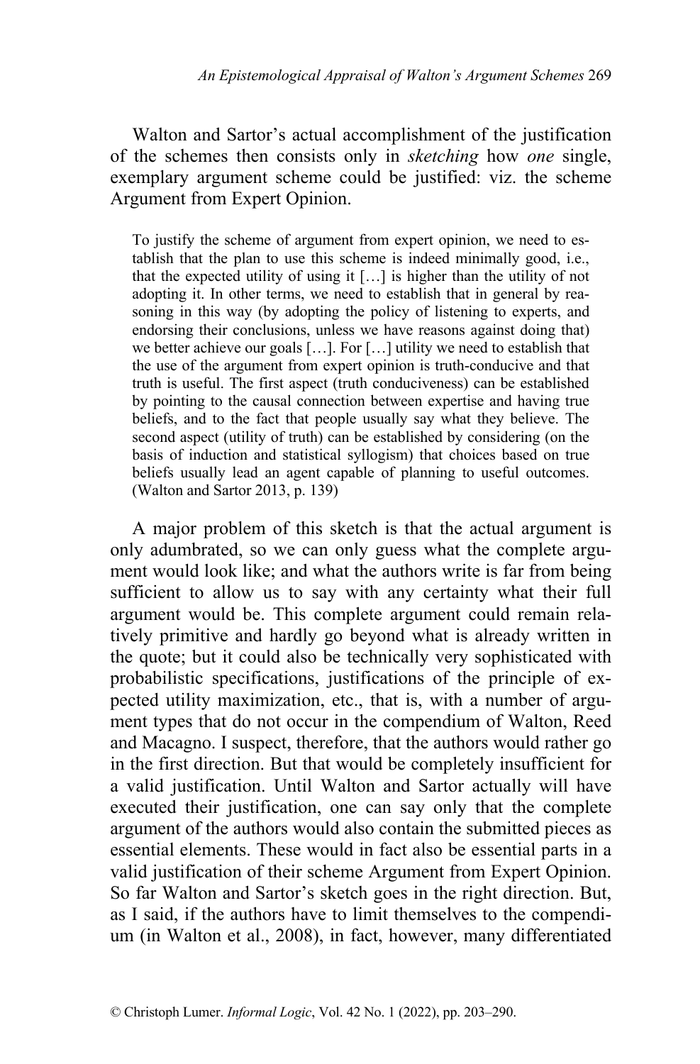Walton and Sartor's actual accomplishment of the justification of the schemes then consists only in *sketching* how *one* single, exemplary argument scheme could be justified: viz. the scheme Argument from Expert Opinion.

> To justify the scheme of argument from expert opinion, we need to establish that the plan to use this scheme is indeed minimally good, i.e., that the expected utility of using it […] is higher than the utility of not adopting it. In other terms, we need to establish that in general by reasoning in this way (by adopting the policy of listening to experts, and endorsing their conclusions, unless we have reasons against doing that) we better achieve our goals […]. For […] utility we need to establish that the use of the argument from expert opinion is truth-conducive and that truth is useful. The first aspect (truth conduciveness) can be established by pointing to the causal connection between expertise and having true beliefs, and to the fact that people usually say what they believe. The second aspect (utility of truth) can be established by considering (on the basis of induction and statistical syllogism) that choices based on true beliefs usually lead an agent capable of planning to useful outcomes. (Walton and Sartor 2013, p. 139)

A major problem of this sketch is that the actual argument is only adumbrated, so we can only guess what the complete argument would look like; and what the authors write is far from being sufficient to allow us to say with any certainty what their full argument would be. This complete argument could remain relatively primitive and hardly go beyond what is already written in the quote; but it could also be technically very sophisticated with probabilistic specifications, justifications of the principle of expected utility maximization, etc., that is, with a number of argument types that do not occur in the compendium of Walton, Reed and Macagno. I suspect, therefore, that the authors would rather go in the first direction. But that would be completely insufficient for a valid justification. Until Walton and Sartor actually will have executed their justification, one can say only that the complete argument of the authors would also contain the submitted pieces as essential elements. These would in fact also be essential parts in a valid justification of their scheme Argument from Expert Opinion. So far Walton and Sartor's sketch goes in the right direction. But, as I said, if the authors have to limit themselves to the compendium (in Walton et al., 2008), in fact, however, many differentiated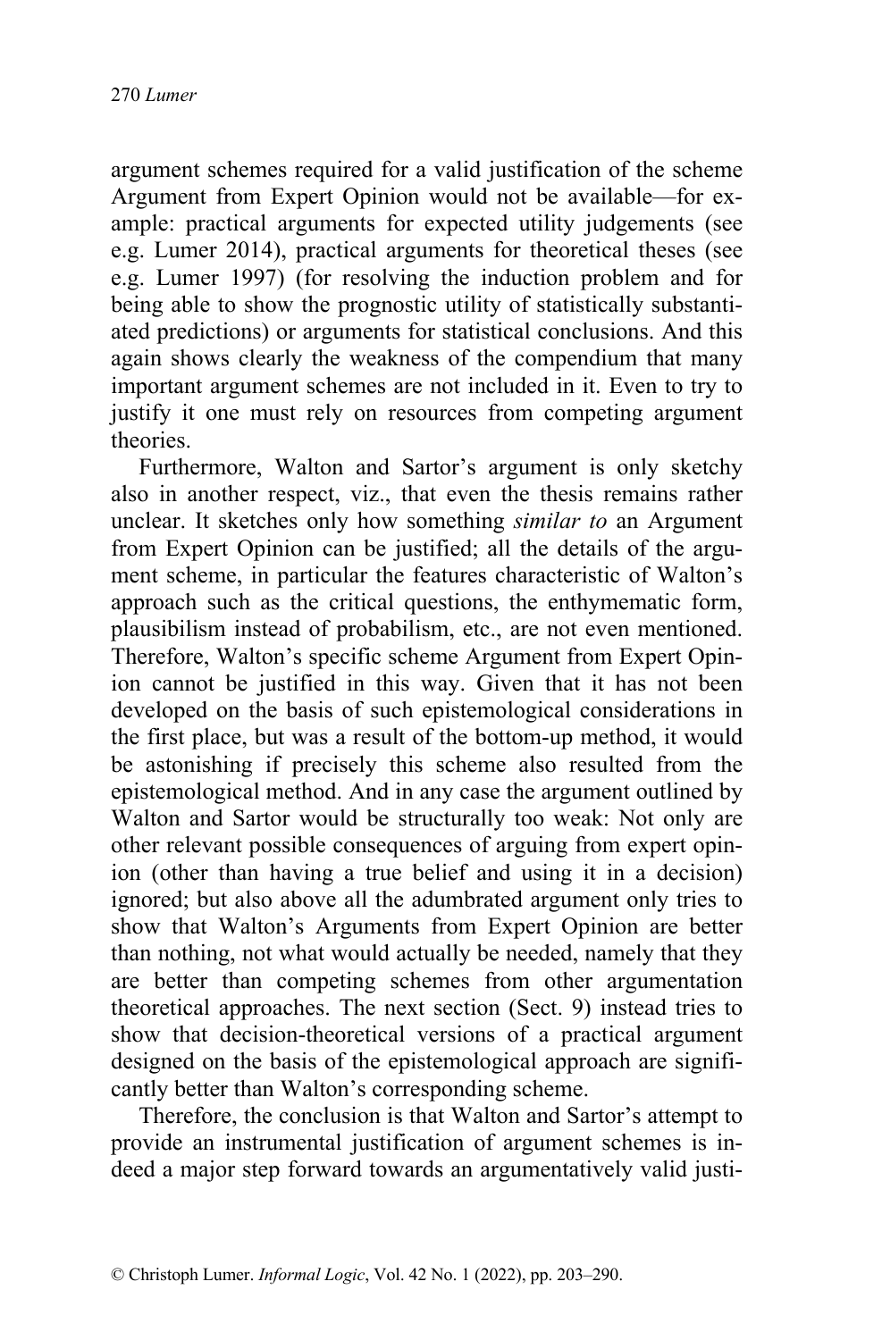argument schemes required for a valid justification of the scheme Argument from Expert Opinion would not be available—for example: practical arguments for expected utility judgements (see e.g. Lumer 2014), practical arguments for theoretical theses (see e.g. Lumer 1997) (for resolving the induction problem and for being able to show the prognostic utility of statistically substantiated predictions) or arguments for statistical conclusions. And this again shows clearly the weakness of the compendium that many important argument schemes are not included in it. Even to try to justify it one must rely on resources from competing argument theories.

Furthermore, Walton and Sartor's argument is only sketchy also in another respect, viz., that even the thesis remains rather unclear. It sketches only how something *similar to* an Argument from Expert Opinion can be justified; all the details of the argument scheme, in particular the features characteristic of Walton's approach such as the critical questions, the enthymematic form, plausibilism instead of probabilism, etc., are not even mentioned. Therefore, Walton's specific scheme Argument from Expert Opinion cannot be justified in this way. Given that it has not been developed on the basis of such epistemological considerations in the first place, but was a result of the bottom-up method, it would be astonishing if precisely this scheme also resulted from the epistemological method. And in any case the argument outlined by Walton and Sartor would be structurally too weak: Not only are other relevant possible consequences of arguing from expert opinion (other than having a true belief and using it in a decision) ignored; but also above all the adumbrated argument only tries to show that Walton's Arguments from Expert Opinion are better than nothing, not what would actually be needed, namely that they are better than competing schemes from other argumentation theoretical approaches. The next section (Sect. 9) instead tries to show that decision-theoretical versions of a practical argument designed on the basis of the epistemological approach are significantly better than Walton's corresponding scheme.

Therefore, the conclusion is that Walton and Sartor's attempt to provide an instrumental justification of argument schemes is indeed a major step forward towards an argumentatively valid justi-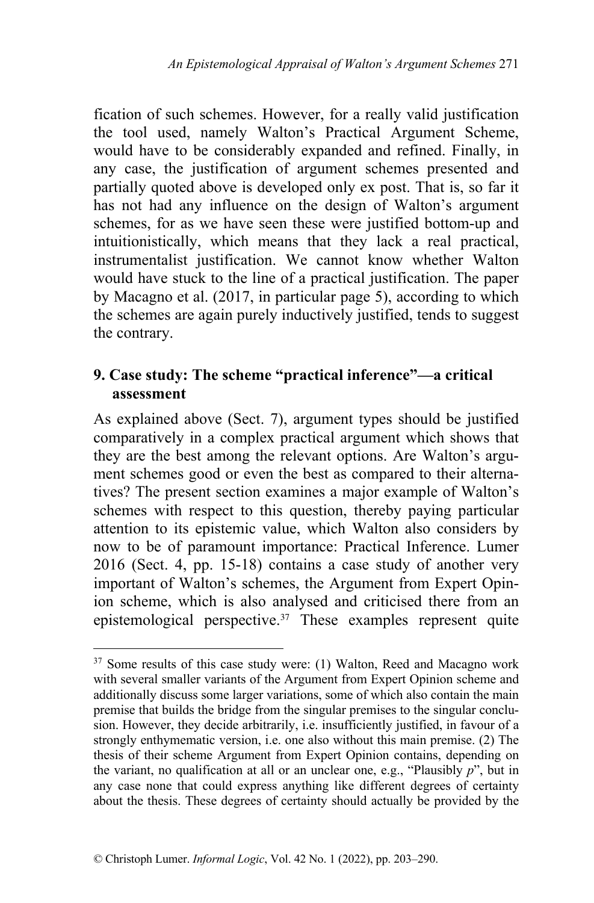fication of such schemes. However, for a really valid justification the tool used, namely Walton's Practical Argument Scheme, would have to be considerably expanded and refined. Finally, in any case, the justification of argument schemes presented and partially quoted above is developed only ex post. That is, so far it has not had any influence on the design of Walton's argument schemes, for as we have seen these were justified bottom-up and intuitionistically, which means that they lack a real practical, instrumentalist justification. We cannot know whether Walton would have stuck to the line of a practical justification. The paper by Macagno et al. (2017, in particular page 5), according to which the schemes are again purely inductively justified, tends to suggest the contrary.

## 9. Case study: The scheme "practical inference"—a critical assessment

As explained above (Sect. 7), argument types should be justified comparatively in a complex practical argument which shows that they are the best among the relevant options. Are Walton's argument schemes good or even the best as compared to their alternatives? The present section examines a major example of Walton's schemes with respect to this question, thereby paying particular attention to its epistemic value, which Walton also considers by now to be of paramount importance: Practical Inference. Lumer 2016 (Sect. 4, pp. 15-18) contains a case study of another very important of Walton's schemes, the Argument from Expert Opinion scheme, which is also analysed and criticised there from an epistemological perspective.[37] These examples represent quite

---

[37] Some results of this case study were: (1) Walton, Reed and Macagno work with several smaller variants of the Argument from Expert Opinion scheme and additionally discuss some larger variations, some of which also contain the main premise that builds the bridge from the singular premises to the singular conclusion. However, they decide arbitrarily, i.e. insufficiently justified, in favour of a strongly enthymematic version, i.e. one also without this main premise. (2) The thesis of their scheme Argument from Expert Opinion contains, depending on the variant, no qualification at all or an unclear one, e.g., "Plausibly *p*", but in any case none that could express anything like different degrees of certainty about the thesis. These degrees of certainty should actually be provided by the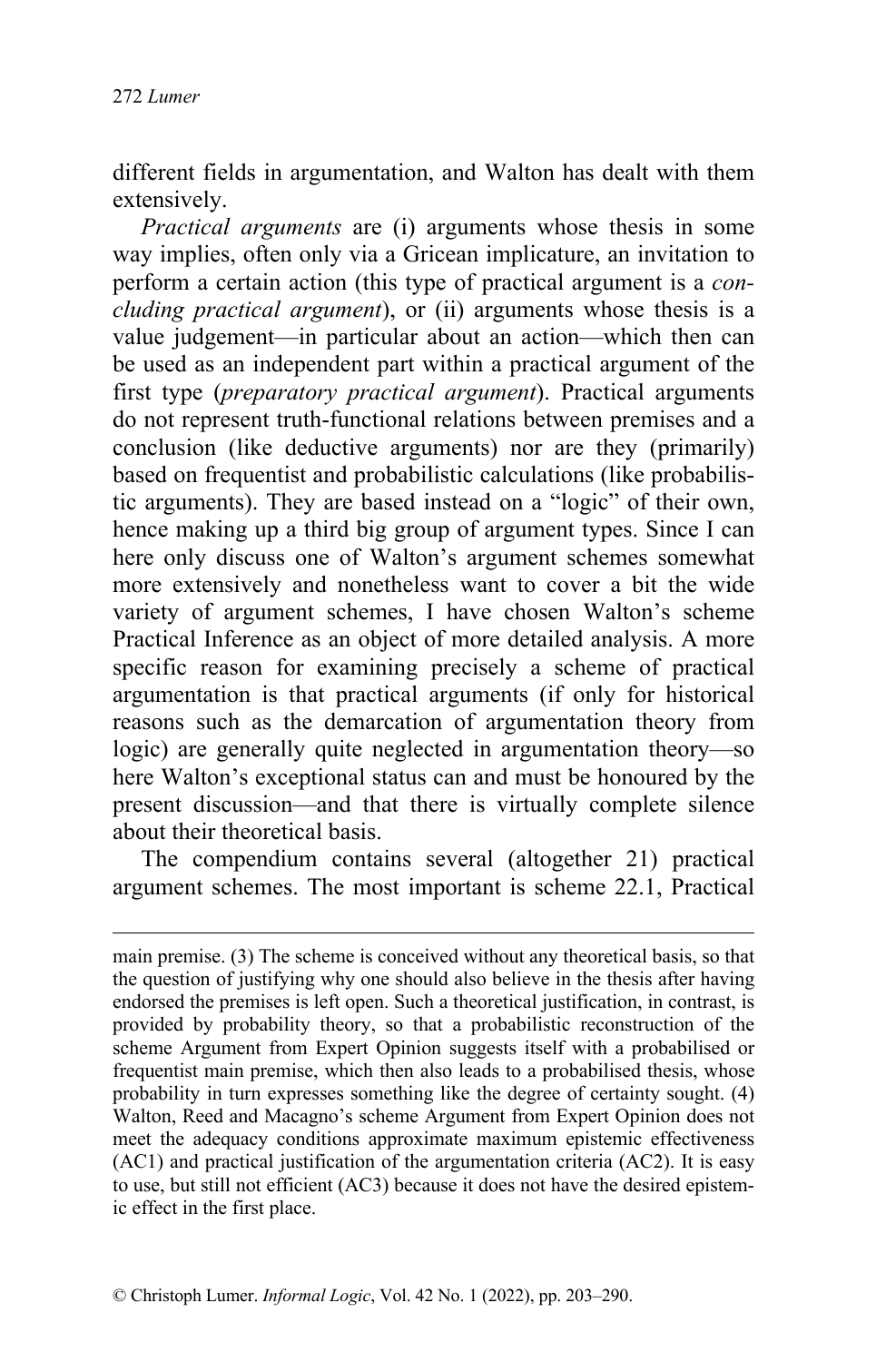different fields in argumentation, and Walton has dealt with them extensively.

*Practical arguments* are (i) arguments whose thesis in some way implies, often only via a Gricean implicature, an invitation to perform a certain action (this type of practical argument is a *concluding practical argument*), or (ii) arguments whose thesis is a value judgement—in particular about an action—which then can be used as an independent part within a practical argument of the first type (*preparatory practical argument*). Practical arguments do not represent truth-functional relations between premises and a conclusion (like deductive arguments) nor are they (primarily) based on frequentist and probabilistic calculations (like probabilistic arguments). They are based instead on a "logic" of their own, hence making up a third big group of argument types. Since I can here only discuss one of Walton's argument schemes somewhat more extensively and nonetheless want to cover a bit the wide variety of argument schemes, I have chosen Walton's scheme Practical Inference as an object of more detailed analysis. A more specific reason for examining precisely a scheme of practical argumentation is that practical arguments (if only for historical reasons such as the demarcation of argumentation theory from logic) are generally quite neglected in argumentation theory—so here Walton's exceptional status can and must be honoured by the present discussion—and that there is virtually complete silence about their theoretical basis.

The compendium contains several (altogether 21) practical argument schemes. The most important is scheme 22.1, Practical

---

main premise. (3) The scheme is conceived without any theoretical basis, so that the question of justifying why one should also believe in the thesis after having endorsed the premises is left open. Such a theoretical justification, in contrast, is provided by probability theory, so that a probabilistic reconstruction of the scheme Argument from Expert Opinion suggests itself with a probabilised or frequentist main premise, which then also leads to a probabilised thesis, whose probability in turn expresses something like the degree of certainty sought. (4) Walton, Reed and Macagno's scheme Argument from Expert Opinion does not meet the adequacy conditions approximate maximum epistemic effectiveness (AC1) and practical justification of the argumentation criteria (AC2). It is easy to use, but still not efficient (AC3) because it does not have the desired epistemic effect in the first place.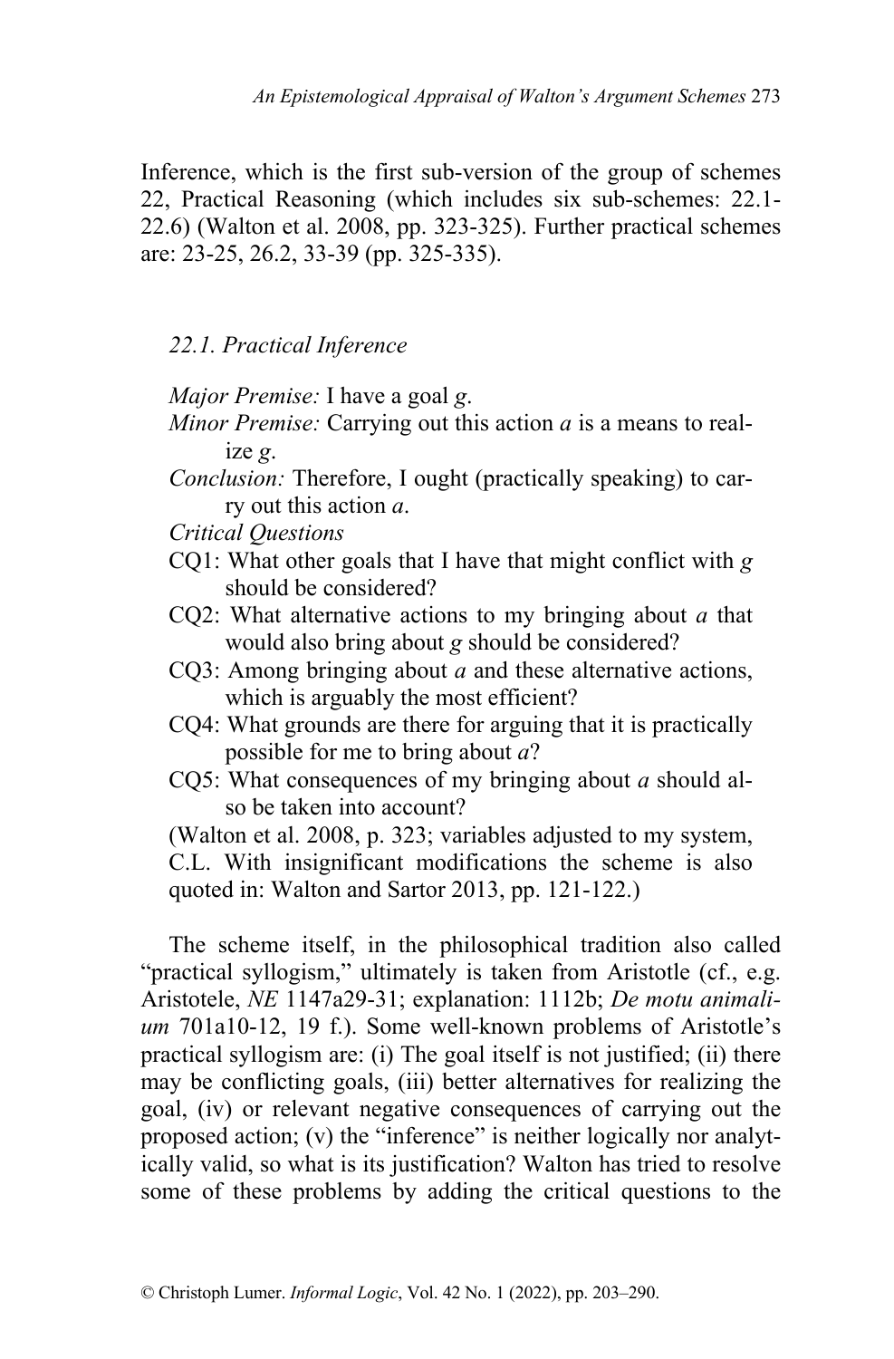Inference, which is the first sub-version of the group of schemes 22, Practical Reasoning (which includes six sub-schemes: 22.1-22.6) (Walton et al. 2008, pp. 323-325). Further practical schemes are: 23-25, 26.2, 33-39 (pp. 325-335).

*22.1. Practical Inference*

*Major Premise:* I have a goal *g*.
*Minor Premise:* Carrying out this action *a* is a means to realize *g*.
*Conclusion:* Therefore, I ought (practically speaking) to carry out this action *a*.
*Critical Questions*
CQ1: What other goals that I have that might conflict with *g* should be considered?
CQ2: What alternative actions to my bringing about *a* that would also bring about *g* should be considered?
CQ3: Among bringing about *a* and these alternative actions, which is arguably the most efficient?
CQ4: What grounds are there for arguing that it is practically possible for me to bring about *a*?
CQ5: What consequences of my bringing about *a* should also be taken into account?
(Walton et al. 2008, p. 323; variables adjusted to my system, C.L. With insignificant modifications the scheme is also quoted in: Walton and Sartor 2013, pp. 121-122.)

The scheme itself, in the philosophical tradition also called "practical syllogism," ultimately is taken from Aristotle (cf., e.g. Aristotele, *NE* 1147a29-31; explanation: 1112b; *De motu animalium* 701a10-12, 19 f.). Some well-known problems of Aristotle's practical syllogism are: (i) The goal itself is not justified; (ii) there may be conflicting goals, (iii) better alternatives for realizing the goal, (iv) or relevant negative consequences of carrying out the proposed action; (v) the "inference" is neither logically nor analytically valid, so what is its justification? Walton has tried to resolve some of these problems by adding the critical questions to the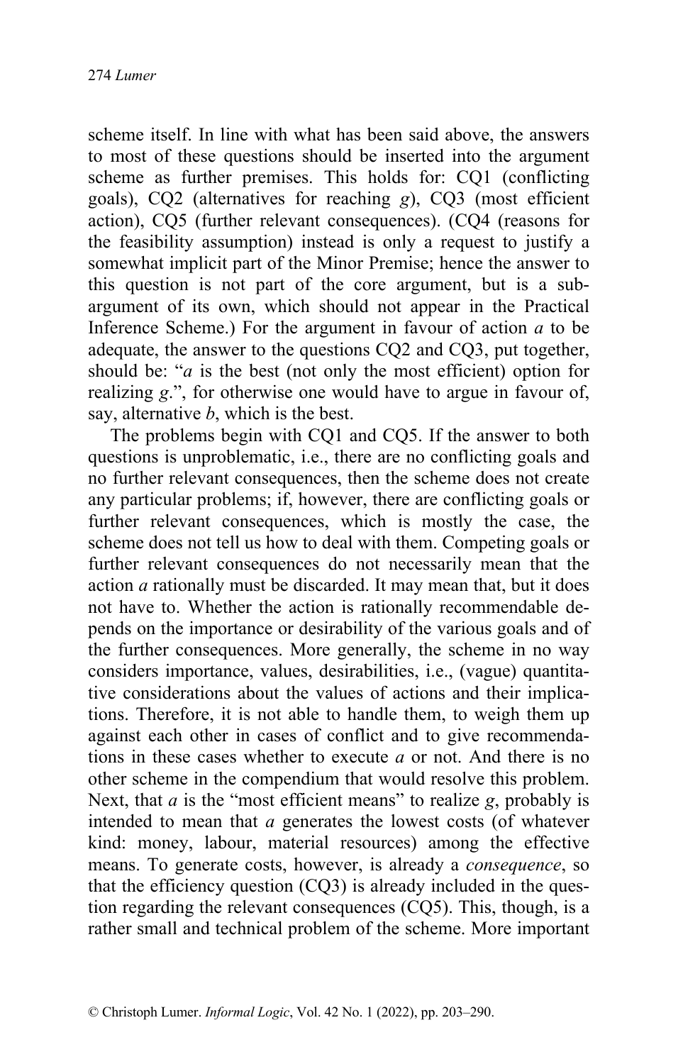scheme itself. In line with what has been said above, the answers to most of these questions should be inserted into the argument scheme as further premises. This holds for: CQ1 (conflicting goals), CQ2 (alternatives for reaching *g*), CQ3 (most efficient action), CQ5 (further relevant consequences). (CQ4 (reasons for the feasibility assumption) instead is only a request to justify a somewhat implicit part of the Minor Premise; hence the answer to this question is not part of the core argument, but is a sub-argument of its own, which should not appear in the Practical Inference Scheme.) For the argument in favour of action *a* to be adequate, the answer to the questions CQ2 and CQ3, put together, should be: "*a* is the best (not only the most efficient) option for realizing *g*.", for otherwise one would have to argue in favour of, say, alternative *b*, which is the best.

The problems begin with CQ1 and CQ5. If the answer to both questions is unproblematic, i.e., there are no conflicting goals and no further relevant consequences, then the scheme does not create any particular problems; if, however, there are conflicting goals or further relevant consequences, which is mostly the case, the scheme does not tell us how to deal with them. Competing goals or further relevant consequences do not necessarily mean that the action *a* rationally must be discarded. It may mean that, but it does not have to. Whether the action is rationally recommendable depends on the importance or desirability of the various goals and of the further consequences. More generally, the scheme in no way considers importance, values, desirabilities, i.e., (vague) quantitative considerations about the values of actions and their implications. Therefore, it is not able to handle them, to weigh them up against each other in cases of conflict and to give recommendations in these cases whether to execute *a* or not. And there is no other scheme in the compendium that would resolve this problem. Next, that *a* is the "most efficient means" to realize *g*, probably is intended to mean that *a* generates the lowest costs (of whatever kind: money, labour, material resources) among the effective means. To generate costs, however, is already a *consequence*, so that the efficiency question (CQ3) is already included in the question regarding the relevant consequences (CQ5). This, though, is a rather small and technical problem of the scheme. More important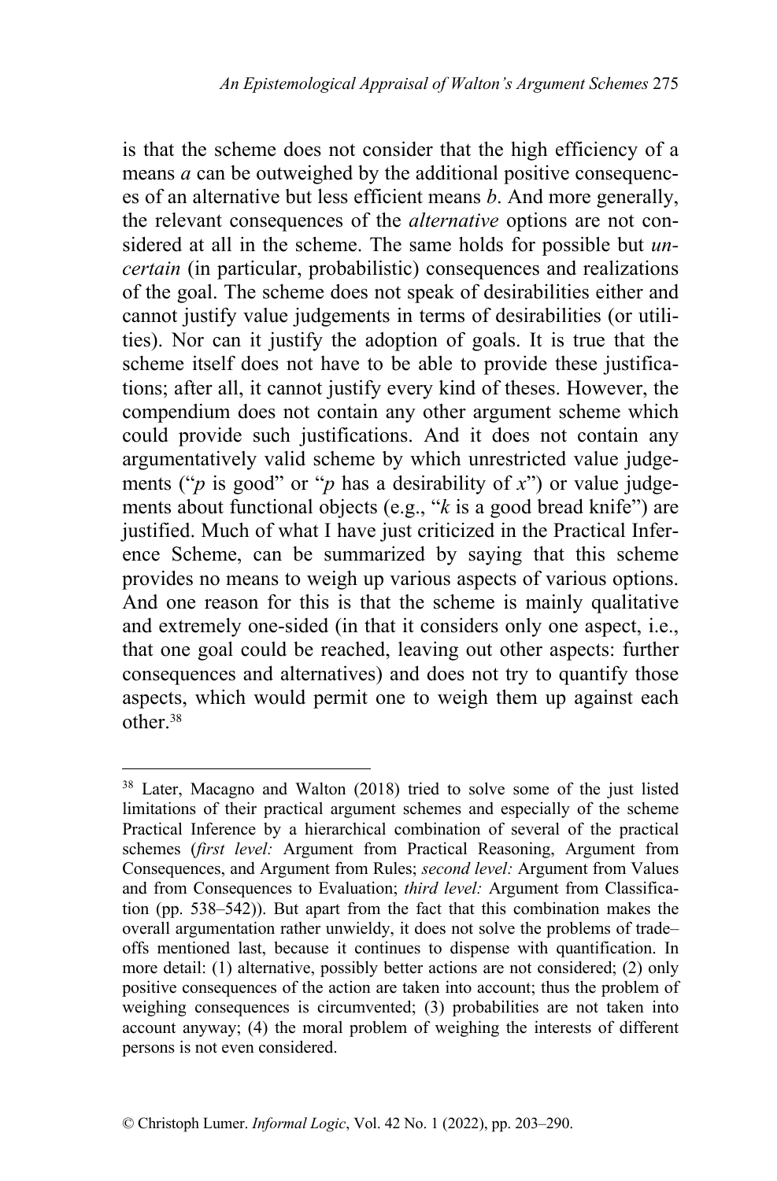is that the scheme does not consider that the high efficiency of a means *a* can be outweighed by the additional positive consequences of an alternative but less efficient means *b*. And more generally, the relevant consequences of the *alternative* options are not considered at all in the scheme. The same holds for possible but *uncertain* (in particular, probabilistic) consequences and realizations of the goal. The scheme does not speak of desirabilities either and cannot justify value judgements in terms of desirabilities (or utilities). Nor can it justify the adoption of goals. It is true that the scheme itself does not have to be able to provide these justifications; after all, it cannot justify every kind of theses. However, the compendium does not contain any other argument scheme which could provide such justifications. And it does not contain any argumentatively valid scheme by which unrestricted value judgements ("*p* is good" or "*p* has a desirability of *x*") or value judgements about functional objects (e.g., "*k* is a good bread knife") are justified. Much of what I have just criticized in the Practical Inference Scheme, can be summarized by saying that this scheme provides no means to weigh up various aspects of various options. And one reason for this is that the scheme is mainly qualitative and extremely one-sided (in that it considers only one aspect, i.e., that one goal could be reached, leaving out other aspects: further consequences and alternatives) and does not try to quantify those aspects, which would permit one to weigh them up against each other.[38]

---

[38] Later, Macagno and Walton (2018) tried to solve some of the just listed limitations of their practical argument schemes and especially of the scheme Practical Inference by a hierarchical combination of several of the practical schemes (*first level:* Argument from Practical Reasoning, Argument from Consequences, and Argument from Rules; *second level:* Argument from Values and from Consequences to Evaluation; *third level:* Argument from Classification (pp. 538–542)). But apart from the fact that this combination makes the overall argumentation rather unwieldy, it does not solve the problems of trade–offs mentioned last, because it continues to dispense with quantification. In more detail: (1) alternative, possibly better actions are not considered; (2) only positive consequences of the action are taken into account; thus the problem of weighing consequences is circumvented; (3) probabilities are not taken into account anyway; (4) the moral problem of weighing the interests of different persons is not even considered.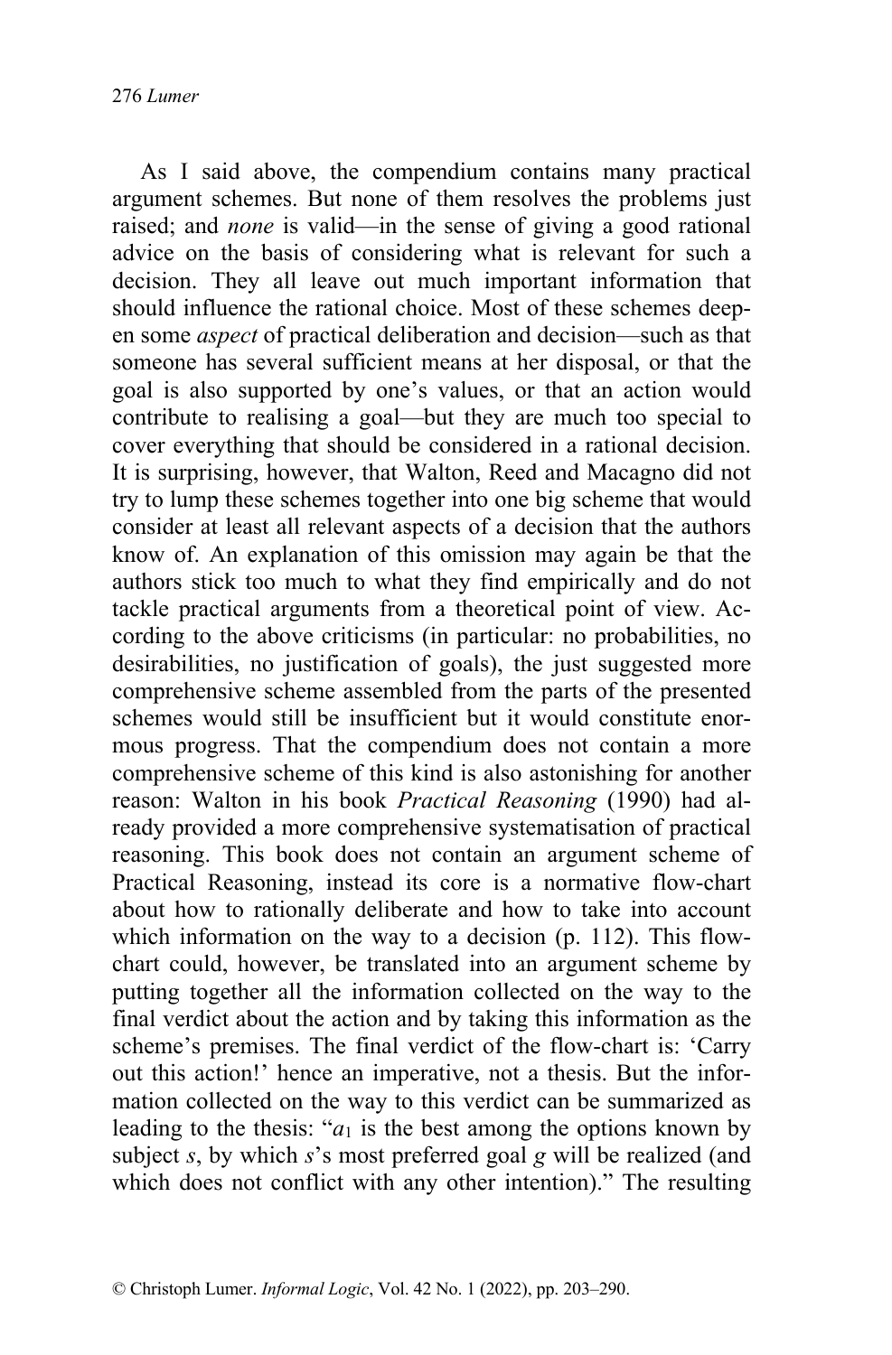As I said above, the compendium contains many practical argument schemes. But none of them resolves the problems just raised; and *none* is valid—in the sense of giving a good rational advice on the basis of considering what is relevant for such a decision. They all leave out much important information that should influence the rational choice. Most of these schemes deepen some *aspect* of practical deliberation and decision—such as that someone has several sufficient means at her disposal, or that the goal is also supported by one's values, or that an action would contribute to realising a goal—but they are much too special to cover everything that should be considered in a rational decision. It is surprising, however, that Walton, Reed and Macagno did not try to lump these schemes together into one big scheme that would consider at least all relevant aspects of a decision that the authors know of. An explanation of this omission may again be that the authors stick too much to what they find empirically and do not tackle practical arguments from a theoretical point of view. According to the above criticisms (in particular: no probabilities, no desirabilities, no justification of goals), the just suggested more comprehensive scheme assembled from the parts of the presented schemes would still be insufficient but it would constitute enormous progress. That the compendium does not contain a more comprehensive scheme of this kind is also astonishing for another reason: Walton in his book *Practical Reasoning* (1990) had already provided a more comprehensive systematisation of practical reasoning. This book does not contain an argument scheme of Practical Reasoning, instead its core is a normative flow-chart about how to rationally deliberate and how to take into account which information on the way to a decision (p. 112). This flow-chart could, however, be translated into an argument scheme by putting together all the information collected on the way to the final verdict about the action and by taking this information as the scheme's premises. The final verdict of the flow-chart is: 'Carry out this action!' hence an imperative, not a thesis. But the information collected on the way to this verdict can be summarized as leading to the thesis: "$a_1$ is the best among the options known by subject *s*, by which *s*'s most preferred goal *g* will be realized (and which does not conflict with any other intention)." The resulting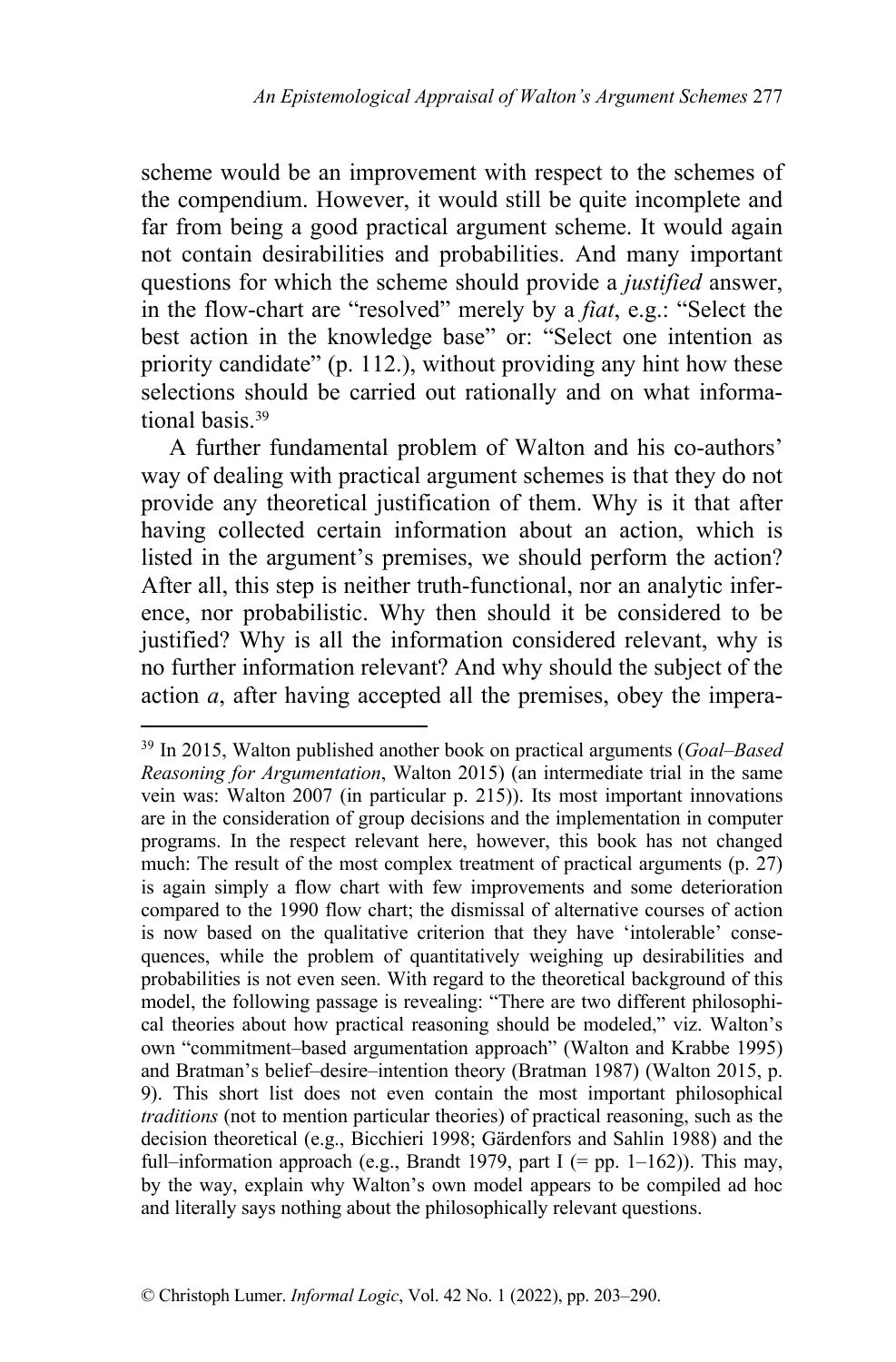scheme would be an improvement with respect to the schemes of the compendium. However, it would still be quite incomplete and far from being a good practical argument scheme. It would again not contain desirabilities and probabilities. And many important questions for which the scheme should provide a *justified* answer, in the flow-chart are "resolved" merely by a *fiat*, e.g.: "Select the best action in the knowledge base" or: "Select one intention as priority candidate" (p. 112.), without providing any hint how these selections should be carried out rationally and on what informational basis.[39]

A further fundamental problem of Walton and his co-authors' way of dealing with practical argument schemes is that they do not provide any theoretical justification of them. Why is it that after having collected certain information about an action, which is listed in the argument's premises, we should perform the action? After all, this step is neither truth-functional, nor an analytic inference, nor probabilistic. Why then should it be considered to be justified? Why is all the information considered relevant, why is no further information relevant? And why should the subject of the action *a*, after having accepted all the premises, obey the impera-

---

[39] In 2015, Walton published another book on practical arguments (*Goal–Based Reasoning for Argumentation*, Walton 2015) (an intermediate trial in the same vein was: Walton 2007 (in particular p. 215)). Its most important innovations are in the consideration of group decisions and the implementation in computer programs. In the respect relevant here, however, this book has not changed much: The result of the most complex treatment of practical arguments (p. 27) is again simply a flow chart with few improvements and some deterioration compared to the 1990 flow chart; the dismissal of alternative courses of action is now based on the qualitative criterion that they have 'intolerable' consequences, while the problem of quantitatively weighing up desirabilities and probabilities is not even seen. With regard to the theoretical background of this model, the following passage is revealing: "There are two different philosophical theories about how practical reasoning should be modeled," viz. Walton's own "commitment–based argumentation approach" (Walton and Krabbe 1995) and Bratman's belief–desire–intention theory (Bratman 1987) (Walton 2015, p. 9). This short list does not even contain the most important philosophical *traditions* (not to mention particular theories) of practical reasoning, such as the decision theoretical (e.g., Bicchieri 1998; Gärdenfors and Sahlin 1988) and the full–information approach (e.g., Brandt 1979, part I (= pp. 1–162)). This may, by the way, explain why Walton's own model appears to be compiled ad hoc and literally says nothing about the philosophically relevant questions.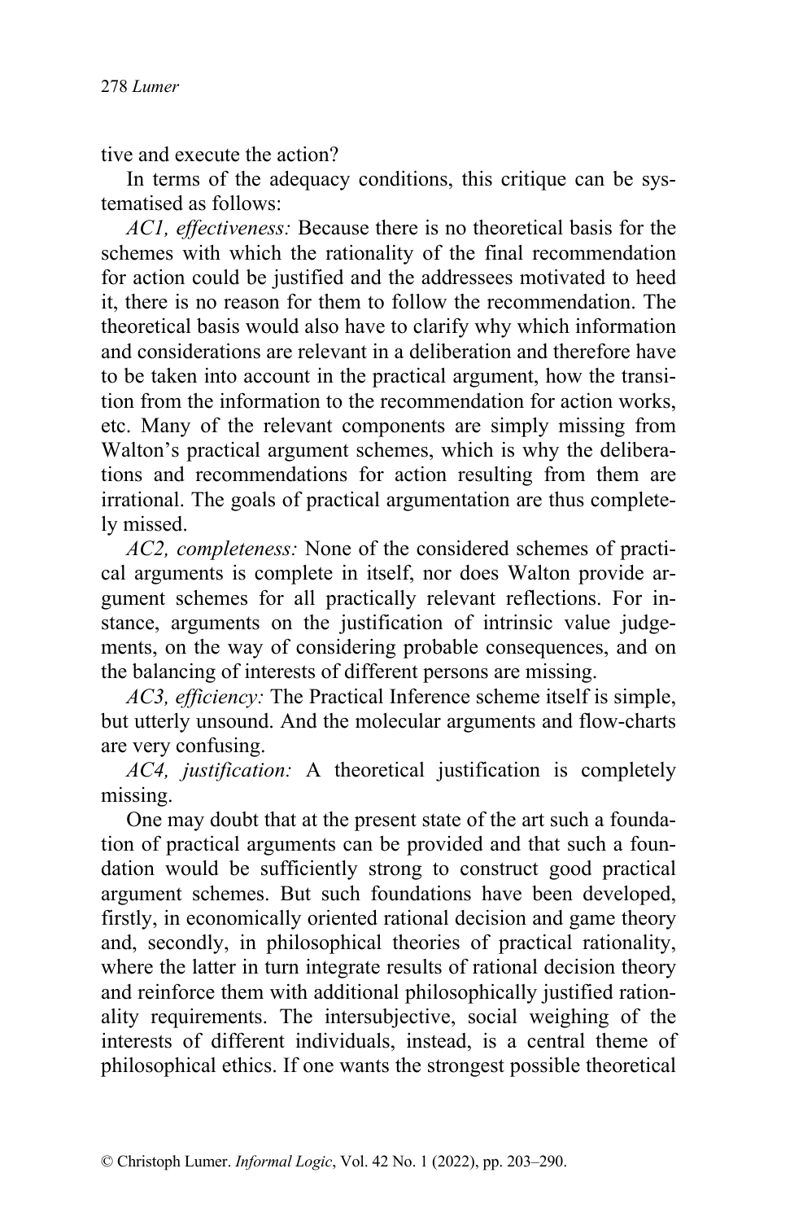tive and execute the action?

In terms of the adequacy conditions, this critique can be systematised as follows:

*AC1, effectiveness:* Because there is no theoretical basis for the schemes with which the rationality of the final recommendation for action could be justified and the addressees motivated to heed it, there is no reason for them to follow the recommendation. The theoretical basis would also have to clarify why which information and considerations are relevant in a deliberation and therefore have to be taken into account in the practical argument, how the transition from the information to the recommendation for action works, etc. Many of the relevant components are simply missing from Walton's practical argument schemes, which is why the deliberations and recommendations for action resulting from them are irrational. The goals of practical argumentation are thus completely missed.

*AC2, completeness:* None of the considered schemes of practical arguments is complete in itself, nor does Walton provide argument schemes for all practically relevant reflections. For instance, arguments on the justification of intrinsic value judgements, on the way of considering probable consequences, and on the balancing of interests of different persons are missing.

*AC3, efficiency:* The Practical Inference scheme itself is simple, but utterly unsound. And the molecular arguments and flow-charts are very confusing.

*AC4, justification:* A theoretical justification is completely missing.

One may doubt that at the present state of the art such a foundation of practical arguments can be provided and that such a foundation would be sufficiently strong to construct good practical argument schemes. But such foundations have been developed, firstly, in economically oriented rational decision and game theory and, secondly, in philosophical theories of practical rationality, where the latter in turn integrate results of rational decision theory and reinforce them with additional philosophically justified rationality requirements. The intersubjective, social weighing of the interests of different individuals, instead, is a central theme of philosophical ethics. If one wants the strongest possible theoretical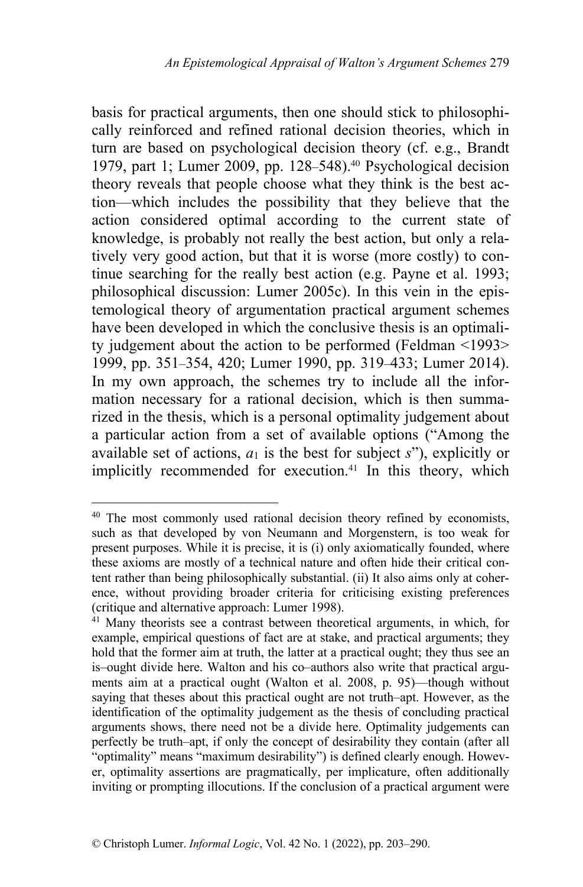basis for practical arguments, then one should stick to philosophically reinforced and refined rational decision theories, which in turn are based on psychological decision theory (cf. e.g., Brandt 1979, part 1; Lumer 2009, pp. 128–548).[40] Psychological decision theory reveals that people choose what they think is the best action—which includes the possibility that they believe that the action considered optimal according to the current state of knowledge, is probably not really the best action, but only a relatively very good action, but that it is worse (more costly) to continue searching for the really best action (e.g. Payne et al. 1993; philosophical discussion: Lumer 2005c). In this vein in the epistemological theory of argumentation practical argument schemes have been developed in which the conclusive thesis is an optimality judgement about the action to be performed (Feldman <1993> 1999, pp. 351–354, 420; Lumer 1990, pp. 319–433; Lumer 2014). In my own approach, the schemes try to include all the information necessary for a rational decision, which is then summarized in the thesis, which is a personal optimality judgement about a particular action from a set of available options ("Among the available set of actions, $a_1$ is the best for subject *s*"), explicitly or implicitly recommended for execution.[41] In this theory, which

---

[40] The most commonly used rational decision theory refined by economists, such as that developed by von Neumann and Morgenstern, is too weak for present purposes. While it is precise, it is (i) only axiomatically founded, where these axioms are mostly of a technical nature and often hide their critical content rather than being philosophically substantial. (ii) It also aims only at coherence, without providing broader criteria for criticising existing preferences (critique and alternative approach: Lumer 1998).

[41] Many theorists see a contrast between theoretical arguments, in which, for example, empirical questions of fact are at stake, and practical arguments; they hold that the former aim at truth, the latter at a practical ought; they thus see an is–ought divide here. Walton and his co–authors also write that practical arguments aim at a practical ought (Walton et al. 2008, p. 95)—though without saying that theses about this practical ought are not truth–apt. However, as the identification of the optimality judgement as the thesis of concluding practical arguments shows, there need not be a divide here. Optimality judgements can perfectly be truth–apt, if only the concept of desirability they contain (after all "optimality" means "maximum desirability") is defined clearly enough. However, optimality assertions are pragmatically, per implicature, often additionally inviting or prompting illocutions. If the conclusion of a practical argument were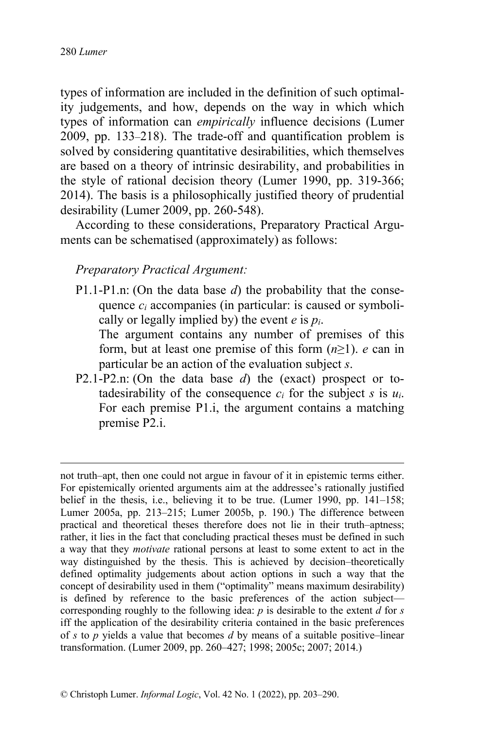types of information are included in the definition of such optimality judgements, and how, depends on the way in which which types of information can *empirically* influence decisions (Lumer 2009, pp. 133–218). The trade-off and quantification problem is solved by considering quantitative desirabilities, which themselves are based on a theory of intrinsic desirability, and probabilities in the style of rational decision theory (Lumer 1990, pp. 319-366; 2014). The basis is a philosophically justified theory of prudential desirability (Lumer 2009, pp. 260-548).

According to these considerations, Preparatory Practical Arguments can be schematised (approximately) as follows:

*Preparatory Practical Argument:*

P1.1-P1.n: (On the data base *d*) the probability that the consequence $c_i$ accompanies (in particular: is caused or symbolically or legally implied by) the event *e* is $p_i$.
The argument contains any number of premises of this form, but at least one premise of this form ($n \geq 1$). *e* can in particular be an action of the evaluation subject *s*.

P2.1-P2.n: (On the data base *d*) the (exact) prospect or totadesirability of the consequence $c_i$ for the subject *s* is $u_i$.
For each premise P1.i, the argument contains a matching premise P2.i.

---

not truth–apt, then one could not argue in favour of it in epistemic terms either. For epistemically oriented arguments aim at the addressee's rationally justified belief in the thesis, i.e., believing it to be true. (Lumer 1990, pp. 141–158; Lumer 2005a, pp. 213–215; Lumer 2005b, p. 190.) The difference between practical and theoretical theses therefore does not lie in their truth–aptness; rather, it lies in the fact that concluding practical theses must be defined in such a way that they *motivate* rational persons at least to some extent to act in the way distinguished by the thesis. This is achieved by decision–theoretically defined optimality judgements about action options in such a way that the concept of desirability used in them ("optimality" means maximum desirability) is defined by reference to the basic preferences of the action subject—corresponding roughly to the following idea: *p* is desirable to the extent *d* for *s* iff the application of the desirability criteria contained in the basic preferences of *s* to *p* yields a value that becomes *d* by means of a suitable positive–linear transformation. (Lumer 2009, pp. 260–427; 1998; 2005c; 2007; 2014.)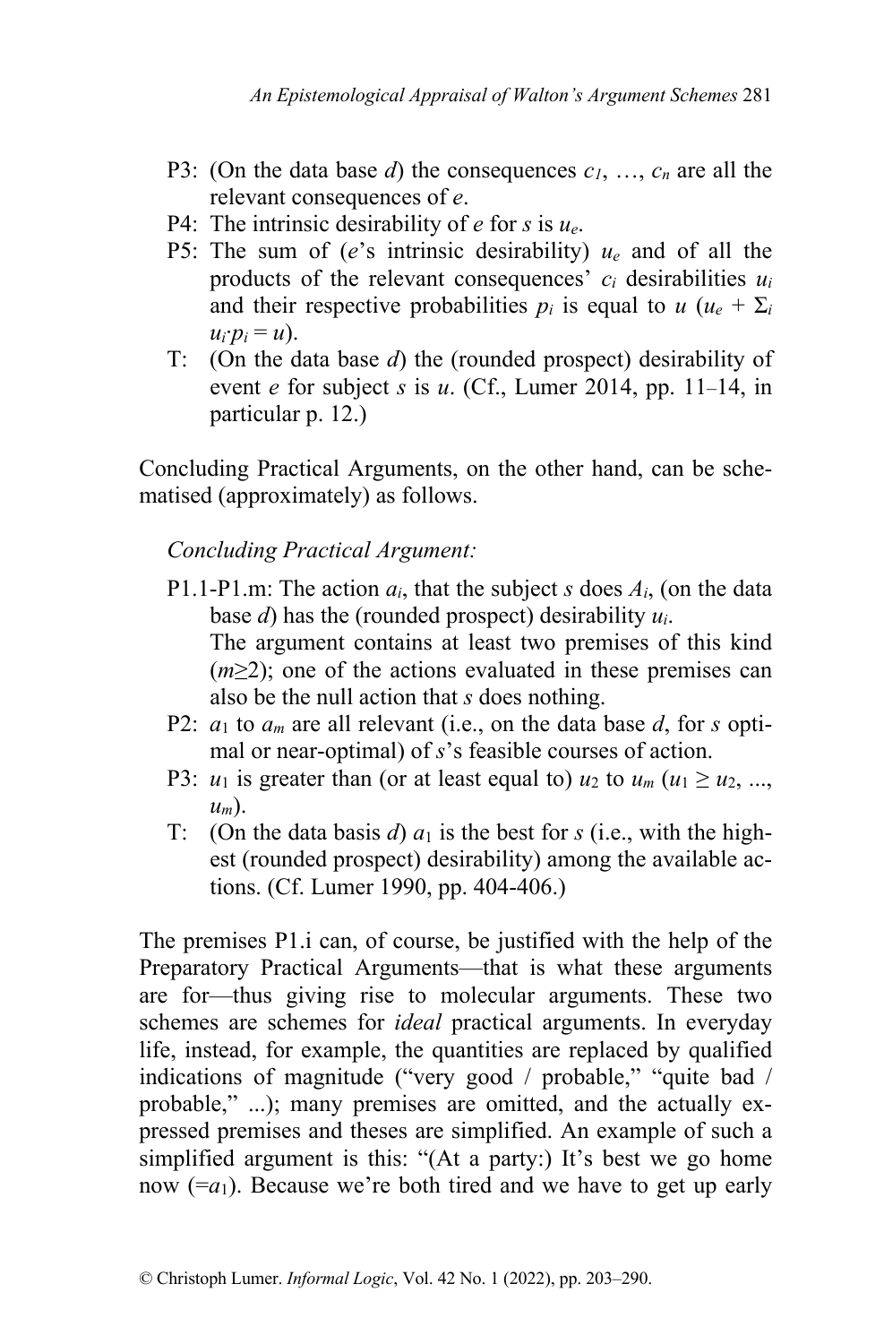- P3: (On the data base $d$) the consequences $c_1$, …, $c_n$ are all the relevant consequences of $e$.
- P4: The intrinsic desirability of $e$ for $s$ is $u_e$.
- P5: The sum of ($e$'s intrinsic desirability) $u_e$ and of all the products of the relevant consequences' $c_i$ desirabilities $u_i$ and their respective probabilities $p_i$ is equal to $u$ ($u_e + \Sigma_i u_i{\cdot}p_i = u$).
- T: (On the data base $d$) the (rounded prospect) desirability of event $e$ for subject $s$ is $u$. (Cf., Lumer 2014, pp. 11–14, in particular p. 12.)

Concluding Practical Arguments, on the other hand, can be schematised (approximately) as follows.

*Concluding Practical Argument:*

- P1.1-P1.m: The action $a_i$, that the subject $s$ does $A_i$, (on the data base $d$) has the (rounded prospect) desirability $u_i$.
  The argument contains at least two premises of this kind ($m \geq 2$); one of the actions evaluated in these premises can also be the null action that $s$ does nothing.
- P2: $a_1$ to $a_m$ are all relevant (i.e., on the data base $d$, for $s$ optimal or near-optimal) of $s$'s feasible courses of action.
- P3: $u_1$ is greater than (or at least equal to) $u_2$ to $u_m$ ($u_1 \geq u_2, ..., u_m$).
- T: (On the data basis $d$) $a_1$ is the best for $s$ (i.e., with the highest (rounded prospect) desirability) among the available actions. (Cf. Lumer 1990, pp. 404-406.)

The premises P1.i can, of course, be justified with the help of the Preparatory Practical Arguments—that is what these arguments are for—thus giving rise to molecular arguments. These two schemes are schemes for *ideal* practical arguments. In everyday life, instead, for example, the quantities are replaced by qualified indications of magnitude ("very good / probable," "quite bad / probable," ...); many premises are omitted, and the actually expressed premises and theses are simplified. An example of such a simplified argument is this: "(At a party:) It's best we go home now (=$a_1$). Because we're both tired and we have to get up early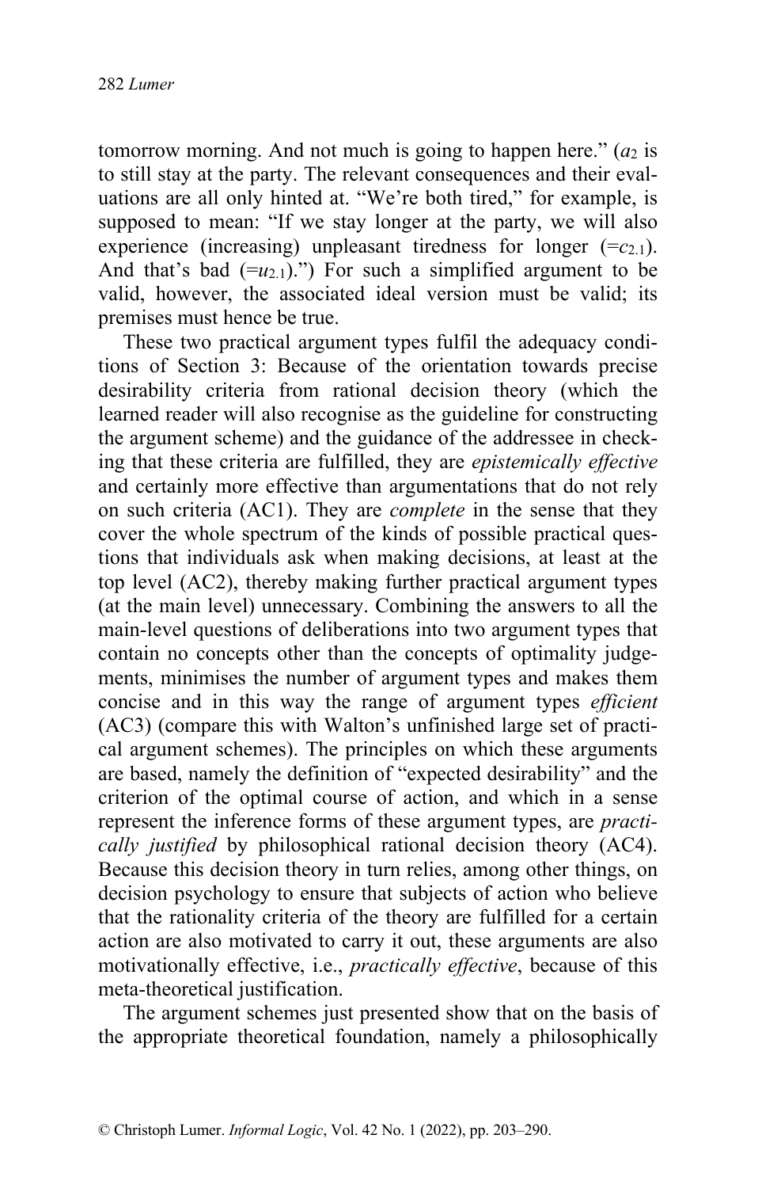tomorrow morning. And not much is going to happen here." ($a_2$ is to still stay at the party. The relevant consequences and their evaluations are all only hinted at. "We're both tired," for example, is supposed to mean: "If we stay longer at the party, we will also experience (increasing) unpleasant tiredness for longer ($=c_{2.1}$). And that's bad ($=u_{2.1}$).") For such a simplified argument to be valid, however, the associated ideal version must be valid; its premises must hence be true.

These two practical argument types fulfil the adequacy conditions of Section 3: Because of the orientation towards precise desirability criteria from rational decision theory (which the learned reader will also recognise as the guideline for constructing the argument scheme) and the guidance of the addressee in checking that these criteria are fulfilled, they are *epistemically effective* and certainly more effective than argumentations that do not rely on such criteria (AC1). They are *complete* in the sense that they cover the whole spectrum of the kinds of possible practical questions that individuals ask when making decisions, at least at the top level (AC2), thereby making further practical argument types (at the main level) unnecessary. Combining the answers to all the main-level questions of deliberations into two argument types that contain no concepts other than the concepts of optimality judgements, minimises the number of argument types and makes them concise and in this way the range of argument types *efficient* (AC3) (compare this with Walton's unfinished large set of practical argument schemes). The principles on which these arguments are based, namely the definition of "expected desirability" and the criterion of the optimal course of action, and which in a sense represent the inference forms of these argument types, are *practically justified* by philosophical rational decision theory (AC4). Because this decision theory in turn relies, among other things, on decision psychology to ensure that subjects of action who believe that the rationality criteria of the theory are fulfilled for a certain action are also motivated to carry it out, these arguments are also motivationally effective, i.e., *practically effective*, because of this meta-theoretical justification.

The argument schemes just presented show that on the basis of the appropriate theoretical foundation, namely a philosophically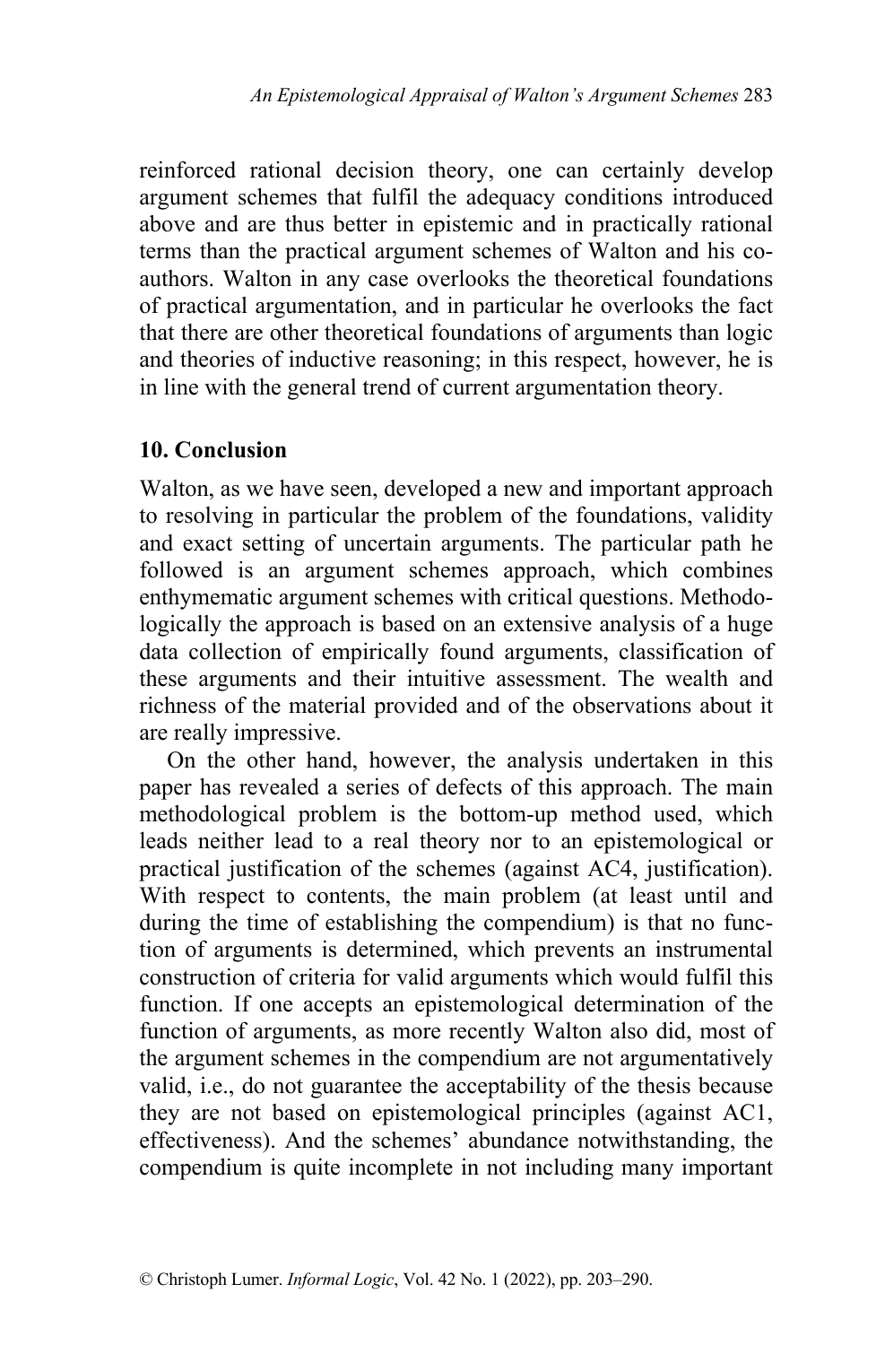reinforced rational decision theory, one can certainly develop argument schemes that fulfil the adequacy conditions introduced above and are thus better in epistemic and in practically rational terms than the practical argument schemes of Walton and his co-authors. Walton in any case overlooks the theoretical foundations of practical argumentation, and in particular he overlooks the fact that there are other theoretical foundations of arguments than logic and theories of inductive reasoning; in this respect, however, he is in line with the general trend of current argumentation theory.

## 10. Conclusion

Walton, as we have seen, developed a new and important approach to resolving in particular the problem of the foundations, validity and exact setting of uncertain arguments. The particular path he followed is an argument schemes approach, which combines enthymematic argument schemes with critical questions. Methodologically the approach is based on an extensive analysis of a huge data collection of empirically found arguments, classification of these arguments and their intuitive assessment. The wealth and richness of the material provided and of the observations about it are really impressive.

On the other hand, however, the analysis undertaken in this paper has revealed a series of defects of this approach. The main methodological problem is the bottom-up method used, which leads neither lead to a real theory nor to an epistemological or practical justification of the schemes (against AC4, justification). With respect to contents, the main problem (at least until and during the time of establishing the compendium) is that no function of arguments is determined, which prevents an instrumental construction of criteria for valid arguments which would fulfil this function. If one accepts an epistemological determination of the function of arguments, as more recently Walton also did, most of the argument schemes in the compendium are not argumentatively valid, i.e., do not guarantee the acceptability of the thesis because they are not based on epistemological principles (against AC1, effectiveness). And the schemes' abundance notwithstanding, the compendium is quite incomplete in not including many important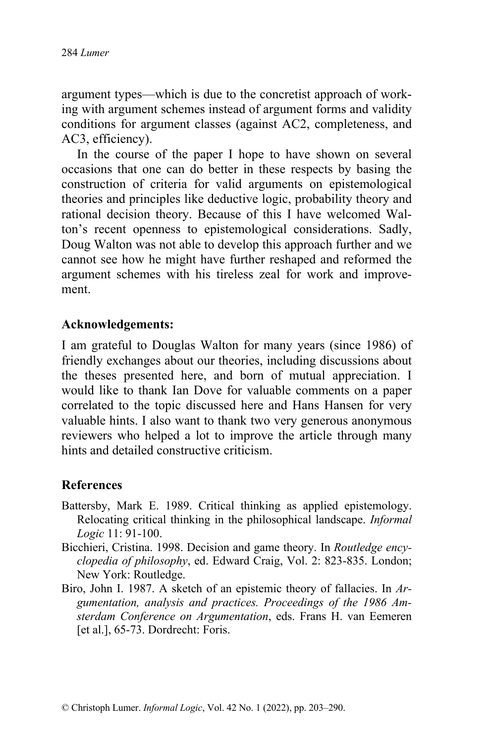argument types—which is due to the concretist approach of working with argument schemes instead of argument forms and validity conditions for argument classes (against AC2, completeness, and AC3, efficiency).

In the course of the paper I hope to have shown on several occasions that one can do better in these respects by basing the construction of criteria for valid arguments on epistemological theories and principles like deductive logic, probability theory and rational decision theory. Because of this I have welcomed Walton's recent openness to epistemological considerations. Sadly, Doug Walton was not able to develop this approach further and we cannot see how he might have further reshaped and reformed the argument schemes with his tireless zeal for work and improvement.

## Acknowledgements:

I am grateful to Douglas Walton for many years (since 1986) of friendly exchanges about our theories, including discussions about the theses presented here, and born of mutual appreciation. I would like to thank Ian Dove for valuable comments on a paper correlated to the topic discussed here and Hans Hansen for very valuable hints. I also want to thank two very generous anonymous reviewers who helped a lot to improve the article through many hints and detailed constructive criticism.

## References

Battersby, Mark E. 1989. Critical thinking as applied epistemology. Relocating critical thinking in the philosophical landscape. *Informal Logic* 11: 91-100.

Bicchieri, Cristina. 1998. Decision and game theory. In *Routledge encyclopedia of philosophy*, ed. Edward Craig, Vol. 2: 823-835. London; New York: Routledge.

Biro, John I. 1987. A sketch of an epistemic theory of fallacies. In *Argumentation, analysis and practices. Proceedings of the 1986 Amsterdam Conference on Argumentation*, eds. Frans H. van Eemeren [et al.], 65-73. Dordrecht: Foris.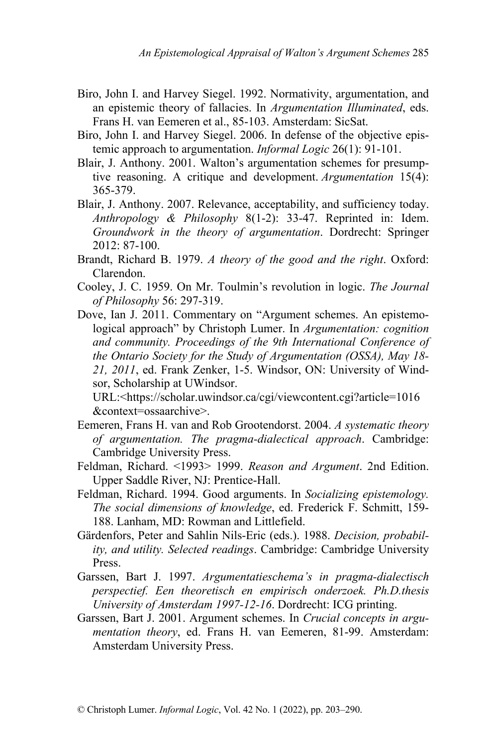Biro, John I. and Harvey Siegel. 1992. Normativity, argumentation, and an epistemic theory of fallacies. In *Argumentation Illuminated*, eds. Frans H. van Eemeren et al., 85-103. Amsterdam: SicSat.

Biro, John I. and Harvey Siegel. 2006. In defense of the objective epistemic approach to argumentation. *Informal Logic* 26(1): 91-101.

Blair, J. Anthony. 2001. Walton's argumentation schemes for presumptive reasoning. A critique and development. *Argumentation* 15(4): 365-379.

Blair, J. Anthony. 2007. Relevance, acceptability, and sufficiency today. *Anthropology & Philosophy* 8(1-2): 33-47. Reprinted in: Idem. *Groundwork in the theory of argumentation*. Dordrecht: Springer 2012: 87-100.

Brandt, Richard B. 1979. *A theory of the good and the right*. Oxford: Clarendon.

Cooley, J. C. 1959. On Mr. Toulmin's revolution in logic. *The Journal of Philosophy* 56: 297-319.

Dove, Ian J. 2011. Commentary on "Argument schemes. An epistemological approach" by Christoph Lumer. In *Argumentation: cognition and community. Proceedings of the 9th International Conference of the Ontario Society for the Study of Argumentation (OSSA), May 18-21, 2011*, ed. Frank Zenker, 1-5. Windsor, ON: University of Windsor, Scholarship at UWindsor. URL:<https://scholar.uwindsor.ca/cgi/viewcontent.cgi?article=1016&context=ossaarchive>.

Eemeren, Frans H. van and Rob Grootendorst. 2004. *A systematic theory of argumentation. The pragma-dialectical approach*. Cambridge: Cambridge University Press.

Feldman, Richard. <1993> 1999. *Reason and Argument*. 2nd Edition. Upper Saddle River, NJ: Prentice-Hall.

Feldman, Richard. 1994. Good arguments. In *Socializing epistemology. The social dimensions of knowledge*, ed. Frederick F. Schmitt, 159-188. Lanham, MD: Rowman and Littlefield.

Gärdenfors, Peter and Sahlin Nils-Eric (eds.). 1988. *Decision, probability, and utility. Selected readings*. Cambridge: Cambridge University Press.

Garssen, Bart J. 1997. *Argumentatieschema's in pragma-dialectisch perspectief. Een theoretisch en empirisch onderzoek. Ph.D.thesis University of Amsterdam 1997-12-16*. Dordrecht: ICG printing.

Garssen, Bart J. 2001. Argument schemes. In *Crucial concepts in argumentation theory*, ed. Frans H. van Eemeren, 81-99. Amsterdam: Amsterdam University Press.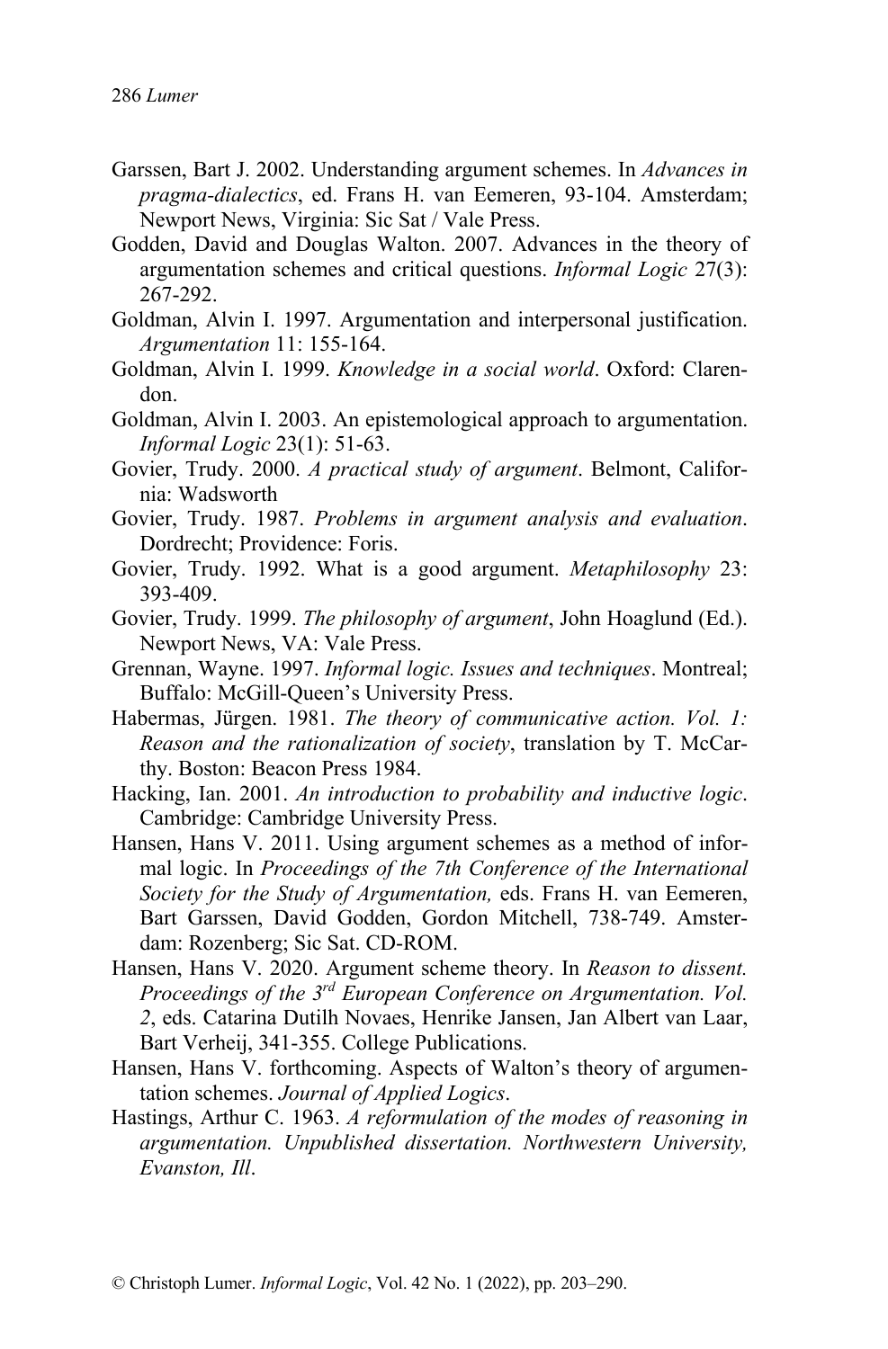Garssen, Bart J. 2002. Understanding argument schemes. In *Advances in pragma-dialectics*, ed. Frans H. van Eemeren, 93-104. Amsterdam; Newport News, Virginia: Sic Sat / Vale Press.

Godden, David and Douglas Walton. 2007. Advances in the theory of argumentation schemes and critical questions. *Informal Logic* 27(3): 267-292.

Goldman, Alvin I. 1997. Argumentation and interpersonal justification. *Argumentation* 11: 155-164.

Goldman, Alvin I. 1999. *Knowledge in a social world*. Oxford: Clarendon.

Goldman, Alvin I. 2003. An epistemological approach to argumentation. *Informal Logic* 23(1): 51-63.

Govier, Trudy. 2000. *A practical study of argument*. Belmont, California: Wadsworth

Govier, Trudy. 1987. *Problems in argument analysis and evaluation*. Dordrecht; Providence: Foris.

Govier, Trudy. 1992. What is a good argument. *Metaphilosophy* 23: 393-409.

Govier, Trudy. 1999. *The philosophy of argument*, John Hoaglund (Ed.). Newport News, VA: Vale Press.

Grennan, Wayne. 1997. *Informal logic. Issues and techniques*. Montreal; Buffalo: McGill-Queen's University Press.

Habermas, Jürgen. 1981. *The theory of communicative action. Vol. 1: Reason and the rationalization of society*, translation by T. McCarthy. Boston: Beacon Press 1984.

Hacking, Ian. 2001. *An introduction to probability and inductive logic*. Cambridge: Cambridge University Press.

Hansen, Hans V. 2011. Using argument schemes as a method of informal logic. In *Proceedings of the 7th Conference of the International Society for the Study of Argumentation,* eds. Frans H. van Eemeren, Bart Garssen, David Godden, Gordon Mitchell, 738-749. Amsterdam: Rozenberg; Sic Sat. CD-ROM.

Hansen, Hans V. 2020. Argument scheme theory. In *Reason to dissent. Proceedings of the 3rd European Conference on Argumentation. Vol. 2*, eds. Catarina Dutilh Novaes, Henrike Jansen, Jan Albert van Laar, Bart Verheij, 341-355. College Publications.

Hansen, Hans V. forthcoming. Aspects of Walton's theory of argumentation schemes. *Journal of Applied Logics*.

Hastings, Arthur C. 1963. *A reformulation of the modes of reasoning in argumentation. Unpublished dissertation. Northwestern University, Evanston, Ill*.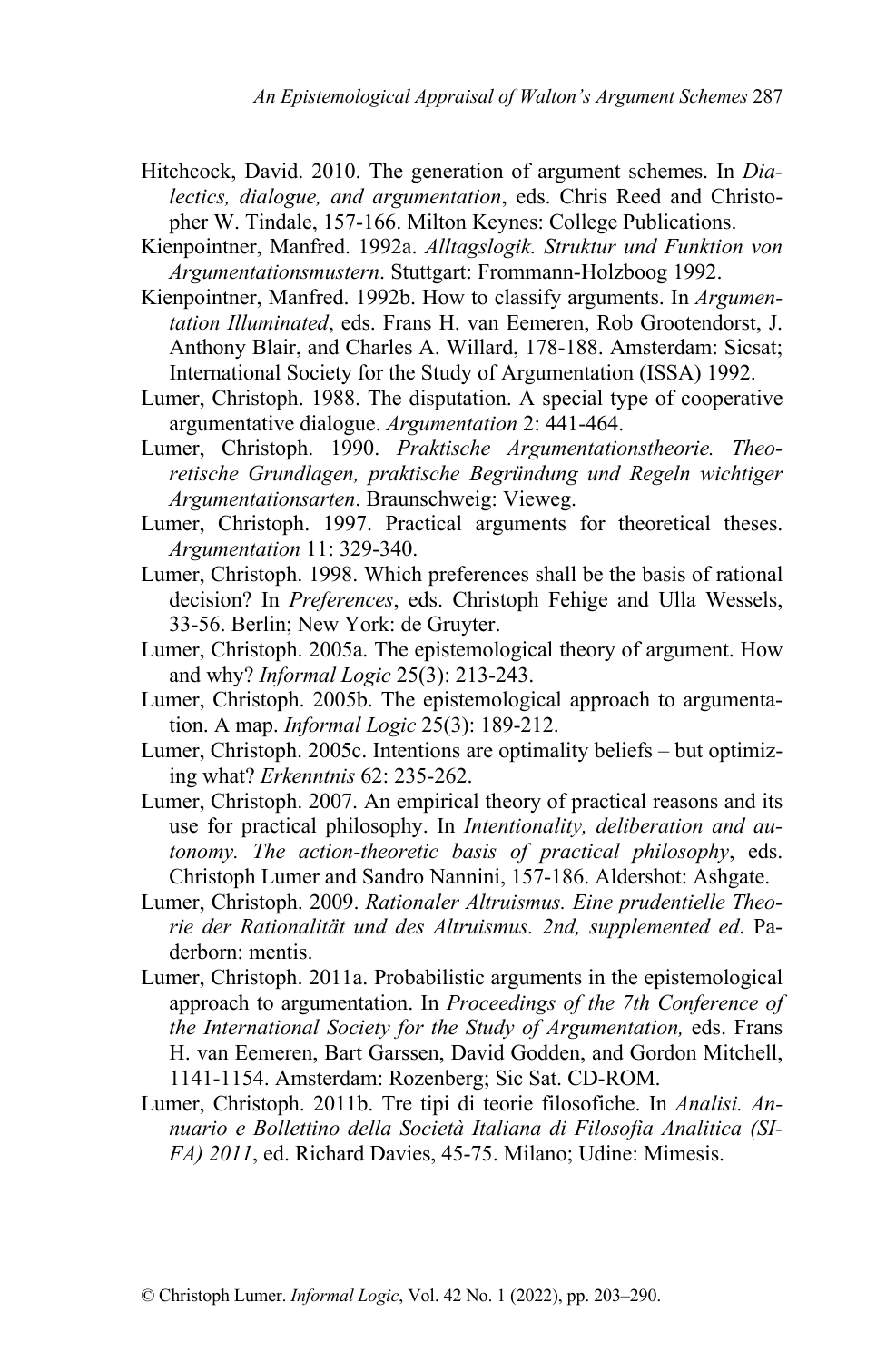Hitchcock, David. 2010. The generation of argument schemes. In *Dialectics, dialogue, and argumentation*, eds. Chris Reed and Christopher W. Tindale, 157-166. Milton Keynes: College Publications.

Kienpointner, Manfred. 1992a. *Alltagslogik. Struktur und Funktion von Argumentationsmustern*. Stuttgart: Frommann-Holzboog 1992.

Kienpointner, Manfred. 1992b. How to classify arguments. In *Argumentation Illuminated*, eds. Frans H. van Eemeren, Rob Grootendorst, J. Anthony Blair, and Charles A. Willard, 178-188. Amsterdam: Sicsat; International Society for the Study of Argumentation (ISSA) 1992.

Lumer, Christoph. 1988. The disputation. A special type of cooperative argumentative dialogue. *Argumentation* 2: 441-464.

Lumer, Christoph. 1990. *Praktische Argumentationstheorie. Theoretische Grundlagen, praktische Begründung und Regeln wichtiger Argumentationsarten*. Braunschweig: Vieweg.

Lumer, Christoph. 1997. Practical arguments for theoretical theses. *Argumentation* 11: 329-340.

Lumer, Christoph. 1998. Which preferences shall be the basis of rational decision? In *Preferences*, eds. Christoph Fehige and Ulla Wessels, 33-56. Berlin; New York: de Gruyter.

Lumer, Christoph. 2005a. The epistemological theory of argument. How and why? *Informal Logic* 25(3): 213-243.

Lumer, Christoph. 2005b. The epistemological approach to argumentation. A map. *Informal Logic* 25(3): 189-212.

Lumer, Christoph. 2005c. Intentions are optimality beliefs – but optimizing what? *Erkenntnis* 62: 235-262.

Lumer, Christoph. 2007. An empirical theory of practical reasons and its use for practical philosophy. In *Intentionality, deliberation and autonomy. The action-theoretic basis of practical philosophy*, eds. Christoph Lumer and Sandro Nannini, 157-186. Aldershot: Ashgate.

Lumer, Christoph. 2009. *Rationaler Altruismus. Eine prudentielle Theorie der Rationalität und des Altruismus. 2nd, supplemented ed*. Paderborn: mentis.

Lumer, Christoph. 2011a. Probabilistic arguments in the epistemological approach to argumentation. In *Proceedings of the 7th Conference of the International Society for the Study of Argumentation,* eds. Frans H. van Eemeren, Bart Garssen, David Godden, and Gordon Mitchell, 1141-1154. Amsterdam: Rozenberg; Sic Sat. CD-ROM.

Lumer, Christoph. 2011b. Tre tipi di teorie filosofiche. In *Analisi. Annuario e Bollettino della Società Italiana di Filosofia Analitica (SIFA) 2011*, ed. Richard Davies, 45-75. Milano; Udine: Mimesis.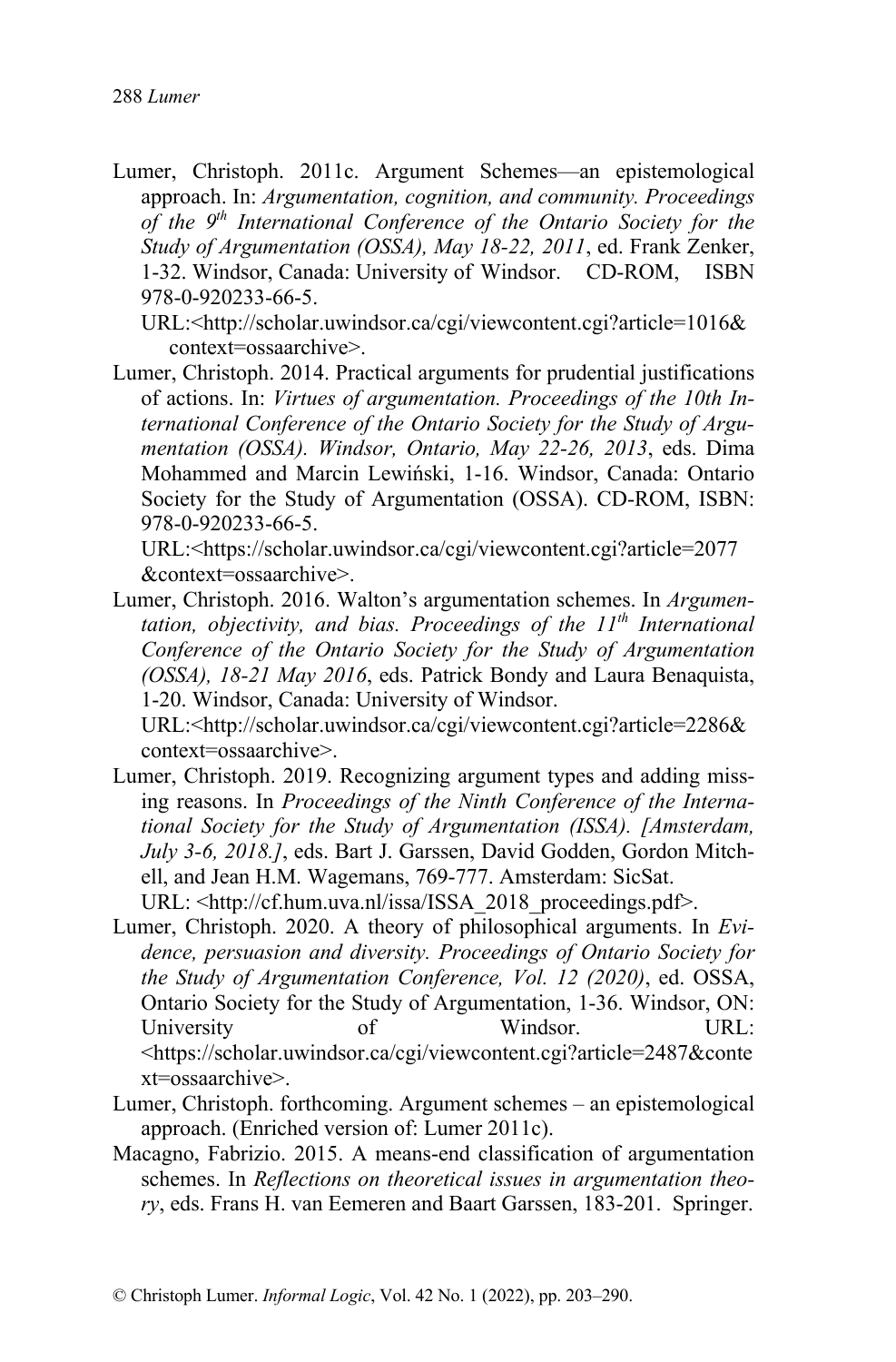Lumer, Christoph. 2011c. Argument Schemes—an epistemological approach. In: *Argumentation, cognition, and community. Proceedings of the 9th International Conference of the Ontario Society for the Study of Argumentation (OSSA), May 18-22, 2011*, ed. Frank Zenker, 1-32. Windsor, Canada: University of Windsor. CD-ROM, ISBN 978-0-920233-66-5.
URL:<http://scholar.uwindsor.ca/cgi/viewcontent.cgi?article=1016&context=ossaarchive>.

Lumer, Christoph. 2014. Practical arguments for prudential justifications of actions. In: *Virtues of argumentation. Proceedings of the 10th International Conference of the Ontario Society for the Study of Argumentation (OSSA). Windsor, Ontario, May 22-26, 2013*, eds. Dima Mohammed and Marcin Lewiński, 1-16. Windsor, Canada: Ontario Society for the Study of Argumentation (OSSA). CD-ROM, ISBN: 978-0-920233-66-5.
URL:<https://scholar.uwindsor.ca/cgi/viewcontent.cgi?article=2077&context=ossaarchive>.

Lumer, Christoph. 2016. Walton's argumentation schemes. In *Argumentation, objectivity, and bias. Proceedings of the 11th International Conference of the Ontario Society for the Study of Argumentation (OSSA), 18-21 May 2016*, eds. Patrick Bondy and Laura Benaquista, 1-20. Windsor, Canada: University of Windsor.
URL:<http://scholar.uwindsor.ca/cgi/viewcontent.cgi?article=2286&context=ossaarchive>.

Lumer, Christoph. 2019. Recognizing argument types and adding missing reasons. In *Proceedings of the Ninth Conference of the International Society for the Study of Argumentation (ISSA). [Amsterdam, July 3-6, 2018.]*, eds. Bart J. Garssen, David Godden, Gordon Mitchell, and Jean H.M. Wagemans, 769-777. Amsterdam: SicSat.
URL: <http://cf.hum.uva.nl/issa/ISSA_2018_proceedings.pdf>.

Lumer, Christoph. 2020. A theory of philosophical arguments. In *Evidence, persuasion and diversity. Proceedings of Ontario Society for the Study of Argumentation Conference, Vol. 12 (2020)*, ed. OSSA, Ontario Society for the Study of Argumentation, 1-36. Windsor, ON: University of Windsor. URL: <https://scholar.uwindsor.ca/cgi/viewcontent.cgi?article=2487&context=ossaarchive>.

Lumer, Christoph. forthcoming. Argument schemes – an epistemological approach. (Enriched version of: Lumer 2011c).

Macagno, Fabrizio. 2015. A means-end classification of argumentation schemes. In *Reflections on theoretical issues in argumentation theory*, eds. Frans H. van Eemeren and Baart Garssen, 183-201. Springer.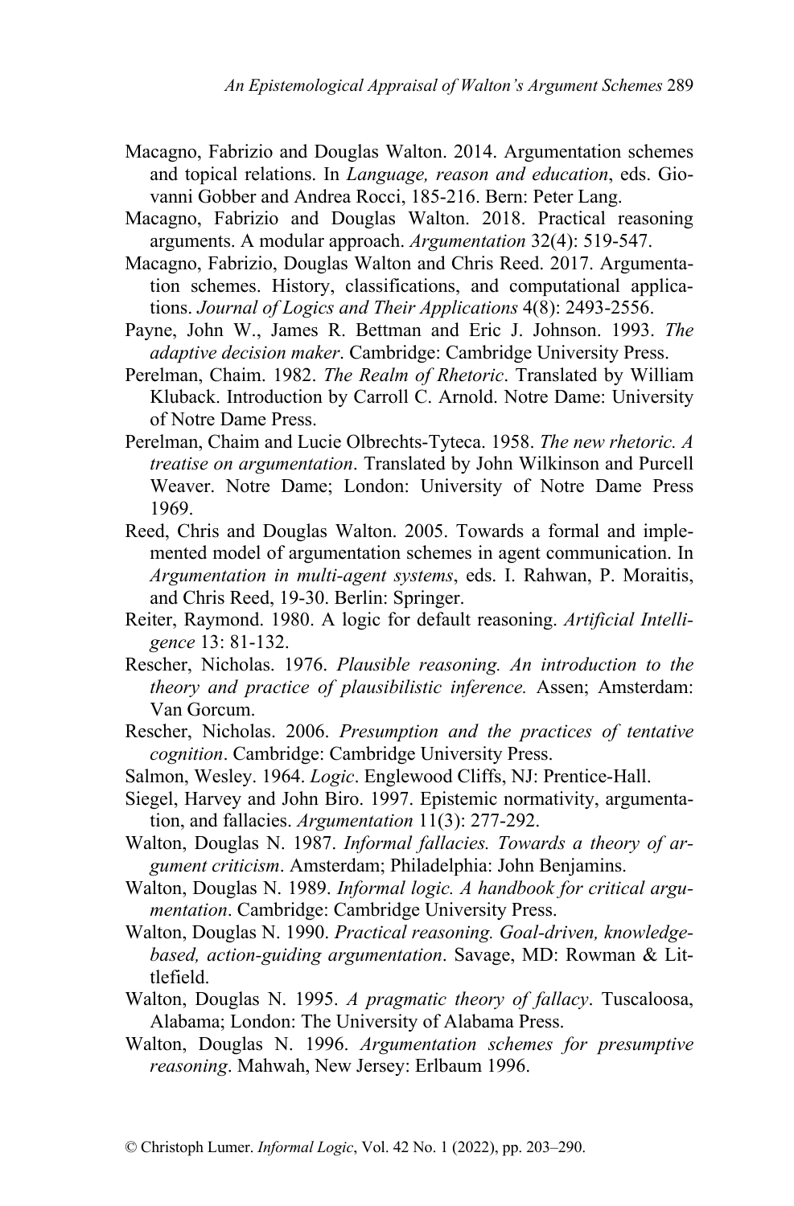Macagno, Fabrizio and Douglas Walton. 2014. Argumentation schemes and topical relations. In *Language, reason and education*, eds. Giovanni Gobber and Andrea Rocci, 185-216. Bern: Peter Lang.

Macagno, Fabrizio and Douglas Walton. 2018. Practical reasoning arguments. A modular approach. *Argumentation* 32(4): 519-547.

Macagno, Fabrizio, Douglas Walton and Chris Reed. 2017. Argumentation schemes. History, classifications, and computational applications. *Journal of Logics and Their Applications* 4(8): 2493-2556.

Payne, John W., James R. Bettman and Eric J. Johnson. 1993. *The adaptive decision maker*. Cambridge: Cambridge University Press.

Perelman, Chaim. 1982. *The Realm of Rhetoric*. Translated by William Kluback. Introduction by Carroll C. Arnold. Notre Dame: University of Notre Dame Press.

Perelman, Chaim and Lucie Olbrechts-Tyteca. 1958. *The new rhetoric. A treatise on argumentation*. Translated by John Wilkinson and Purcell Weaver. Notre Dame; London: University of Notre Dame Press 1969.

Reed, Chris and Douglas Walton. 2005. Towards a formal and implemented model of argumentation schemes in agent communication. In *Argumentation in multi-agent systems*, eds. I. Rahwan, P. Moraitis, and Chris Reed, 19-30. Berlin: Springer.

Reiter, Raymond. 1980. A logic for default reasoning. *Artificial Intelligence* 13: 81-132.

Rescher, Nicholas. 1976. *Plausible reasoning. An introduction to the theory and practice of plausibilistic inference.* Assen; Amsterdam: Van Gorcum.

Rescher, Nicholas. 2006. *Presumption and the practices of tentative cognition*. Cambridge: Cambridge University Press.

Salmon, Wesley. 1964. *Logic*. Englewood Cliffs, NJ: Prentice-Hall.

Siegel, Harvey and John Biro. 1997. Epistemic normativity, argumentation, and fallacies. *Argumentation* 11(3): 277-292.

Walton, Douglas N. 1987. *Informal fallacies. Towards a theory of argument criticism*. Amsterdam; Philadelphia: John Benjamins.

Walton, Douglas N. 1989. *Informal logic. A handbook for critical argumentation*. Cambridge: Cambridge University Press.

Walton, Douglas N. 1990. *Practical reasoning. Goal-driven, knowledge-based, action-guiding argumentation*. Savage, MD: Rowman & Littlefield.

Walton, Douglas N. 1995. *A pragmatic theory of fallacy*. Tuscaloosa, Alabama; London: The University of Alabama Press.

Walton, Douglas N. 1996. *Argumentation schemes for presumptive reasoning*. Mahwah, New Jersey: Erlbaum 1996.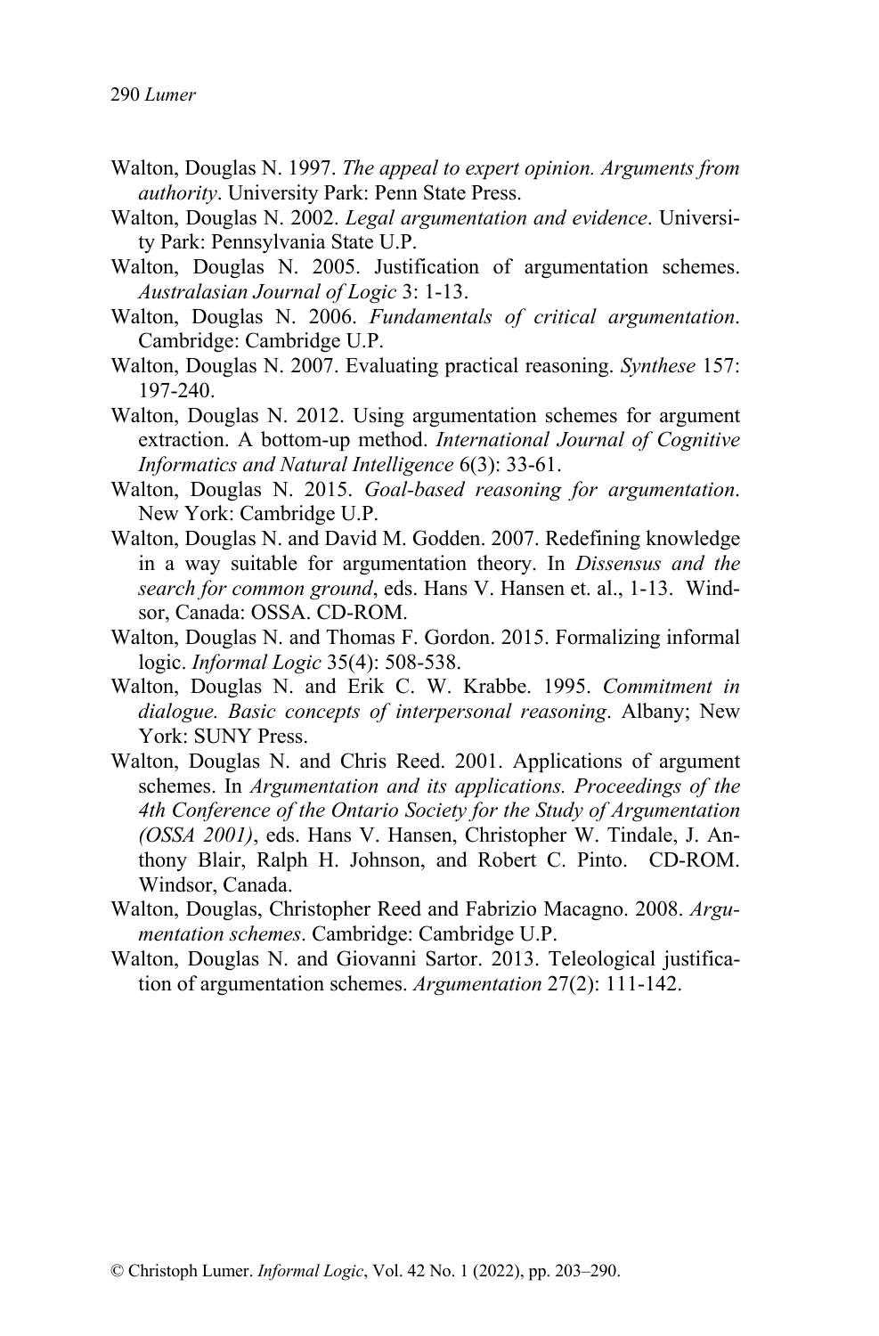Walton, Douglas N. 1997. *The appeal to expert opinion. Arguments from authority*. University Park: Penn State Press.

Walton, Douglas N. 2002. *Legal argumentation and evidence*. University Park: Pennsylvania State U.P.

Walton, Douglas N. 2005. Justification of argumentation schemes. *Australasian Journal of Logic* 3: 1-13.

Walton, Douglas N. 2006. *Fundamentals of critical argumentation*. Cambridge: Cambridge U.P.

Walton, Douglas N. 2007. Evaluating practical reasoning. *Synthese* 157: 197-240.

Walton, Douglas N. 2012. Using argumentation schemes for argument extraction. A bottom-up method. *International Journal of Cognitive Informatics and Natural Intelligence* 6(3): 33-61.

Walton, Douglas N. 2015. *Goal-based reasoning for argumentation*. New York: Cambridge U.P.

Walton, Douglas N. and David M. Godden. 2007. Redefining knowledge in a way suitable for argumentation theory. In *Dissensus and the search for common ground*, eds. Hans V. Hansen et. al., 1-13. Windsor, Canada: OSSA. CD-ROM.

Walton, Douglas N. and Thomas F. Gordon. 2015. Formalizing informal logic. *Informal Logic* 35(4): 508-538.

Walton, Douglas N. and Erik C. W. Krabbe. 1995. *Commitment in dialogue. Basic concepts of interpersonal reasoning*. Albany; New York: SUNY Press.

Walton, Douglas N. and Chris Reed. 2001. Applications of argument schemes. In *Argumentation and its applications. Proceedings of the 4th Conference of the Ontario Society for the Study of Argumentation (OSSA 2001)*, eds. Hans V. Hansen, Christopher W. Tindale, J. Anthony Blair, Ralph H. Johnson, and Robert C. Pinto. CD-ROM. Windsor, Canada.

Walton, Douglas, Christopher Reed and Fabrizio Macagno. 2008. *Argumentation schemes*. Cambridge: Cambridge U.P.

Walton, Douglas N. and Giovanni Sartor. 2013. Teleological justification of argumentation schemes. *Argumentation* 27(2): 111-142.